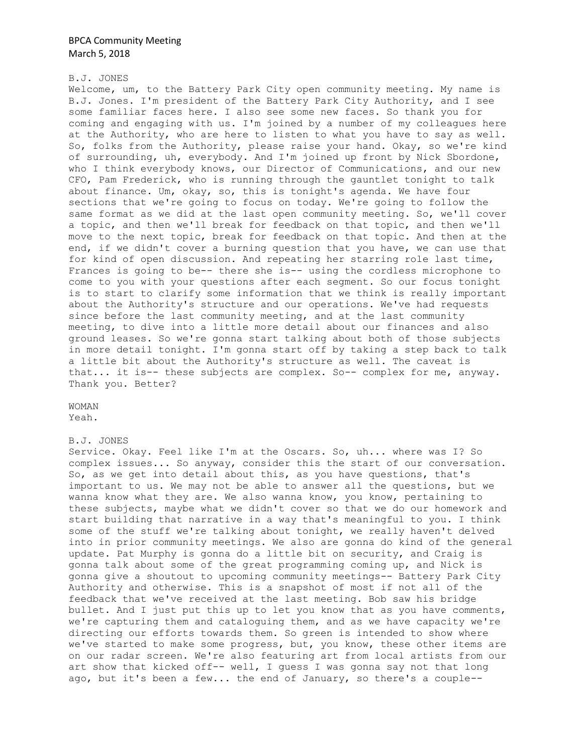BPCA Community Meeting
March 5, 2018

B.J. JONES
Welcome, um, to the Battery Park City open community meeting. My name is B.J. Jones. I'm president of the Battery Park City Authority, and I see some familiar faces here. I also see some new faces. So thank you for coming and engaging with us. I'm joined by a number of my colleagues here at the Authority, who are here to listen to what you have to say as well. So, folks from the Authority, please raise your hand. Okay, so we're kind of surrounding, uh, everybody. And I'm joined up front by Nick Sbordone, who I think everybody knows, our Director of Communications, and our new CFO, Pam Frederick, who is running through the gauntlet tonight to talk about finance. Um, okay, so, this is tonight's agenda. We have four sections that we're going to focus on today. We're going to follow the same format as we did at the last open community meeting. So, we'll cover a topic, and then we'll break for feedback on that topic, and then we'll move to the next topic, break for feedback on that topic. And then at the end, if we didn't cover a burning question that you have, we can use that for kind of open discussion. And repeating her starring role last time, Frances is going to be-- there she is-- using the cordless microphone to come to you with your questions after each segment. So our focus tonight is to start to clarify some information that we think is really important about the Authority's structure and our operations. We've had requests since before the last community meeting, and at the last community meeting, to dive into a little more detail about our finances and also ground leases. So we're gonna start talking about both of those subjects in more detail tonight. I'm gonna start off by taking a step back to talk a little bit about the Authority's structure as well. The caveat is that... it is-- these subjects are complex. So-- complex for me, anyway. Thank you. Better?

WOMAN
Yeah.

B.J. JONES
Service. Okay. Feel like I'm at the Oscars. So, uh... where was I? So complex issues... So anyway, consider this the start of our conversation. So, as we get into detail about this, as you have questions, that's important to us. We may not be able to answer all the questions, but we wanna know what they are. We also wanna know, you know, pertaining to these subjects, maybe what we didn't cover so that we do our homework and start building that narrative in a way that's meaningful to you. I think some of the stuff we're talking about tonight, we really haven't delved into in prior community meetings. We also are gonna do kind of the general update. Pat Murphy is gonna do a little bit on security, and Craig is gonna talk about some of the great programming coming up, and Nick is gonna give a shoutout to upcoming community meetings-- Battery Park City Authority and otherwise. This is a snapshot of most if not all of the feedback that we've received at the last meeting. Bob saw his bridge bullet. And I just put this up to let you know that as you have comments, we're capturing them and cataloguing them, and as we have capacity we're directing our efforts towards them. So green is intended to show where we've started to make some progress, but, you know, these other items are on our radar screen. We're also featuring art from local artists from our art show that kicked off-- well, I guess I was gonna say not that long ago, but it's been a few... the end of January, so there's a couple--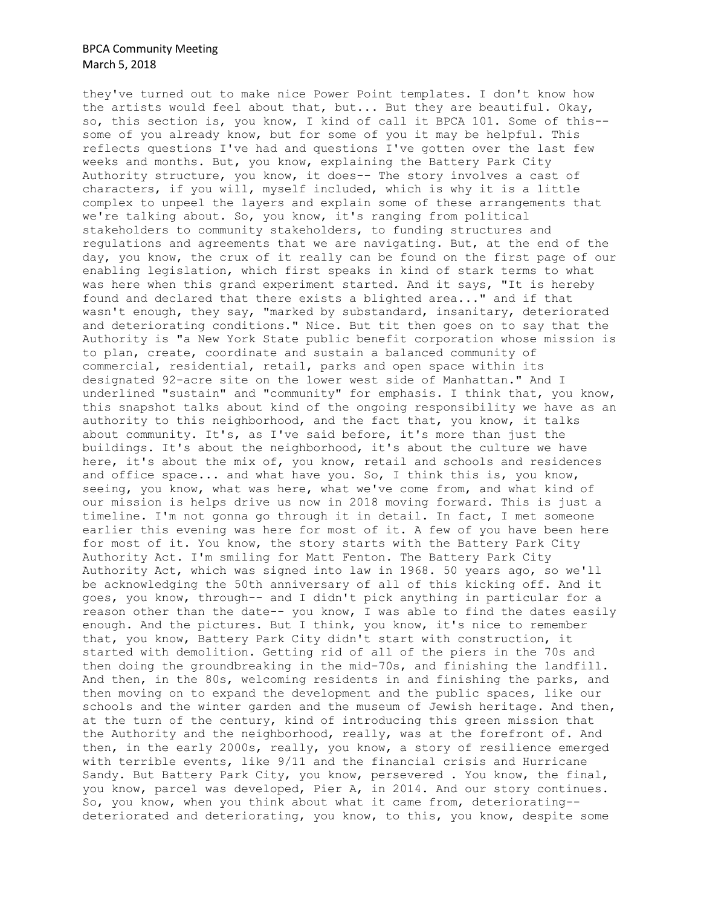they've turned out to make nice Power Point templates. I don't know how the artists would feel about that, but... But they are beautiful. Okay, so, this section is, you know, I kind of call it BPCA 101. Some of this-- some of you already know, but for some of you it may be helpful. This reflects questions I've had and questions I've gotten over the last few weeks and months. But, you know, explaining the Battery Park City Authority structure, you know, it does-- The story involves a cast of characters, if you will, myself included, which is why it is a little complex to unpeel the layers and explain some of these arrangements that we're talking about. So, you know, it's ranging from political stakeholders to community stakeholders, to funding structures and regulations and agreements that we are navigating. But, at the end of the day, you know, the crux of it really can be found on the first page of our enabling legislation, which first speaks in kind of stark terms to what was here when this grand experiment started. And it says, "It is hereby found and declared that there exists a blighted area..." and if that wasn't enough, they say, "marked by substandard, insanitary, deteriorated and deteriorating conditions." Nice. But tit then goes on to say that the Authority is "a New York State public benefit corporation whose mission is to plan, create, coordinate and sustain a balanced community of commercial, residential, retail, parks and open space within its designated 92-acre site on the lower west side of Manhattan." And I underlined "sustain" and "community" for emphasis. I think that, you know, this snapshot talks about kind of the ongoing responsibility we have as an authority to this neighborhood, and the fact that, you know, it talks about community. It's, as I've said before, it's more than just the buildings. It's about the neighborhood, it's about the culture we have here, it's about the mix of, you know, retail and schools and residences and office space... and what have you. So, I think this is, you know, seeing, you know, what was here, what we've come from, and what kind of our mission is helps drive us now in 2018 moving forward. This is just a timeline. I'm not gonna go through it in detail. In fact, I met someone earlier this evening was here for most of it. A few of you have been here for most of it. You know, the story starts with the Battery Park City Authority Act. I'm smiling for Matt Fenton. The Battery Park City Authority Act, which was signed into law in 1968. 50 years ago, so we'll be acknowledging the 50th anniversary of all of this kicking off. And it goes, you know, through-- and I didn't pick anything in particular for a reason other than the date-- you know, I was able to find the dates easily enough. And the pictures. But I think, you know, it's nice to remember that, you know, Battery Park City didn't start with construction, it started with demolition. Getting rid of all of the piers in the 70s and then doing the groundbreaking in the mid-70s, and finishing the landfill. And then, in the 80s, welcoming residents in and finishing the parks, and then moving on to expand the development and the public spaces, like our schools and the winter garden and the museum of Jewish heritage. And then, at the turn of the century, kind of introducing this green mission that the Authority and the neighborhood, really, was at the forefront of. And then, in the early 2000s, really, you know, a story of resilience emerged with terrible events, like 9/11 and the financial crisis and Hurricane Sandy. But Battery Park City, you know, persevered . You know, the final, you know, parcel was developed, Pier A, in 2014. And our story continues. So, you know, when you think about what it came from, deteriorating-- deteriorated and deteriorating, you know, to this, you know, despite some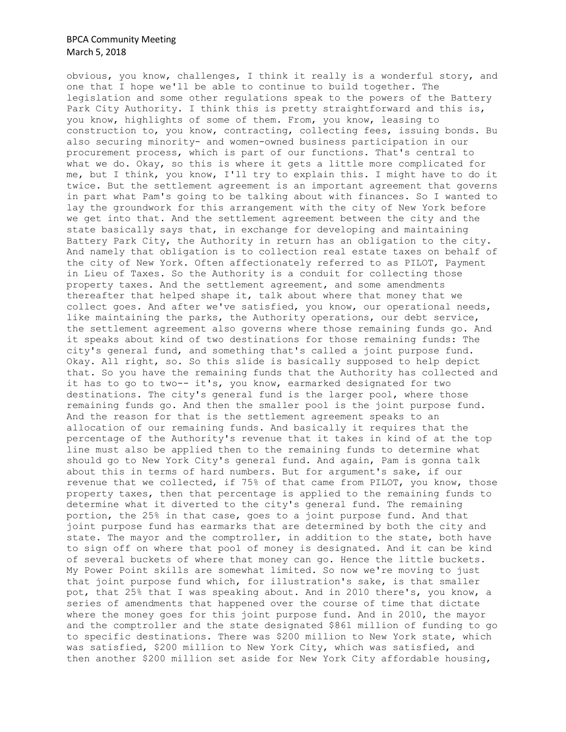obvious, you know, challenges, I think it really is a wonderful story, and one that I hope we'll be able to continue to build together. The legislation and some other regulations speak to the powers of the Battery Park City Authority. I think this is pretty straightforward and this is, you know, highlights of some of them. From, you know, leasing to construction to, you know, contracting, collecting fees, issuing bonds. Bu also securing minority- and women-owned business participation in our procurement process, which is part of our functions. That's central to what we do. Okay, so this is where it gets a little more complicated for me, but I think, you know, I'll try to explain this. I might have to do it twice. But the settlement agreement is an important agreement that governs in part what Pam's going to be talking about with finances. So I wanted to lay the groundwork for this arrangement with the city of New York before we get into that. And the settlement agreement between the city and the state basically says that, in exchange for developing and maintaining Battery Park City, the Authority in return has an obligation to the city. And namely that obligation is to collection real estate taxes on behalf of the city of New York. Often affectionately referred to as PILOT, Payment in Lieu of Taxes. So the Authority is a conduit for collecting those property taxes. And the settlement agreement, and some amendments thereafter that helped shape it, talk about where that money that we collect goes. And after we've satisfied, you know, our operational needs, like maintaining the parks, the Authority operations, our debt service, the settlement agreement also governs where those remaining funds go. And it speaks about kind of two destinations for those remaining funds: The city's general fund, and something that's called a joint purpose fund. Okay. All right, so. So this slide is basically supposed to help depict that. So you have the remaining funds that the Authority has collected and it has to go to two-- it's, you know, earmarked designated for two destinations. The city's general fund is the larger pool, where those remaining funds go. And then the smaller pool is the joint purpose fund. And the reason for that is the settlement agreement speaks to an allocation of our remaining funds. And basically it requires that the percentage of the Authority's revenue that it takes in kind of at the top line must also be applied then to the remaining funds to determine what should go to New York City's general fund. And again, Pam is gonna talk about this in terms of hard numbers. But for argument's sake, if our revenue that we collected, if 75% of that came from PILOT, you know, those property taxes, then that percentage is applied to the remaining funds to determine what it diverted to the city's general fund. The remaining portion, the 25% in that case, goes to a joint purpose fund. And that joint purpose fund has earmarks that are determined by both the city and state. The mayor and the comptroller, in addition to the state, both have to sign off on where that pool of money is designated. And it can be kind of several buckets of where that money can go. Hence the little buckets. My Power Point skills are somewhat limited. So now we're moving to just that joint purpose fund which, for illustration's sake, is that smaller pot, that 25% that I was speaking about. And in 2010 there's, you know, a series of amendments that happened over the course of time that dictate where the money goes for this joint purpose fund. And in 2010, the mayor and the comptroller and the state designated $861 million of funding to go to specific destinations. There was $200 million to New York state, which was satisfied, $200 million to New York City, which was satisfied, and then another $200 million set aside for New York City affordable housing,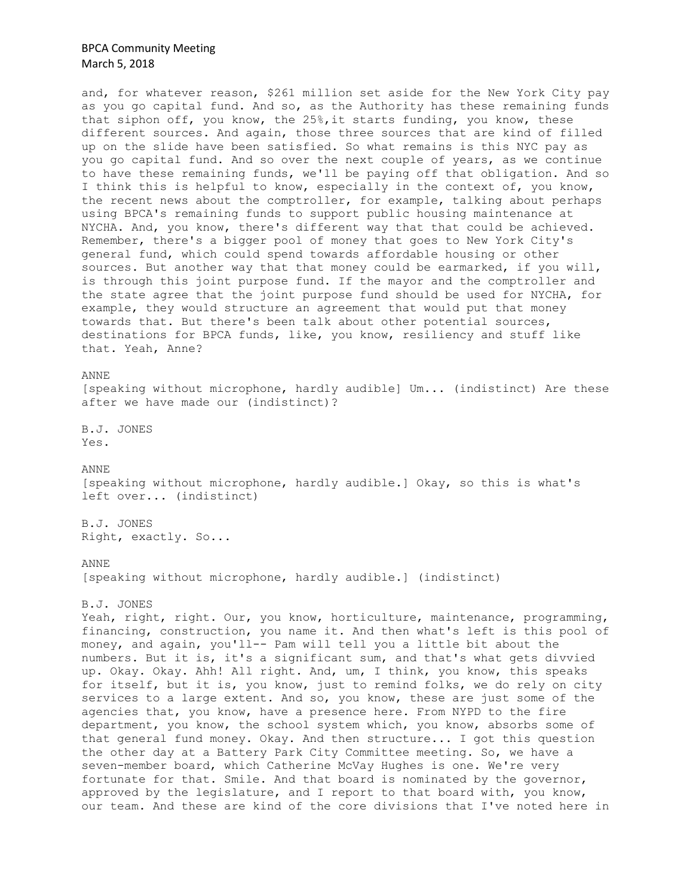and, for whatever reason, $261 million set aside for the New York City pay as you go capital fund. And so, as the Authority has these remaining funds that siphon off, you know, the 25%,it starts funding, you know, these different sources. And again, those three sources that are kind of filled up on the slide have been satisfied. So what remains is this NYC pay as you go capital fund. And so over the next couple of years, as we continue to have these remaining funds, we'll be paying off that obligation. And so I think this is helpful to know, especially in the context of, you know, the recent news about the comptroller, for example, talking about perhaps using BPCA's remaining funds to support public housing maintenance at NYCHA. And, you know, there's different way that that could be achieved. Remember, there's a bigger pool of money that goes to New York City's general fund, which could spend towards affordable housing or other sources. But another way that that money could be earmarked, if you will, is through this joint purpose fund. If the mayor and the comptroller and the state agree that the joint purpose fund should be used for NYCHA, for example, they would structure an agreement that would put that money towards that. But there's been talk about other potential sources, destinations for BPCA funds, like, you know, resiliency and stuff like that. Yeah, Anne?

ANNE
[speaking without microphone, hardly audible] Um... (indistinct) Are these after we have made our (indistinct)?

B.J. JONES
Yes.

ANNE
[speaking without microphone, hardly audible.] Okay, so this is what's left over... (indistinct)

B.J. JONES
Right, exactly. So...

ANNE
[speaking without microphone, hardly audible.] (indistinct)

B.J. JONES
Yeah, right, right. Our, you know, horticulture, maintenance, programming, financing, construction, you name it. And then what's left is this pool of money, and again, you'll-- Pam will tell you a little bit about the numbers. But it is, it's a significant sum, and that's what gets divvied up. Okay. Okay. Ahh! All right. And, um, I think, you know, this speaks for itself, but it is, you know, just to remind folks, we do rely on city services to a large extent. And so, you know, these are just some of the agencies that, you know, have a presence here. From NYPD to the fire department, you know, the school system which, you know, absorbs some of that general fund money. Okay. And then structure... I got this question the other day at a Battery Park City Committee meeting. So, we have a seven-member board, which Catherine McVay Hughes is one. We're very fortunate for that. Smile. And that board is nominated by the governor, approved by the legislature, and I report to that board with, you know, our team. And these are kind of the core divisions that I've noted here in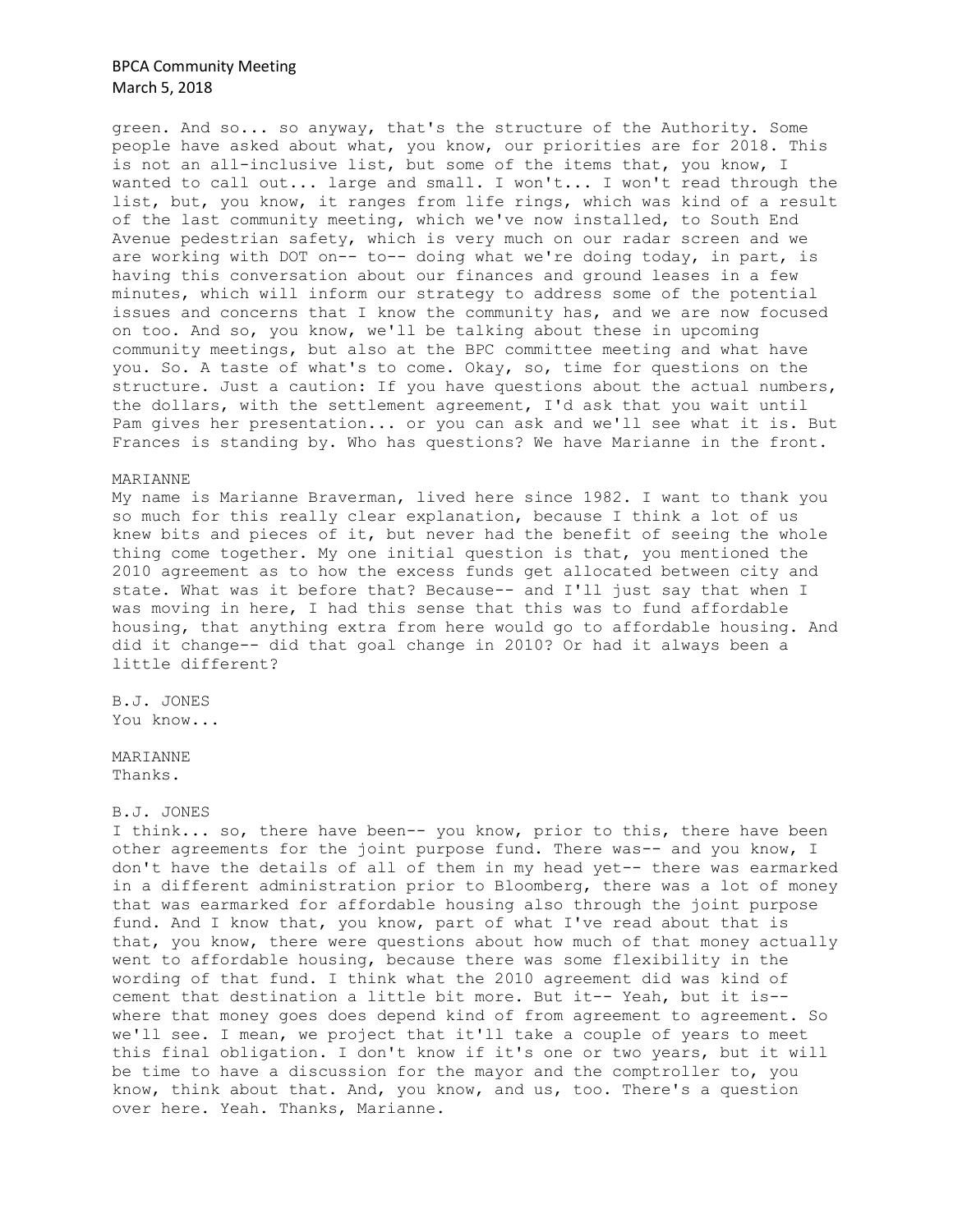green. And so... so anyway, that's the structure of the Authority. Some people have asked about what, you know, our priorities are for 2018. This is not an all-inclusive list, but some of the items that, you know, I wanted to call out... large and small. I won't... I won't read through the list, but, you know, it ranges from life rings, which was kind of a result of the last community meeting, which we've now installed, to South End Avenue pedestrian safety, which is very much on our radar screen and we are working with DOT on-- to-- doing what we're doing today, in part, is having this conversation about our finances and ground leases in a few minutes, which will inform our strategy to address some of the potential issues and concerns that I know the community has, and we are now focused on too. And so, you know, we'll be talking about these in upcoming community meetings, but also at the BPC committee meeting and what have you. So. A taste of what's to come. Okay, so, time for questions on the structure. Just a caution: If you have questions about the actual numbers, the dollars, with the settlement agreement, I'd ask that you wait until Pam gives her presentation... or you can ask and we'll see what it is. But Frances is standing by. Who has questions? We have Marianne in the front.

MARIANNE

My name is Marianne Braverman, lived here since 1982. I want to thank you so much for this really clear explanation, because I think a lot of us knew bits and pieces of it, but never had the benefit of seeing the whole thing come together. My one initial question is that, you mentioned the 2010 agreement as to how the excess funds get allocated between city and state. What was it before that? Because-- and I'll just say that when I was moving in here, I had this sense that this was to fund affordable housing, that anything extra from here would go to affordable housing. And did it change-- did that goal change in 2010? Or had it always been a little different?

B.J. JONES

You know...

MARIANNE

Thanks.

B.J. JONES

I think... so, there have been-- you know, prior to this, there have been other agreements for the joint purpose fund. There was-- and you know, I don't have the details of all of them in my head yet-- there was earmarked in a different administration prior to Bloomberg, there was a lot of money that was earmarked for affordable housing also through the joint purpose fund. And I know that, you know, part of what I've read about that is that, you know, there were questions about how much of that money actually went to affordable housing, because there was some flexibility in the wording of that fund. I think what the 2010 agreement did was kind of cement that destination a little bit more. But it-- Yeah, but it is-- where that money goes does depend kind of from agreement to agreement. So we'll see. I mean, we project that it'll take a couple of years to meet this final obligation. I don't know if it's one or two years, but it will be time to have a discussion for the mayor and the comptroller to, you know, think about that. And, you know, and us, too. There's a question over here. Yeah. Thanks, Marianne.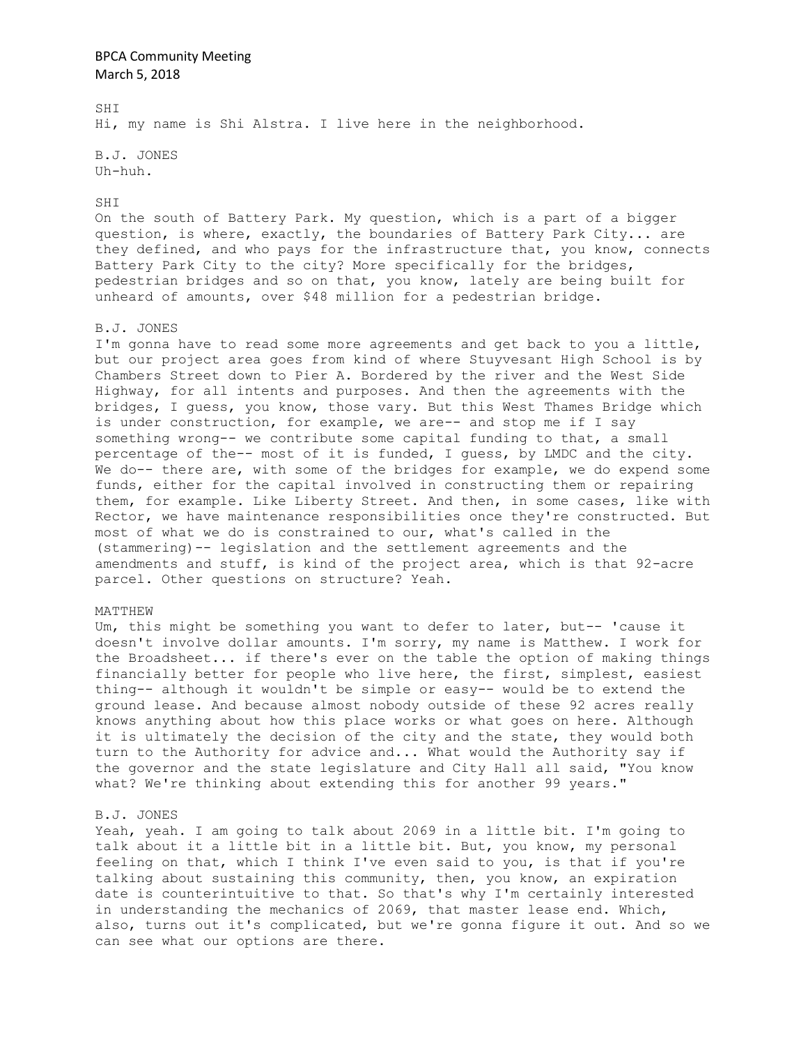SHI
Hi, my name is Shi Alstra. I live here in the neighborhood.

B.J. JONES
Uh-huh.

SHI
On the south of Battery Park. My question, which is a part of a bigger question, is where, exactly, the boundaries of Battery Park City... are they defined, and who pays for the infrastructure that, you know, connects Battery Park City to the city? More specifically for the bridges, pedestrian bridges and so on that, you know, lately are being built for unheard of amounts, over $48 million for a pedestrian bridge.

B.J. JONES
I'm gonna have to read some more agreements and get back to you a little, but our project area goes from kind of where Stuyvesant High School is by Chambers Street down to Pier A. Bordered by the river and the West Side Highway, for all intents and purposes. And then the agreements with the bridges, I guess, you know, those vary. But this West Thames Bridge which is under construction, for example, we are-- and stop me if I say something wrong-- we contribute some capital funding to that, a small percentage of the-- most of it is funded, I guess, by LMDC and the city. We do-- there are, with some of the bridges for example, we do expend some funds, either for the capital involved in constructing them or repairing them, for example. Like Liberty Street. And then, in some cases, like with Rector, we have maintenance responsibilities once they're constructed. But most of what we do is constrained to our, what's called in the (stammering)-- legislation and the settlement agreements and the amendments and stuff, is kind of the project area, which is that 92-acre parcel. Other questions on structure? Yeah.

MATTHEW
Um, this might be something you want to defer to later, but-- 'cause it doesn't involve dollar amounts. I'm sorry, my name is Matthew. I work for the Broadsheet... if there's ever on the table the option of making things financially better for people who live here, the first, simplest, easiest thing-- although it wouldn't be simple or easy-- would be to extend the ground lease. And because almost nobody outside of these 92 acres really knows anything about how this place works or what goes on here. Although it is ultimately the decision of the city and the state, they would both turn to the Authority for advice and... What would the Authority say if the governor and the state legislature and City Hall all said, "You know what? We're thinking about extending this for another 99 years."

B.J. JONES
Yeah, yeah. I am going to talk about 2069 in a little bit. I'm going to talk about it a little bit in a little bit. But, you know, my personal feeling on that, which I think I've even said to you, is that if you're talking about sustaining this community, then, you know, an expiration date is counterintuitive to that. So that's why I'm certainly interested in understanding the mechanics of 2069, that master lease end. Which, also, turns out it's complicated, but we're gonna figure it out. And so we can see what our options are there.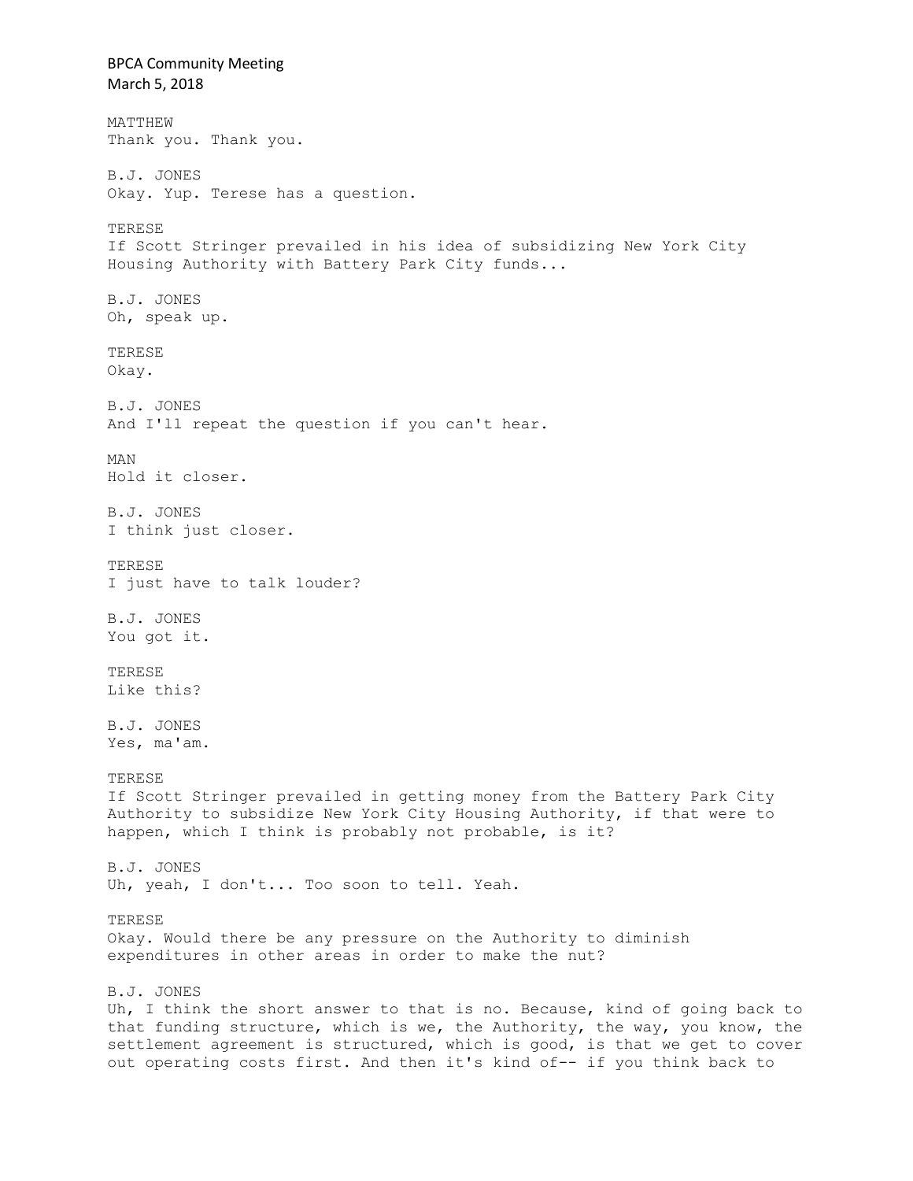MATTHEW
Thank you. Thank you.

B.J. JONES
Okay. Yup. Terese has a question.

TERESE
If Scott Stringer prevailed in his idea of subsidizing New York City Housing Authority with Battery Park City funds...

B.J. JONES
Oh, speak up.

TERESE
Okay.

B.J. JONES
And I'll repeat the question if you can't hear.

MAN
Hold it closer.

B.J. JONES
I think just closer.

TERESE
I just have to talk louder?

B.J. JONES
You got it.

TERESE
Like this?

B.J. JONES
Yes, ma'am.

TERESE
If Scott Stringer prevailed in getting money from the Battery Park City Authority to subsidize New York City Housing Authority, if that were to happen, which I think is probably not probable, is it?

B.J. JONES
Uh, yeah, I don't... Too soon to tell. Yeah.

TERESE
Okay. Would there be any pressure on the Authority to diminish expenditures in other areas in order to make the nut?

B.J. JONES
Uh, I think the short answer to that is no. Because, kind of going back to that funding structure, which is we, the Authority, the way, you know, the settlement agreement is structured, which is good, is that we get to cover out operating costs first. And then it's kind of-- if you think back to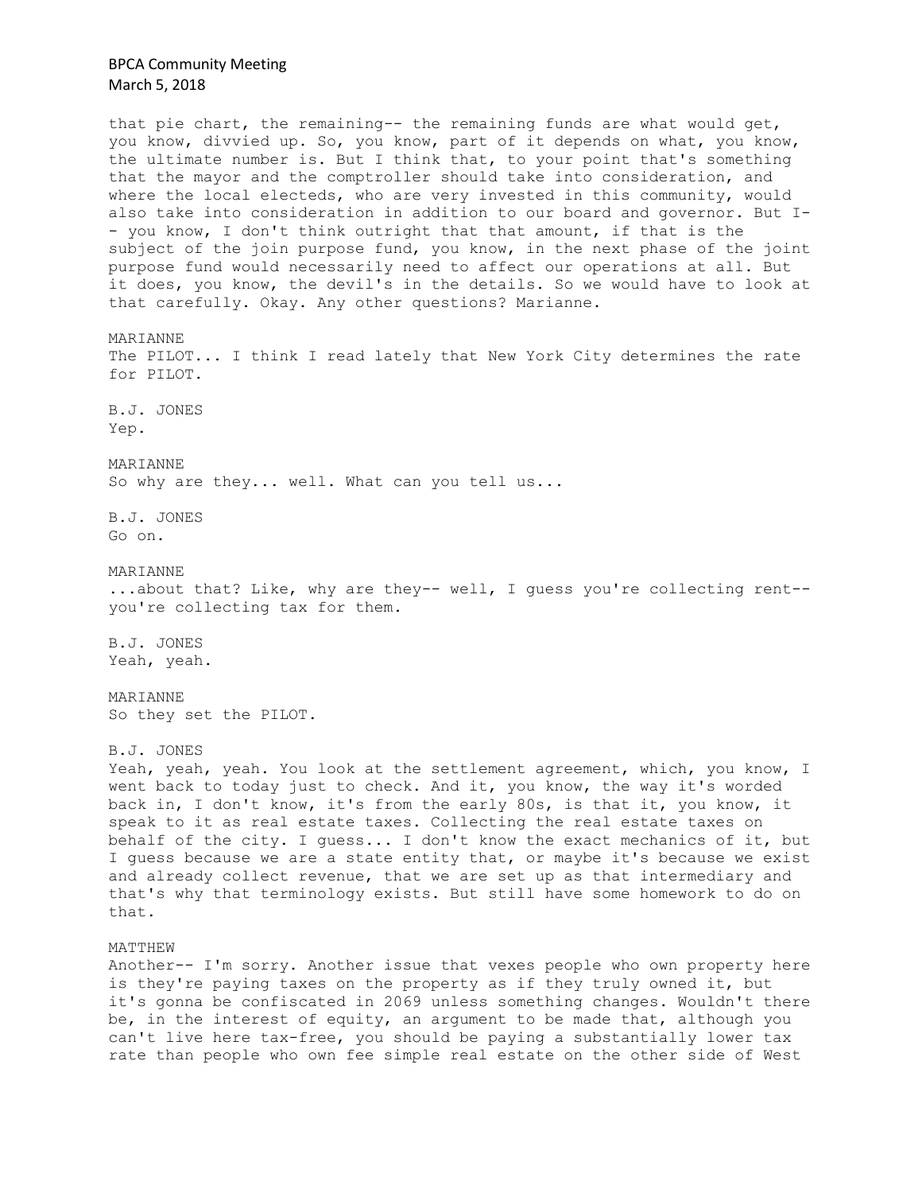that pie chart, the remaining-- the remaining funds are what would get, you know, divvied up. So, you know, part of it depends on what, you know, the ultimate number is. But I think that, to your point that's something that the mayor and the comptroller should take into consideration, and where the local electeds, who are very invested in this community, would also take into consideration in addition to our board and governor. But I-- you know, I don't think outright that that amount, if that is the subject of the join purpose fund, you know, in the next phase of the joint purpose fund would necessarily need to affect our operations at all. But it does, you know, the devil's in the details. So we would have to look at that carefully. Okay. Any other questions? Marianne.

MARIANNE
The PILOT... I think I read lately that New York City determines the rate for PILOT.

B.J. JONES
Yep.

MARIANNE
So why are they... well. What can you tell us...

B.J. JONES
Go on.

MARIANNE
...about that? Like, why are they-- well, I guess you're collecting rent-- you're collecting tax for them.

B.J. JONES
Yeah, yeah.

MARIANNE
So they set the PILOT.

B.J. JONES
Yeah, yeah, yeah. You look at the settlement agreement, which, you know, I went back to today just to check. And it, you know, the way it's worded back in, I don't know, it's from the early 80s, is that it, you know, it speak to it as real estate taxes. Collecting the real estate taxes on behalf of the city. I guess... I don't know the exact mechanics of it, but I guess because we are a state entity that, or maybe it's because we exist and already collect revenue, that we are set up as that intermediary and that's why that terminology exists. But still have some homework to do on that.

MATTHEW
Another-- I'm sorry. Another issue that vexes people who own property here is they're paying taxes on the property as if they truly owned it, but it's gonna be confiscated in 2069 unless something changes. Wouldn't there be, in the interest of equity, an argument to be made that, although you can't live here tax-free, you should be paying a substantially lower tax rate than people who own fee simple real estate on the other side of West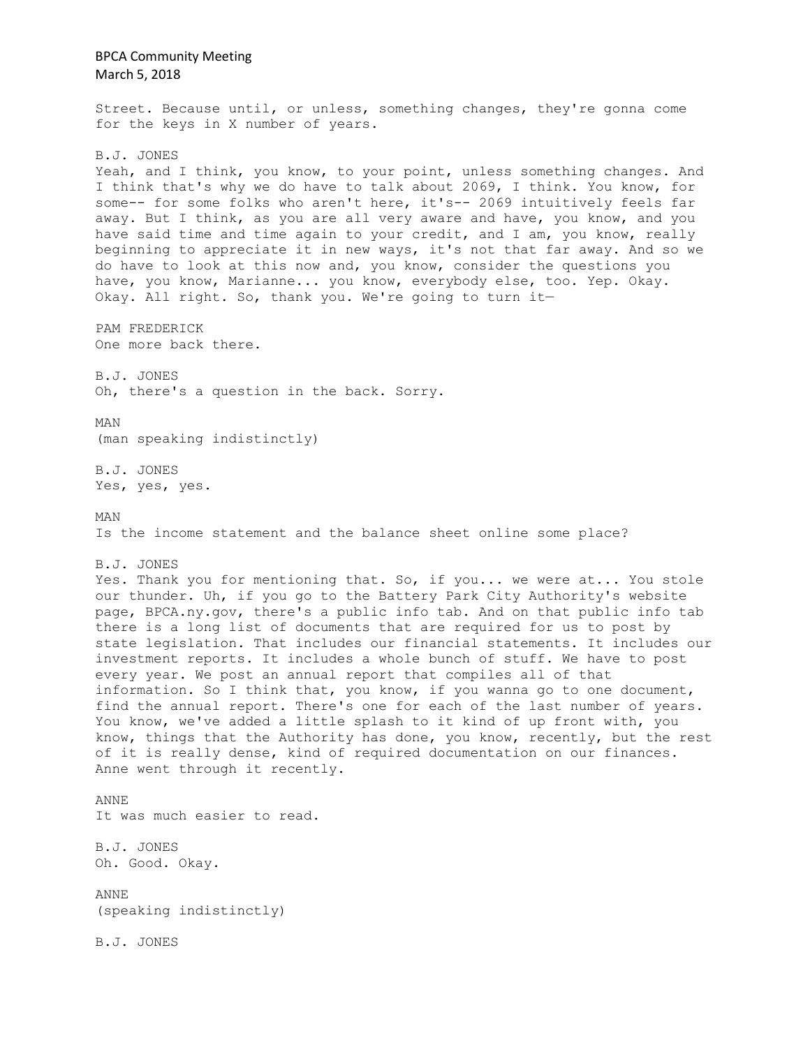Street. Because until, or unless, something changes, they're gonna come for the keys in X number of years.

B.J. JONES
Yeah, and I think, you know, to your point, unless something changes. And I think that's why we do have to talk about 2069, I think. You know, for some-- for some folks who aren't here, it's-- 2069 intuitively feels far away. But I think, as you are all very aware and have, you know, and you have said time and time again to your credit, and I am, you know, really beginning to appreciate it in new ways, it's not that far away. And so we do have to look at this now and, you know, consider the questions you have, you know, Marianne... you know, everybody else, too. Yep. Okay. Okay. All right. So, thank you. We're going to turn it—

PAM FREDERICK
One more back there.

B.J. JONES
Oh, there's a question in the back. Sorry.

MAN
(man speaking indistinctly)

B.J. JONES
Yes, yes, yes.

MAN
Is the income statement and the balance sheet online some place?

B.J. JONES
Yes. Thank you for mentioning that. So, if you... we were at... You stole our thunder. Uh, if you go to the Battery Park City Authority's website page, BPCA.ny.gov, there's a public info tab. And on that public info tab there is a long list of documents that are required for us to post by state legislation. That includes our financial statements. It includes our investment reports. It includes a whole bunch of stuff. We have to post every year. We post an annual report that compiles all of that information. So I think that, you know, if you wanna go to one document, find the annual report. There's one for each of the last number of years. You know, we've added a little splash to it kind of up front with, you know, things that the Authority has done, you know, recently, but the rest of it is really dense, kind of required documentation on our finances. Anne went through it recently.

ANNE
It was much easier to read.

B.J. JONES
Oh. Good. Okay.

ANNE
(speaking indistinctly)

B.J. JONES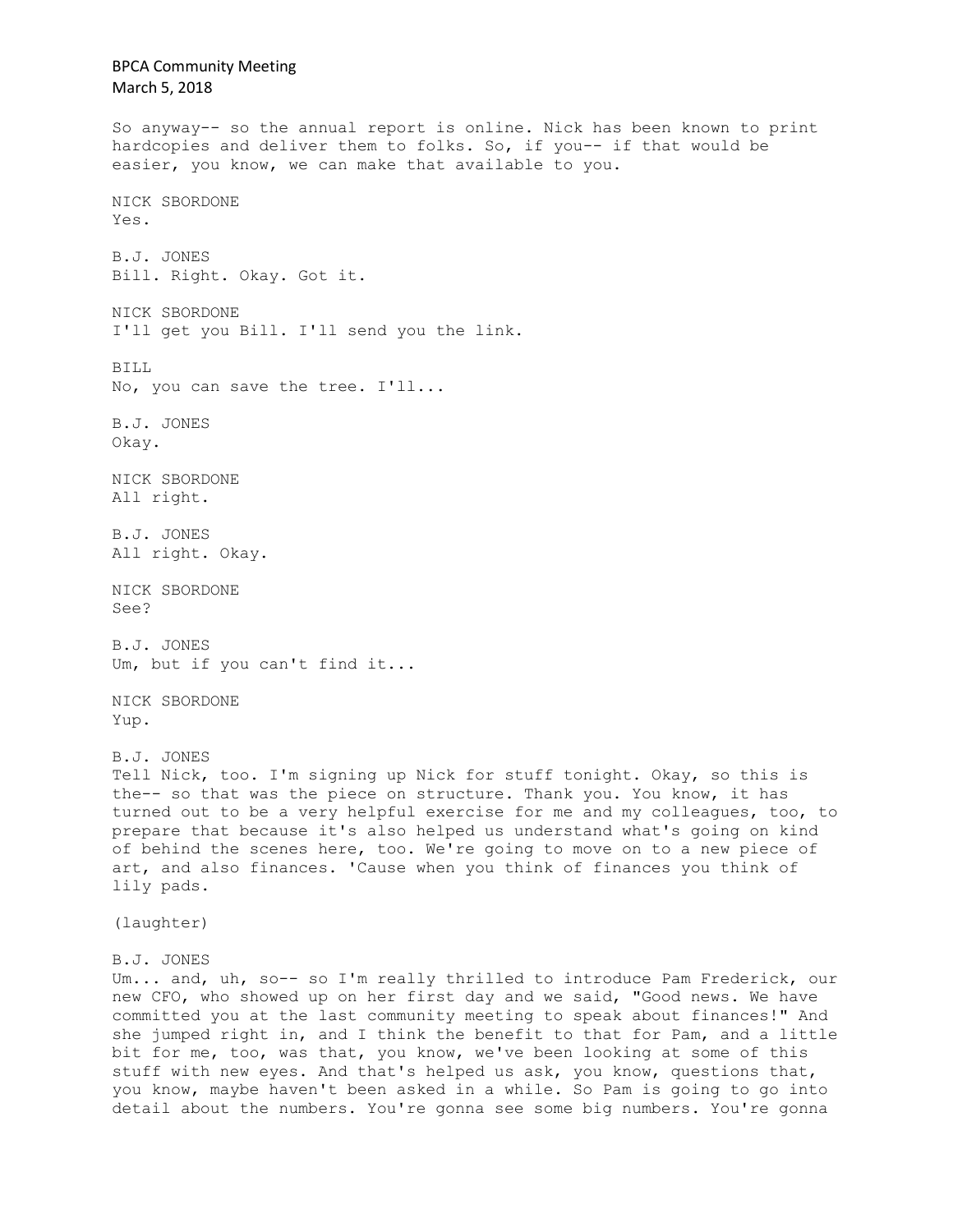So anyway-- so the annual report is online. Nick has been known to print hardcopies and deliver them to folks. So, if you-- if that would be easier, you know, we can make that available to you.

NICK SBORDONE
Yes.

B.J. JONES
Bill. Right. Okay. Got it.

NICK SBORDONE
I'll get you Bill. I'll send you the link.

BILL
No, you can save the tree. I'll...

B.J. JONES
Okay.

NICK SBORDONE
All right.

B.J. JONES
All right. Okay.

NICK SBORDONE
See?

B.J. JONES
Um, but if you can't find it...

NICK SBORDONE
Yup.

B.J. JONES
Tell Nick, too. I'm signing up Nick for stuff tonight. Okay, so this is the-- so that was the piece on structure. Thank you. You know, it has turned out to be a very helpful exercise for me and my colleagues, too, to prepare that because it's also helped us understand what's going on kind of behind the scenes here, too. We're going to move on to a new piece of art, and also finances. 'Cause when you think of finances you think of lily pads.

(laughter)

B.J. JONES
Um... and, uh, so-- so I'm really thrilled to introduce Pam Frederick, our new CFO, who showed up on her first day and we said, "Good news. We have committed you at the last community meeting to speak about finances!" And she jumped right in, and I think the benefit to that for Pam, and a little bit for me, too, was that, you know, we've been looking at some of this stuff with new eyes. And that's helped us ask, you know, questions that, you know, maybe haven't been asked in a while. So Pam is going to go into detail about the numbers. You're gonna see some big numbers. You're gonna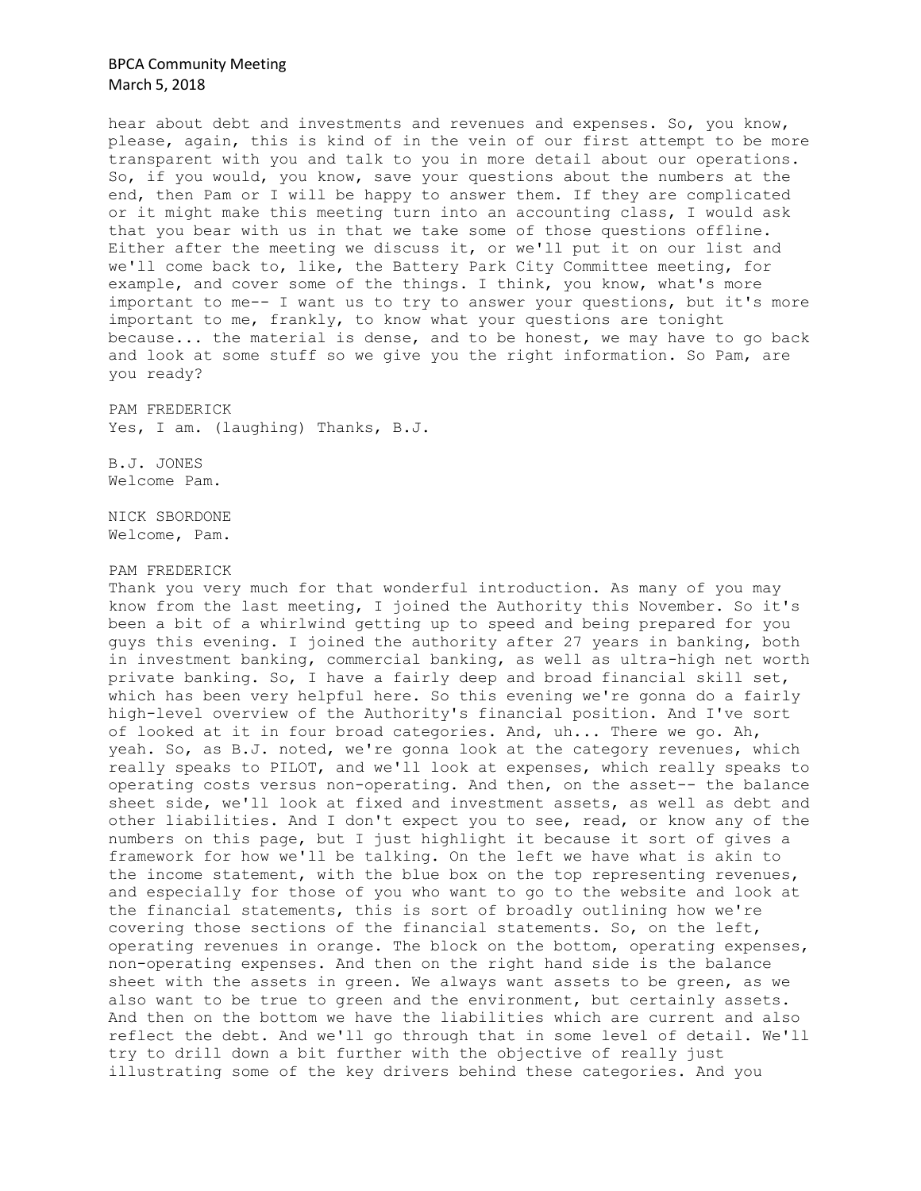hear about debt and investments and revenues and expenses. So, you know, please, again, this is kind of in the vein of our first attempt to be more transparent with you and talk to you in more detail about our operations. So, if you would, you know, save your questions about the numbers at the end, then Pam or I will be happy to answer them. If they are complicated or it might make this meeting turn into an accounting class, I would ask that you bear with us in that we take some of those questions offline. Either after the meeting we discuss it, or we'll put it on our list and we'll come back to, like, the Battery Park City Committee meeting, for example, and cover some of the things. I think, you know, what's more important to me-- I want us to try to answer your questions, but it's more important to me, frankly, to know what your questions are tonight because... the material is dense, and to be honest, we may have to go back and look at some stuff so we give you the right information. So Pam, are you ready?

PAM FREDERICK
Yes, I am. (laughing) Thanks, B.J.

B.J. JONES
Welcome Pam.

NICK SBORDONE
Welcome, Pam.

PAM FREDERICK
Thank you very much for that wonderful introduction. As many of you may know from the last meeting, I joined the Authority this November. So it's been a bit of a whirlwind getting up to speed and being prepared for you guys this evening. I joined the authority after 27 years in banking, both in investment banking, commercial banking, as well as ultra-high net worth private banking. So, I have a fairly deep and broad financial skill set, which has been very helpful here. So this evening we're gonna do a fairly high-level overview of the Authority's financial position. And I've sort of looked at it in four broad categories. And, uh... There we go. Ah, yeah. So, as B.J. noted, we're gonna look at the category revenues, which really speaks to PILOT, and we'll look at expenses, which really speaks to operating costs versus non-operating. And then, on the asset-- the balance sheet side, we'll look at fixed and investment assets, as well as debt and other liabilities. And I don't expect you to see, read, or know any of the numbers on this page, but I just highlight it because it sort of gives a framework for how we'll be talking. On the left we have what is akin to the income statement, with the blue box on the top representing revenues, and especially for those of you who want to go to the website and look at the financial statements, this is sort of broadly outlining how we're covering those sections of the financial statements. So, on the left, operating revenues in orange. The block on the bottom, operating expenses, non-operating expenses. And then on the right hand side is the balance sheet with the assets in green. We always want assets to be green, as we also want to be true to green and the environment, but certainly assets. And then on the bottom we have the liabilities which are current and also reflect the debt. And we'll go through that in some level of detail. We'll try to drill down a bit further with the objective of really just illustrating some of the key drivers behind these categories. And you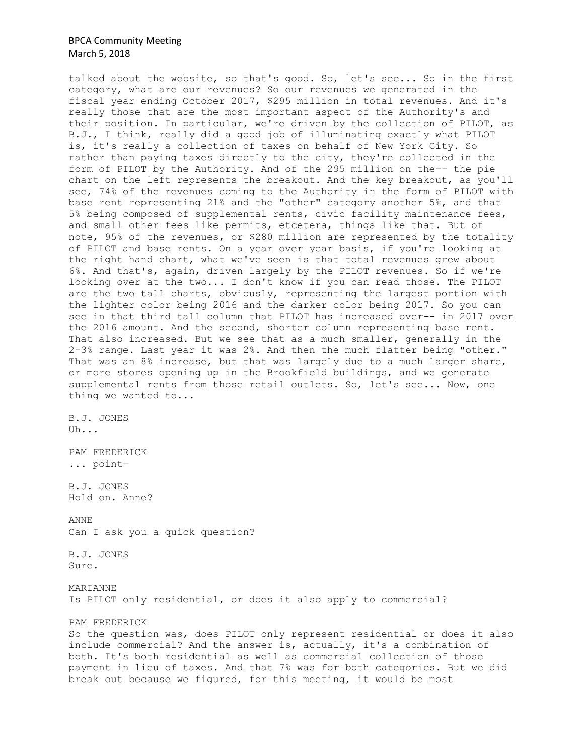talked about the website, so that's good. So, let's see... So in the first category, what are our revenues? So our revenues we generated in the fiscal year ending October 2017, $295 million in total revenues. And it's really those that are the most important aspect of the Authority's and their position. In particular, we're driven by the collection of PILOT, as B.J., I think, really did a good job of illuminating exactly what PILOT is, it's really a collection of taxes on behalf of New York City. So rather than paying taxes directly to the city, they're collected in the form of PILOT by the Authority. And of the 295 million on the-- the pie chart on the left represents the breakout. And the key breakout, as you'll see, 74% of the revenues coming to the Authority in the form of PILOT with base rent representing 21% and the "other" category another 5%, and that 5% being composed of supplemental rents, civic facility maintenance fees, and small other fees like permits, etcetera, things like that. But of note, 95% of the revenues, or $280 million are represented by the totality of PILOT and base rents. On a year over year basis, if you're looking at the right hand chart, what we've seen is that total revenues grew about 6%. And that's, again, driven largely by the PILOT revenues. So if we're looking over at the two... I don't know if you can read those. The PILOT are the two tall charts, obviously, representing the largest portion with the lighter color being 2016 and the darker color being 2017. So you can see in that third tall column that PILOT has increased over-- in 2017 over the 2016 amount. And the second, shorter column representing base rent. That also increased. But we see that as a much smaller, generally in the 2-3% range. Last year it was 2%. And then the much flatter being "other." That was an 8% increase, but that was largely due to a much larger share, or more stores opening up in the Brookfield buildings, and we generate supplemental rents from those retail outlets. So, let's see... Now, one thing we wanted to...

B.J. JONES
Uh...

PAM FREDERICK
... point—

B.J. JONES
Hold on. Anne?

ANNE
Can I ask you a quick question?

B.J. JONES
Sure.

MARIANNE
Is PILOT only residential, or does it also apply to commercial?

PAM FREDERICK
So the question was, does PILOT only represent residential or does it also include commercial? And the answer is, actually, it's a combination of both. It's both residential as well as commercial collection of those payment in lieu of taxes. And that 7% was for both categories. But we did break out because we figured, for this meeting, it would be most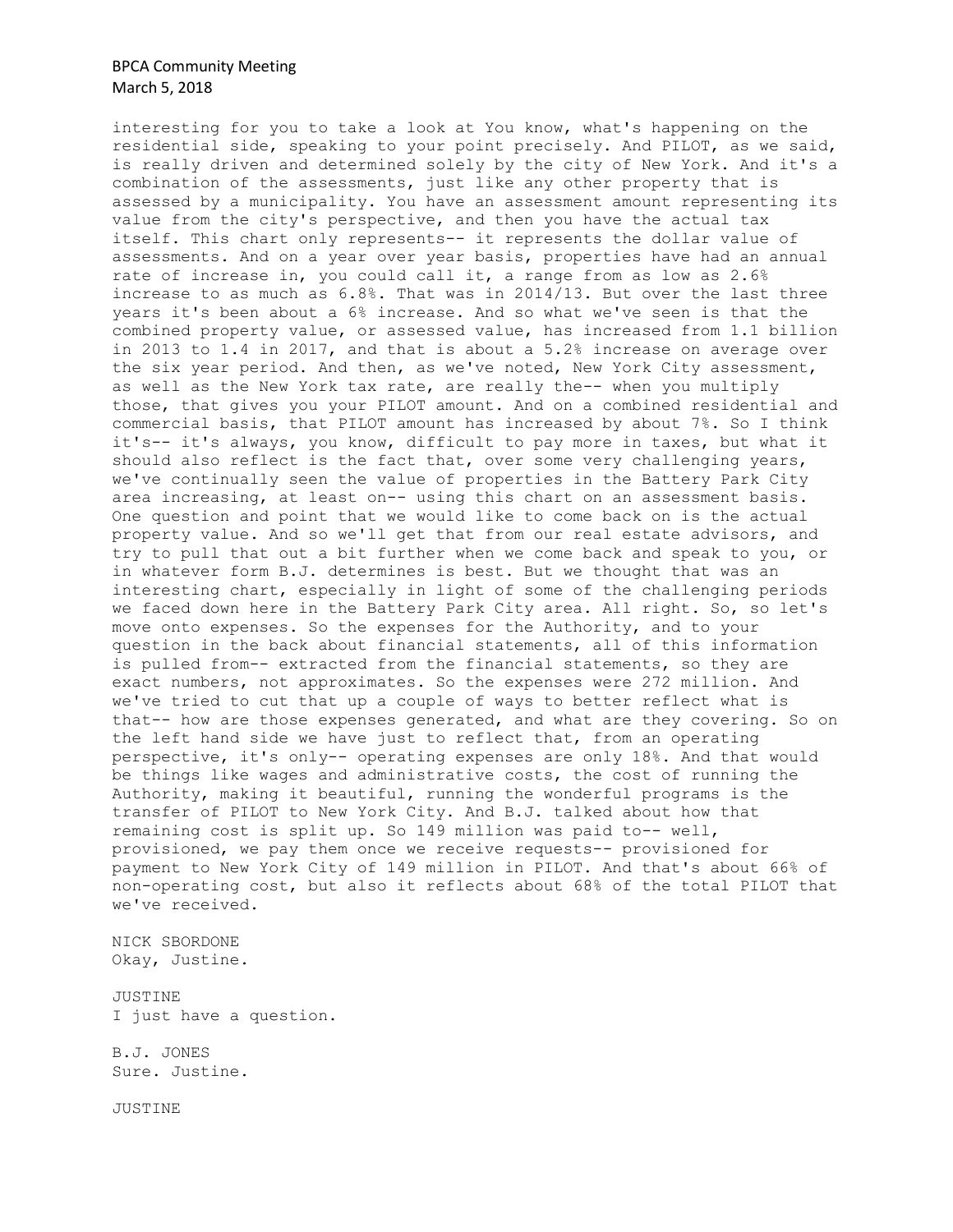interesting for you to take a look at You know, what's happening on the residential side, speaking to your point precisely. And PILOT, as we said, is really driven and determined solely by the city of New York. And it's a combination of the assessments, just like any other property that is assessed by a municipality. You have an assessment amount representing its value from the city's perspective, and then you have the actual tax itself. This chart only represents-- it represents the dollar value of assessments. And on a year over year basis, properties have had an annual rate of increase in, you could call it, a range from as low as 2.6% increase to as much as 6.8%. That was in 2014/13. But over the last three years it's been about a 6% increase. And so what we've seen is that the combined property value, or assessed value, has increased from 1.1 billion in 2013 to 1.4 in 2017, and that is about a 5.2% increase on average over the six year period. And then, as we've noted, New York City assessment, as well as the New York tax rate, are really the-- when you multiply those, that gives you your PILOT amount. And on a combined residential and commercial basis, that PILOT amount has increased by about 7%. So I think it's-- it's always, you know, difficult to pay more in taxes, but what it should also reflect is the fact that, over some very challenging years, we've continually seen the value of properties in the Battery Park City area increasing, at least on-- using this chart on an assessment basis. One question and point that we would like to come back on is the actual property value. And so we'll get that from our real estate advisors, and try to pull that out a bit further when we come back and speak to you, or in whatever form B.J. determines is best. But we thought that was an interesting chart, especially in light of some of the challenging periods we faced down here in the Battery Park City area. All right. So, so let's move onto expenses. So the expenses for the Authority, and to your question in the back about financial statements, all of this information is pulled from-- extracted from the financial statements, so they are exact numbers, not approximates. So the expenses were 272 million. And we've tried to cut that up a couple of ways to better reflect what is that-- how are those expenses generated, and what are they covering. So on the left hand side we have just to reflect that, from an operating perspective, it's only-- operating expenses are only 18%. And that would be things like wages and administrative costs, the cost of running the Authority, making it beautiful, running the wonderful programs is the transfer of PILOT to New York City. And B.J. talked about how that remaining cost is split up. So 149 million was paid to-- well, provisioned, we pay them once we receive requests-- provisioned for payment to New York City of 149 million in PILOT. And that's about 66% of non-operating cost, but also it reflects about 68% of the total PILOT that we've received.

NICK SBORDONE
Okay, Justine.

JUSTINE
I just have a question.

B.J. JONES
Sure. Justine.

JUSTINE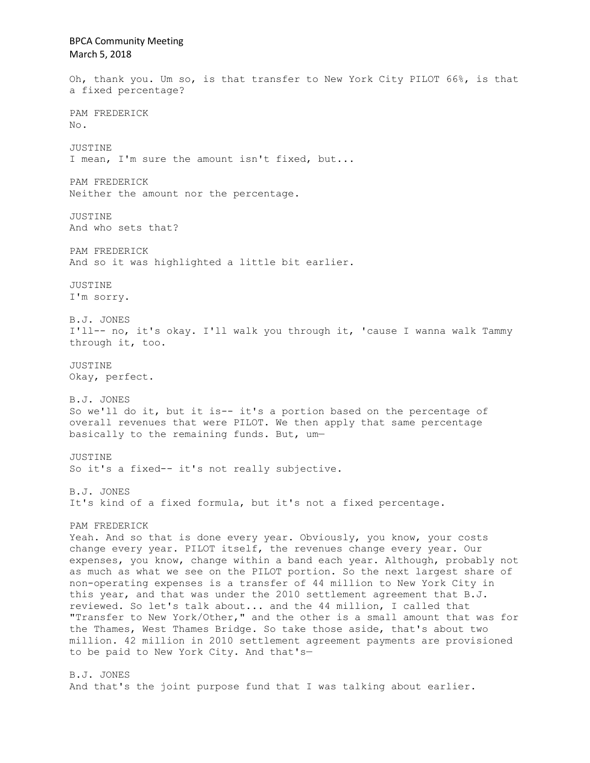Oh, thank you. Um so, is that transfer to New York City PILOT 66%, is that a fixed percentage?

PAM FREDERICK
No.

JUSTINE
I mean, I'm sure the amount isn't fixed, but...

PAM FREDERICK
Neither the amount nor the percentage.

JUSTINE
And who sets that?

PAM FREDERICK
And so it was highlighted a little bit earlier.

JUSTINE
I'm sorry.

B.J. JONES
I'll-- no, it's okay. I'll walk you through it, 'cause I wanna walk Tammy through it, too.

JUSTINE
Okay, perfect.

B.J. JONES
So we'll do it, but it is-- it's a portion based on the percentage of overall revenues that were PILOT. We then apply that same percentage basically to the remaining funds. But, um—

JUSTINE
So it's a fixed-- it's not really subjective.

B.J. JONES
It's kind of a fixed formula, but it's not a fixed percentage.

PAM FREDERICK
Yeah. And so that is done every year. Obviously, you know, your costs change every year. PILOT itself, the revenues change every year. Our expenses, you know, change within a band each year. Although, probably not as much as what we see on the PILOT portion. So the next largest share of non-operating expenses is a transfer of 44 million to New York City in this year, and that was under the 2010 settlement agreement that B.J. reviewed. So let's talk about... and the 44 million, I called that "Transfer to New York/Other," and the other is a small amount that was for the Thames, West Thames Bridge. So take those aside, that's about two million. 42 million in 2010 settlement agreement payments are provisioned to be paid to New York City. And that's—

B.J. JONES
And that's the joint purpose fund that I was talking about earlier.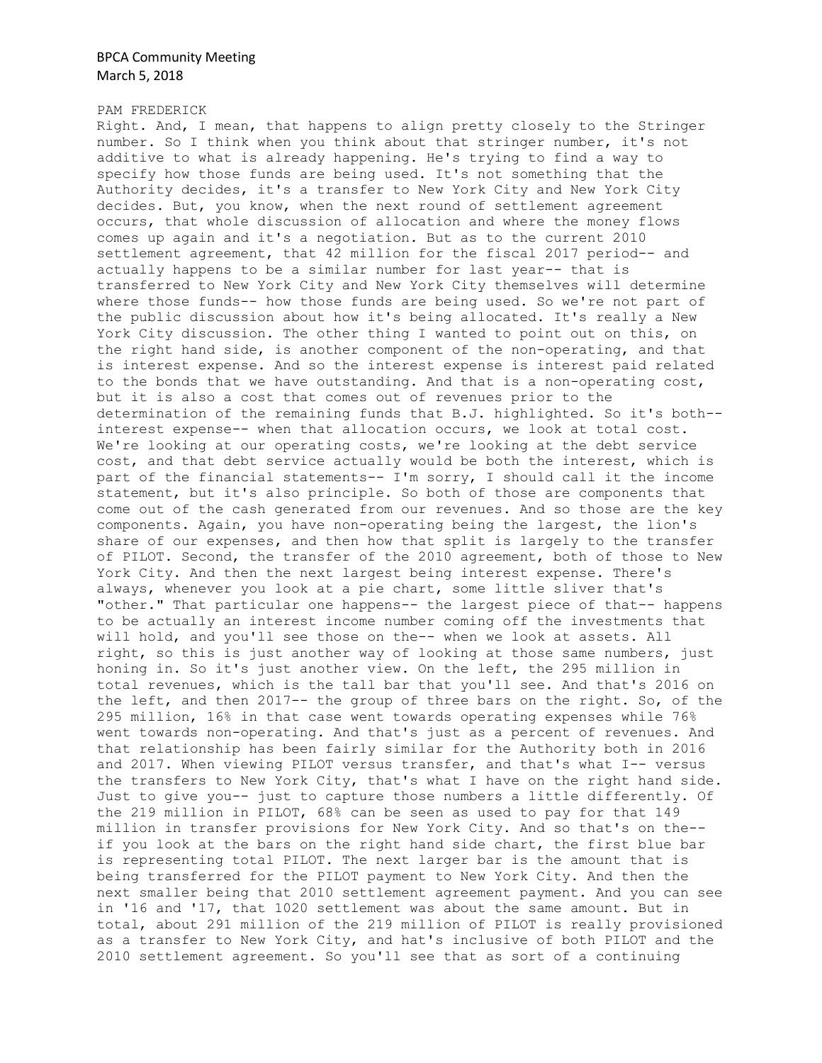PAM FREDERICK

Right. And, I mean, that happens to align pretty closely to the Stringer number. So I think when you think about that stringer number, it's not additive to what is already happening. He's trying to find a way to specify how those funds are being used. It's not something that the Authority decides, it's a transfer to New York City and New York City decides. But, you know, when the next round of settlement agreement occurs, that whole discussion of allocation and where the money flows comes up again and it's a negotiation. But as to the current 2010 settlement agreement, that 42 million for the fiscal 2017 period-- and actually happens to be a similar number for last year-- that is transferred to New York City and New York City themselves will determine where those funds-- how those funds are being used. So we're not part of the public discussion about how it's being allocated. It's really a New York City discussion. The other thing I wanted to point out on this, on the right hand side, is another component of the non-operating, and that is interest expense. And so the interest expense is interest paid related to the bonds that we have outstanding. And that is a non-operating cost, but it is also a cost that comes out of revenues prior to the determination of the remaining funds that B.J. highlighted. So it's both-- interest expense-- when that allocation occurs, we look at total cost. We're looking at our operating costs, we're looking at the debt service cost, and that debt service actually would be both the interest, which is part of the financial statements-- I'm sorry, I should call it the income statement, but it's also principle. So both of those are components that come out of the cash generated from our revenues. And so those are the key components. Again, you have non-operating being the largest, the lion's share of our expenses, and then how that split is largely to the transfer of PILOT. Second, the transfer of the 2010 agreement, both of those to New York City. And then the next largest being interest expense. There's always, whenever you look at a pie chart, some little sliver that's "other." That particular one happens-- the largest piece of that-- happens to be actually an interest income number coming off the investments that will hold, and you'll see those on the-- when we look at assets. All right, so this is just another way of looking at those same numbers, just honing in. So it's just another view. On the left, the 295 million in total revenues, which is the tall bar that you'll see. And that's 2016 on the left, and then 2017-- the group of three bars on the right. So, of the 295 million, 16% in that case went towards operating expenses while 76% went towards non-operating. And that's just as a percent of revenues. And that relationship has been fairly similar for the Authority both in 2016 and 2017. When viewing PILOT versus transfer, and that's what I-- versus the transfers to New York City, that's what I have on the right hand side. Just to give you-- just to capture those numbers a little differently. Of the 219 million in PILOT, 68% can be seen as used to pay for that 149 million in transfer provisions for New York City. And so that's on the-- if you look at the bars on the right hand side chart, the first blue bar is representing total PILOT. The next larger bar is the amount that is being transferred for the PILOT payment to New York City. And then the next smaller being that 2010 settlement agreement payment. And you can see in '16 and '17, that 1020 settlement was about the same amount. But in total, about 291 million of the 219 million of PILOT is really provisioned as a transfer to New York City, and hat's inclusive of both PILOT and the 2010 settlement agreement. So you'll see that as sort of a continuing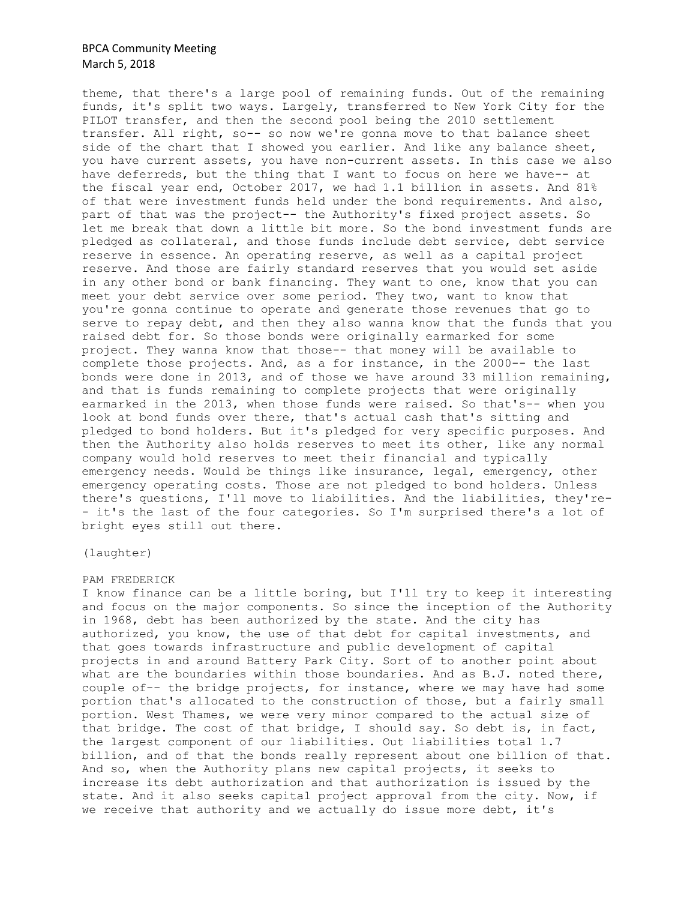theme, that there's a large pool of remaining funds. Out of the remaining funds, it's split two ways. Largely, transferred to New York City for the PILOT transfer, and then the second pool being the 2010 settlement transfer. All right, so-- so now we're gonna move to that balance sheet side of the chart that I showed you earlier. And like any balance sheet, you have current assets, you have non-current assets. In this case we also have deferreds, but the thing that I want to focus on here we have-- at the fiscal year end, October 2017, we had 1.1 billion in assets. And 81% of that were investment funds held under the bond requirements. And also, part of that was the project-- the Authority's fixed project assets. So let me break that down a little bit more. So the bond investment funds are pledged as collateral, and those funds include debt service, debt service reserve in essence. An operating reserve, as well as a capital project reserve. And those are fairly standard reserves that you would set aside in any other bond or bank financing. They want to one, know that you can meet your debt service over some period. They two, want to know that you're gonna continue to operate and generate those revenues that go to serve to repay debt, and then they also wanna know that the funds that you raised debt for. So those bonds were originally earmarked for some project. They wanna know that those-- that money will be available to complete those projects. And, as a for instance, in the 2000-- the last bonds were done in 2013, and of those we have around 33 million remaining, and that is funds remaining to complete projects that were originally earmarked in the 2013, when those funds were raised. So that's-- when you look at bond funds over there, that's actual cash that's sitting and pledged to bond holders. But it's pledged for very specific purposes. And then the Authority also holds reserves to meet its other, like any normal company would hold reserves to meet their financial and typically emergency needs. Would be things like insurance, legal, emergency, other emergency operating costs. Those are not pledged to bond holders. Unless there's questions, I'll move to liabilities. And the liabilities, they're-- it's the last of the four categories. So I'm surprised there's a lot of bright eyes still out there.

(laughter)

PAM FREDERICK

I know finance can be a little boring, but I'll try to keep it interesting and focus on the major components. So since the inception of the Authority in 1968, debt has been authorized by the state. And the city has authorized, you know, the use of that debt for capital investments, and that goes towards infrastructure and public development of capital projects in and around Battery Park City. Sort of to another point about what are the boundaries within those boundaries. And as B.J. noted there, couple of-- the bridge projects, for instance, where we may have had some portion that's allocated to the construction of those, but a fairly small portion. West Thames, we were very minor compared to the actual size of that bridge. The cost of that bridge, I should say. So debt is, in fact, the largest component of our liabilities. Out liabilities total 1.7 billion, and of that the bonds really represent about one billion of that. And so, when the Authority plans new capital projects, it seeks to increase its debt authorization and that authorization is issued by the state. And it also seeks capital project approval from the city. Now, if we receive that authority and we actually do issue more debt, it's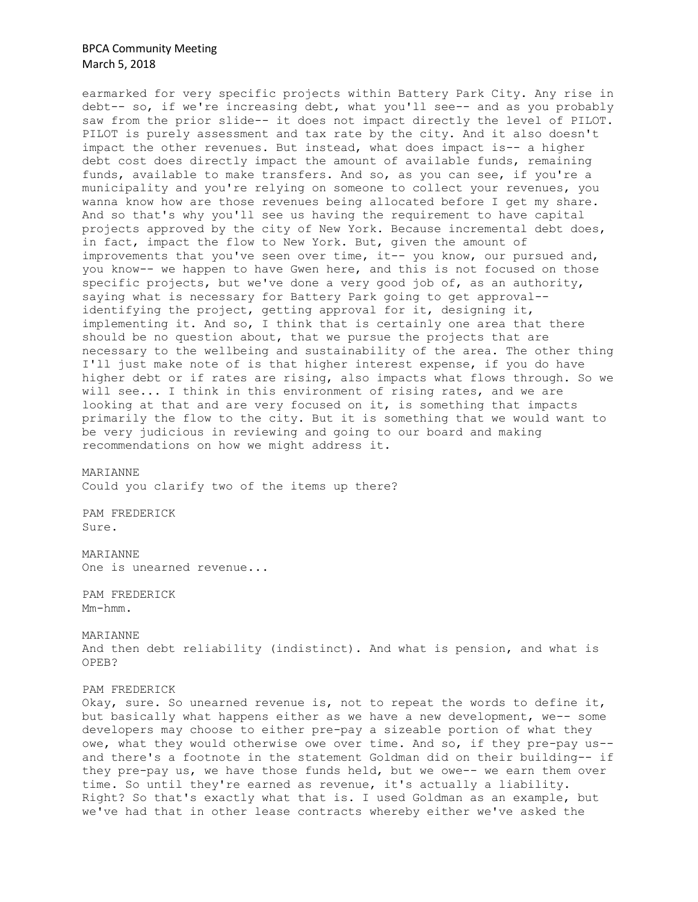earmarked for very specific projects within Battery Park City. Any rise in debt-- so, if we're increasing debt, what you'll see-- and as you probably saw from the prior slide-- it does not impact directly the level of PILOT. PILOT is purely assessment and tax rate by the city. And it also doesn't impact the other revenues. But instead, what does impact is-- a higher debt cost does directly impact the amount of available funds, remaining funds, available to make transfers. And so, as you can see, if you're a municipality and you're relying on someone to collect your revenues, you wanna know how are those revenues being allocated before I get my share. And so that's why you'll see us having the requirement to have capital projects approved by the city of New York. Because incremental debt does, in fact, impact the flow to New York. But, given the amount of improvements that you've seen over time, it-- you know, our pursued and, you know-- we happen to have Gwen here, and this is not focused on those specific projects, but we've done a very good job of, as an authority, saying what is necessary for Battery Park going to get approval-- identifying the project, getting approval for it, designing it, implementing it. And so, I think that is certainly one area that there should be no question about, that we pursue the projects that are necessary to the wellbeing and sustainability of the area. The other thing I'll just make note of is that higher interest expense, if you do have higher debt or if rates are rising, also impacts what flows through. So we will see... I think in this environment of rising rates, and we are looking at that and are very focused on it, is something that impacts primarily the flow to the city. But it is something that we would want to be very judicious in reviewing and going to our board and making recommendations on how we might address it.

MARIANNE
Could you clarify two of the items up there?

PAM FREDERICK
Sure.

MARIANNE
One is unearned revenue...

PAM FREDERICK
Mm-hmm.

MARIANNE
And then debt reliability (indistinct). And what is pension, and what is OPEB?

PAM FREDERICK
Okay, sure. So unearned revenue is, not to repeat the words to define it, but basically what happens either as we have a new development, we-- some developers may choose to either pre-pay a sizeable portion of what they owe, what they would otherwise owe over time. And so, if they pre-pay us-- and there's a footnote in the statement Goldman did on their building-- if they pre-pay us, we have those funds held, but we owe-- we earn them over time. So until they're earned as revenue, it's actually a liability. Right? So that's exactly what that is. I used Goldman as an example, but we've had that in other lease contracts whereby either we've asked the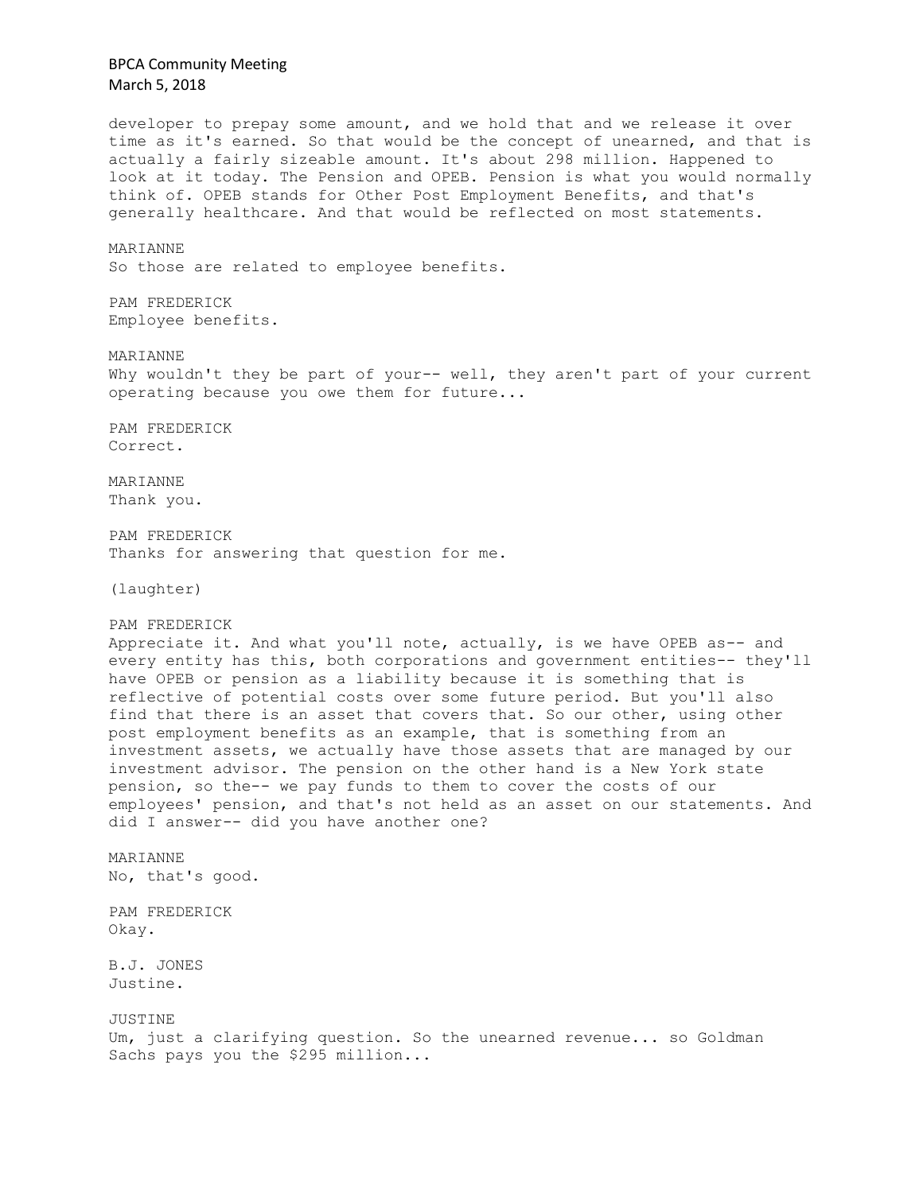developer to prepay some amount, and we hold that and we release it over time as it's earned. So that would be the concept of unearned, and that is actually a fairly sizeable amount. It's about 298 million. Happened to look at it today. The Pension and OPEB. Pension is what you would normally think of. OPEB stands for Other Post Employment Benefits, and that's generally healthcare. And that would be reflected on most statements.

MARIANNE
So those are related to employee benefits.

PAM FREDERICK
Employee benefits.

MARIANNE
Why wouldn't they be part of your-- well, they aren't part of your current operating because you owe them for future...

PAM FREDERICK
Correct.

MARIANNE
Thank you.

PAM FREDERICK
Thanks for answering that question for me.

(laughter)

PAM FREDERICK
Appreciate it. And what you'll note, actually, is we have OPEB as-- and every entity has this, both corporations and government entities-- they'll have OPEB or pension as a liability because it is something that is reflective of potential costs over some future period. But you'll also find that there is an asset that covers that. So our other, using other post employment benefits as an example, that is something from an investment assets, we actually have those assets that are managed by our investment advisor. The pension on the other hand is a New York state pension, so the-- we pay funds to them to cover the costs of our employees' pension, and that's not held as an asset on our statements. And did I answer-- did you have another one?

MARIANNE
No, that's good.

PAM FREDERICK
Okay.

B.J. JONES
Justine.

JUSTINE
Um, just a clarifying question. So the unearned revenue... so Goldman Sachs pays you the $295 million...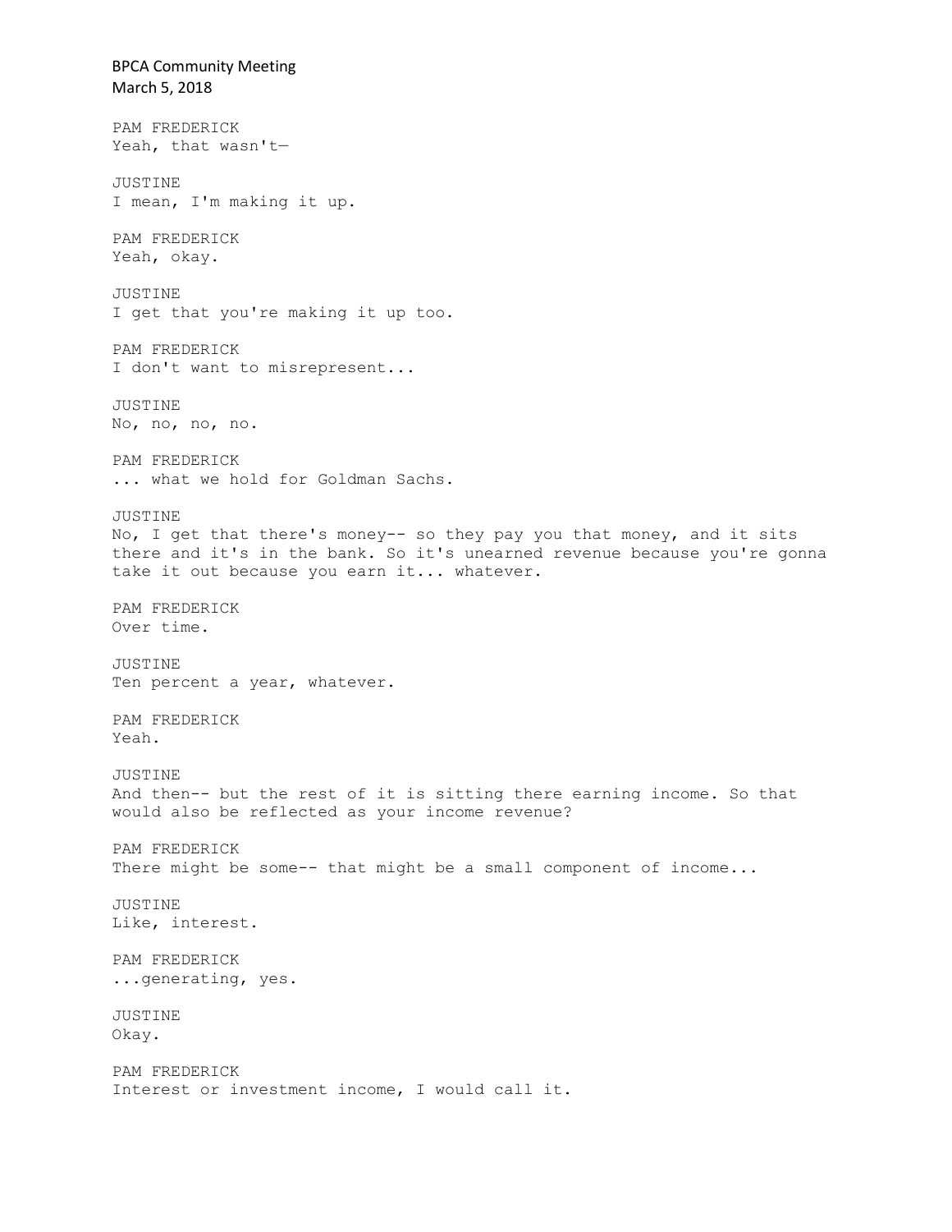PAM FREDERICK
Yeah, that wasn't—

JUSTINE
I mean, I'm making it up.

PAM FREDERICK
Yeah, okay.

JUSTINE
I get that you're making it up too.

PAM FREDERICK
I don't want to misrepresent...

JUSTINE
No, no, no, no.

PAM FREDERICK
... what we hold for Goldman Sachs.

JUSTINE
No, I get that there's money-- so they pay you that money, and it sits there and it's in the bank. So it's unearned revenue because you're gonna take it out because you earn it... whatever.

PAM FREDERICK
Over time.

JUSTINE
Ten percent a year, whatever.

PAM FREDERICK
Yeah.

JUSTINE
And then-- but the rest of it is sitting there earning income. So that would also be reflected as your income revenue?

PAM FREDERICK
There might be some-- that might be a small component of income...

JUSTINE
Like, interest.

PAM FREDERICK
...generating, yes.

JUSTINE
Okay.

PAM FREDERICK
Interest or investment income, I would call it.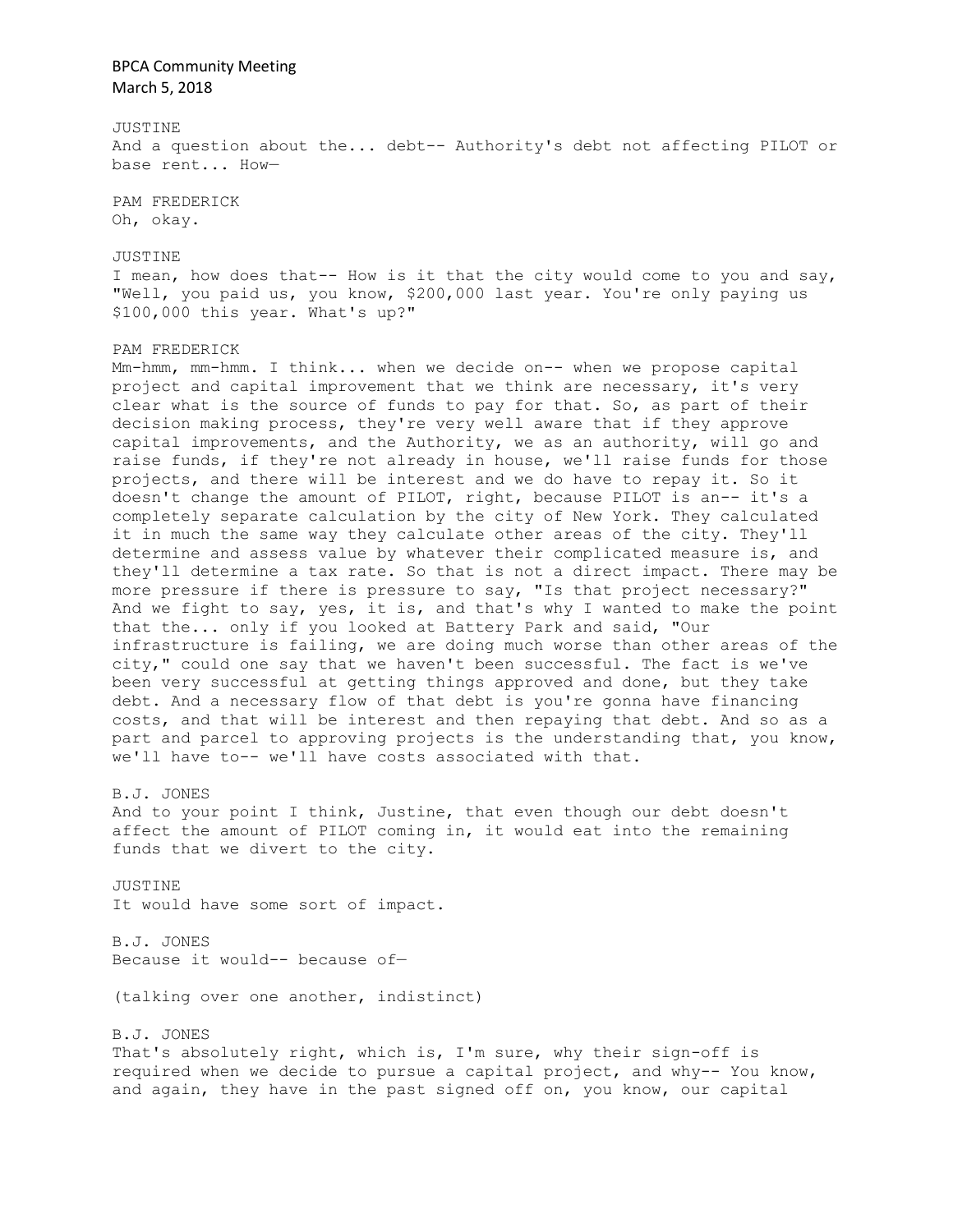JUSTINE
And a question about the... debt-- Authority's debt not affecting PILOT or base rent... How—

PAM FREDERICK
Oh, okay.

JUSTINE
I mean, how does that-- How is it that the city would come to you and say, "Well, you paid us, you know, $200,000 last year. You're only paying us $100,000 this year. What's up?"

PAM FREDERICK
Mm-hmm, mm-hmm. I think... when we decide on-- when we propose capital project and capital improvement that we think are necessary, it's very clear what is the source of funds to pay for that. So, as part of their decision making process, they're very well aware that if they approve capital improvements, and the Authority, we as an authority, will go and raise funds, if they're not already in house, we'll raise funds for those projects, and there will be interest and we do have to repay it. So it doesn't change the amount of PILOT, right, because PILOT is an-- it's a completely separate calculation by the city of New York. They calculated it in much the same way they calculate other areas of the city. They'll determine and assess value by whatever their complicated measure is, and they'll determine a tax rate. So that is not a direct impact. There may be more pressure if there is pressure to say, "Is that project necessary?" And we fight to say, yes, it is, and that's why I wanted to make the point that the... only if you looked at Battery Park and said, "Our infrastructure is failing, we are doing much worse than other areas of the city," could one say that we haven't been successful. The fact is we've been very successful at getting things approved and done, but they take debt. And a necessary flow of that debt is you're gonna have financing costs, and that will be interest and then repaying that debt. And so as a part and parcel to approving projects is the understanding that, you know, we'll have to-- we'll have costs associated with that.

B.J. JONES
And to your point I think, Justine, that even though our debt doesn't affect the amount of PILOT coming in, it would eat into the remaining funds that we divert to the city.

JUSTINE
It would have some sort of impact.

B.J. JONES
Because it would-- because of—

(talking over one another, indistinct)

B.J. JONES
That's absolutely right, which is, I'm sure, why their sign-off is required when we decide to pursue a capital project, and why-- You know, and again, they have in the past signed off on, you know, our capital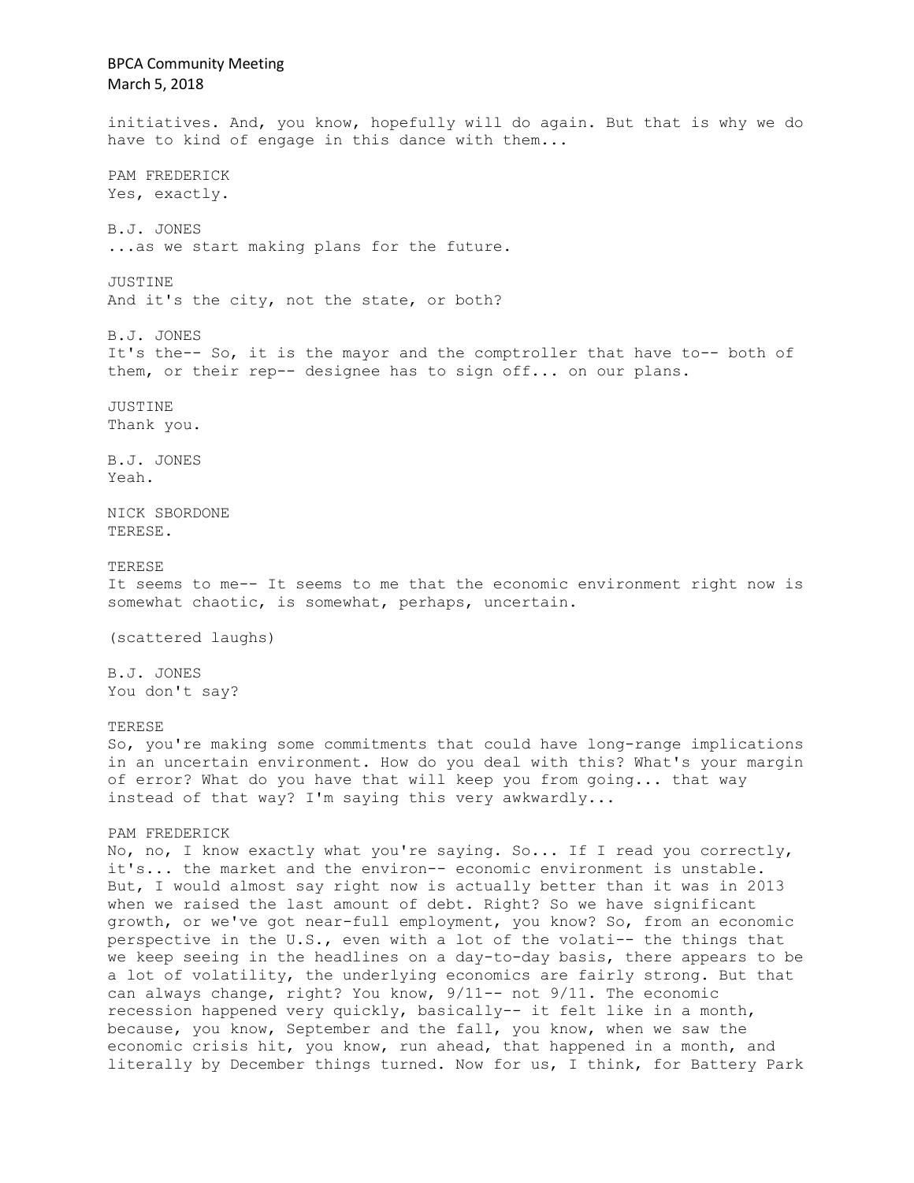initiatives. And, you know, hopefully will do again. But that is why we do have to kind of engage in this dance with them...

PAM FREDERICK
Yes, exactly.

B.J. JONES
...as we start making plans for the future.

JUSTINE
And it's the city, not the state, or both?

B.J. JONES
It's the-- So, it is the mayor and the comptroller that have to-- both of them, or their rep-- designee has to sign off... on our plans.

JUSTINE
Thank you.

B.J. JONES
Yeah.

NICK SBORDONE
TERESE.

TERESE
It seems to me-- It seems to me that the economic environment right now is somewhat chaotic, is somewhat, perhaps, uncertain.

(scattered laughs)

B.J. JONES
You don't say?

TERESE
So, you're making some commitments that could have long-range implications in an uncertain environment. How do you deal with this? What's your margin of error? What do you have that will keep you from going... that way instead of that way? I'm saying this very awkwardly...

PAM FREDERICK
No, no, I know exactly what you're saying. So... If I read you correctly, it's... the market and the environ-- economic environment is unstable. But, I would almost say right now is actually better than it was in 2013 when we raised the last amount of debt. Right? So we have significant growth, or we've got near-full employment, you know? So, from an economic perspective in the U.S., even with a lot of the volati-- the things that we keep seeing in the headlines on a day-to-day basis, there appears to be a lot of volatility, the underlying economics are fairly strong. But that can always change, right? You know, 9/11-- not 9/11. The economic recession happened very quickly, basically-- it felt like in a month, because, you know, September and the fall, you know, when we saw the economic crisis hit, you know, run ahead, that happened in a month, and literally by December things turned. Now for us, I think, for Battery Park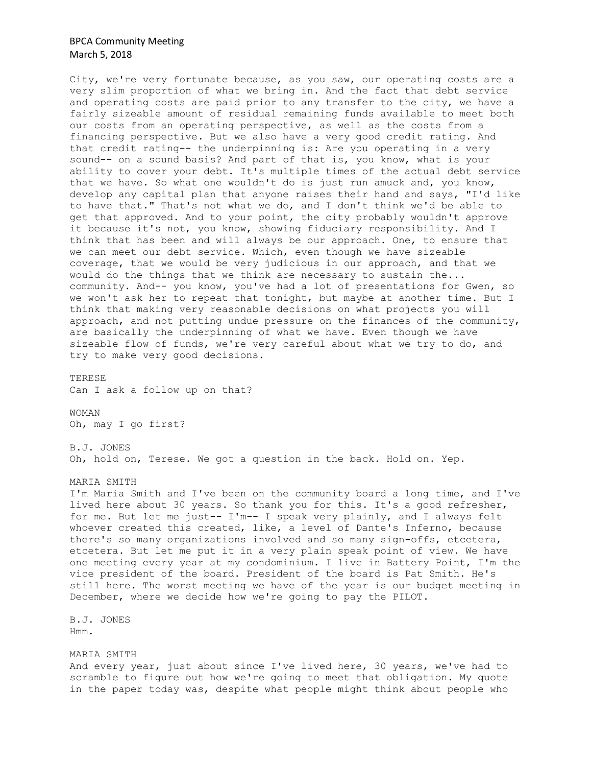City, we're very fortunate because, as you saw, our operating costs are a very slim proportion of what we bring in. And the fact that debt service and operating costs are paid prior to any transfer to the city, we have a fairly sizeable amount of residual remaining funds available to meet both our costs from an operating perspective, as well as the costs from a financing perspective. But we also have a very good credit rating. And that credit rating-- the underpinning is: Are you operating in a very sound-- on a sound basis? And part of that is, you know, what is your ability to cover your debt. It's multiple times of the actual debt service that we have. So what one wouldn't do is just run amuck and, you know, develop any capital plan that anyone raises their hand and says, "I'd like to have that." That's not what we do, and I don't think we'd be able to get that approved. And to your point, the city probably wouldn't approve it because it's not, you know, showing fiduciary responsibility. And I think that has been and will always be our approach. One, to ensure that we can meet our debt service. Which, even though we have sizeable coverage, that we would be very judicious in our approach, and that we would do the things that we think are necessary to sustain the... community. And-- you know, you've had a lot of presentations for Gwen, so we won't ask her to repeat that tonight, but maybe at another time. But I think that making very reasonable decisions on what projects you will approach, and not putting undue pressure on the finances of the community, are basically the underpinning of what we have. Even though we have sizeable flow of funds, we're very careful about what we try to do, and try to make very good decisions.

TERESE
Can I ask a follow up on that?

WOMAN
Oh, may I go first?

B.J. JONES
Oh, hold on, Terese. We got a question in the back. Hold on. Yep.

MARIA SMITH
I'm Maria Smith and I've been on the community board a long time, and I've lived here about 30 years. So thank you for this. It's a good refresher, for me. But let me just-- I'm-- I speak very plainly, and I always felt whoever created this created, like, a level of Dante's Inferno, because there's so many organizations involved and so many sign-offs, etcetera, etcetera. But let me put it in a very plain speak point of view. We have one meeting every year at my condominium. I live in Battery Point, I'm the vice president of the board. President of the board is Pat Smith. He's still here. The worst meeting we have of the year is our budget meeting in December, where we decide how we're going to pay the PILOT.

B.J. JONES
Hmm.

MARIA SMITH
And every year, just about since I've lived here, 30 years, we've had to scramble to figure out how we're going to meet that obligation. My quote in the paper today was, despite what people might think about people who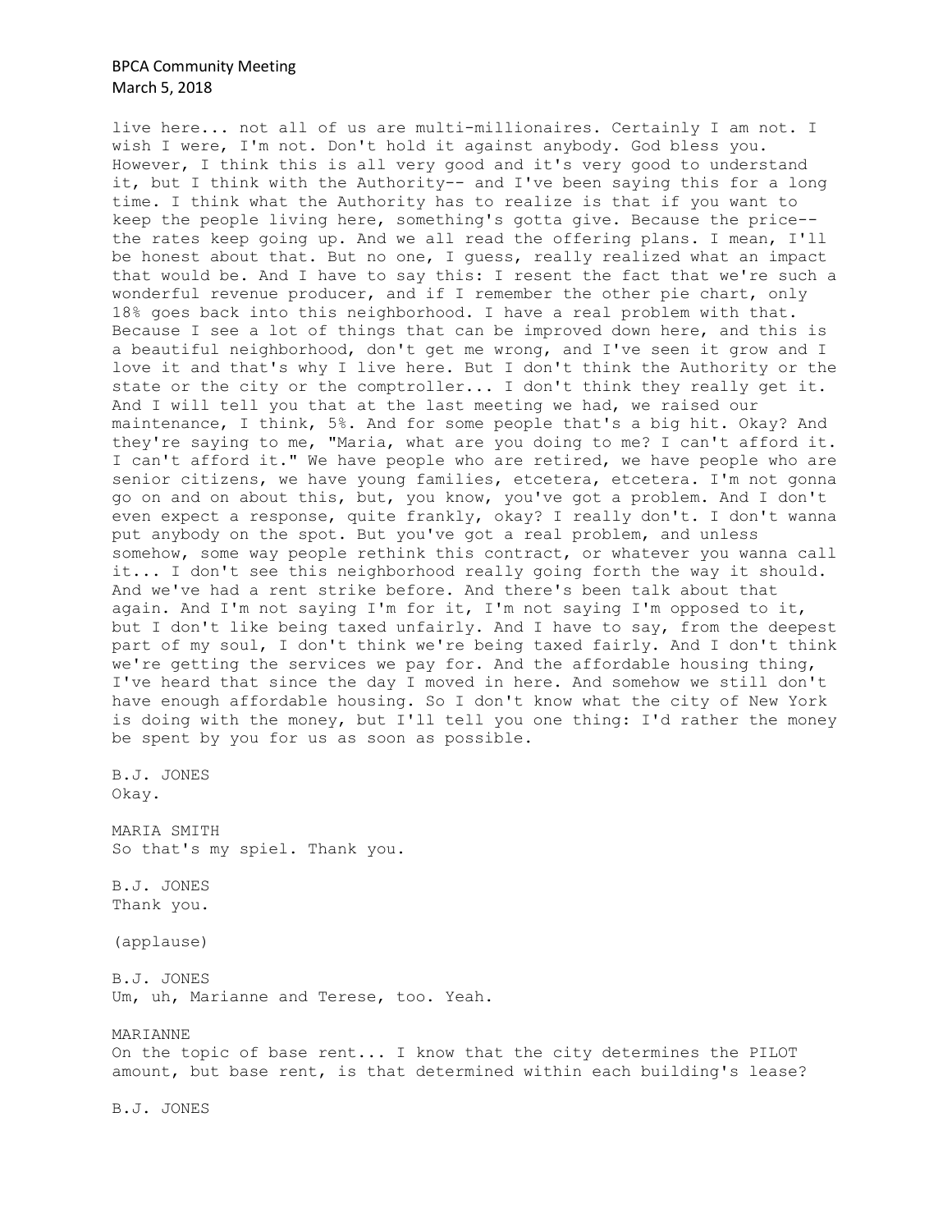live here... not all of us are multi-millionaires. Certainly I am not. I wish I were, I'm not. Don't hold it against anybody. God bless you. However, I think this is all very good and it's very good to understand it, but I think with the Authority-- and I've been saying this for a long time. I think what the Authority has to realize is that if you want to keep the people living here, something's gotta give. Because the price-- the rates keep going up. And we all read the offering plans. I mean, I'll be honest about that. But no one, I guess, really realized what an impact that would be. And I have to say this: I resent the fact that we're such a wonderful revenue producer, and if I remember the other pie chart, only 18% goes back into this neighborhood. I have a real problem with that. Because I see a lot of things that can be improved down here, and this is a beautiful neighborhood, don't get me wrong, and I've seen it grow and I love it and that's why I live here. But I don't think the Authority or the state or the city or the comptroller... I don't think they really get it. And I will tell you that at the last meeting we had, we raised our maintenance, I think, 5%. And for some people that's a big hit. Okay? And they're saying to me, "Maria, what are you doing to me? I can't afford it. I can't afford it." We have people who are retired, we have people who are senior citizens, we have young families, etcetera, etcetera. I'm not gonna go on and on about this, but, you know, you've got a problem. And I don't even expect a response, quite frankly, okay? I really don't. I don't wanna put anybody on the spot. But you've got a real problem, and unless somehow, some way people rethink this contract, or whatever you wanna call it... I don't see this neighborhood really going forth the way it should. And we've had a rent strike before. And there's been talk about that again. And I'm not saying I'm for it, I'm not saying I'm opposed to it, but I don't like being taxed unfairly. And I have to say, from the deepest part of my soul, I don't think we're being taxed fairly. And I don't think we're getting the services we pay for. And the affordable housing thing, I've heard that since the day I moved in here. And somehow we still don't have enough affordable housing. So I don't know what the city of New York is doing with the money, but I'll tell you one thing: I'd rather the money be spent by you for us as soon as possible.

B.J. JONES
Okay.

MARIA SMITH
So that's my spiel. Thank you.

B.J. JONES
Thank you.

(applause)

B.J. JONES
Um, uh, Marianne and Terese, too. Yeah.

MARIANNE
On the topic of base rent... I know that the city determines the PILOT amount, but base rent, is that determined within each building's lease?

B.J. JONES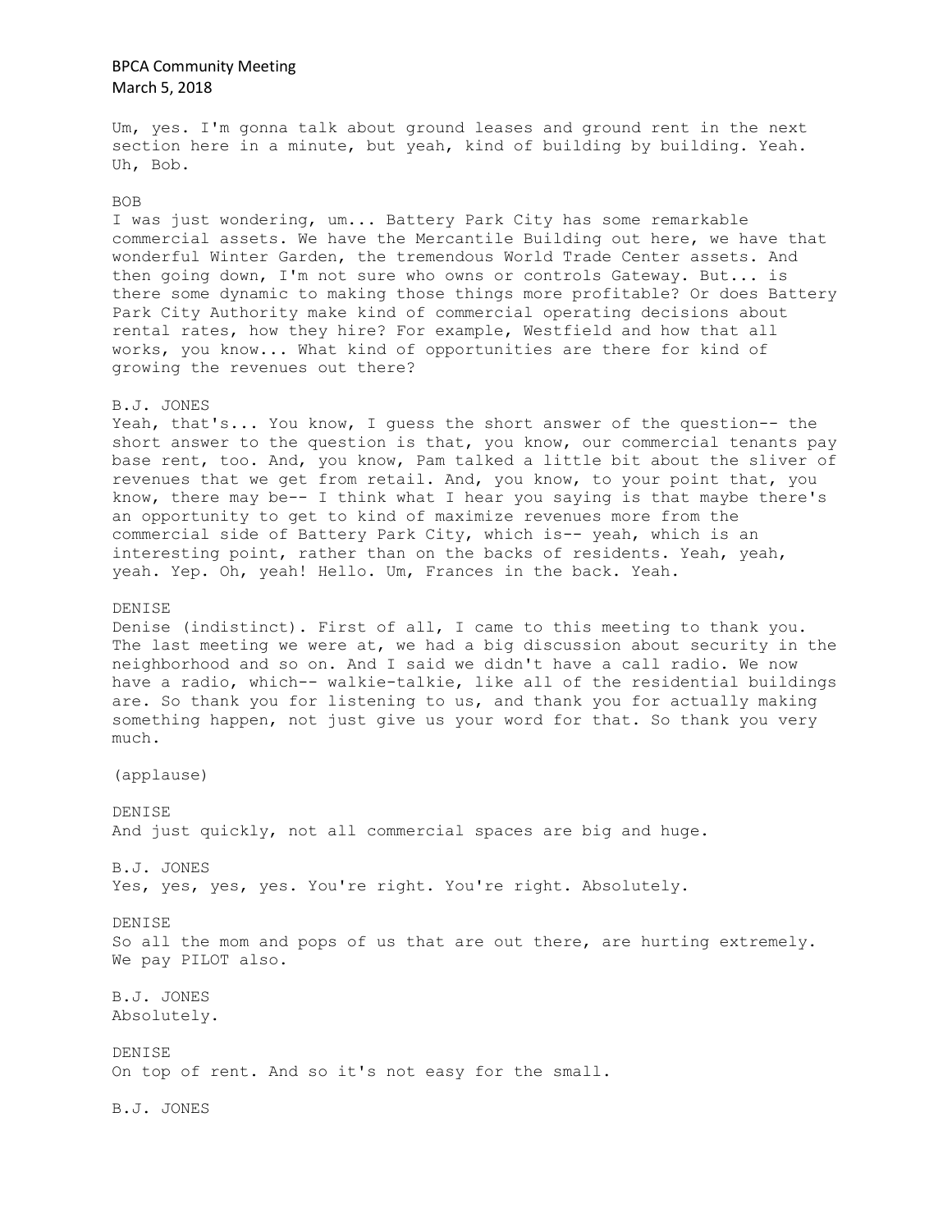Um, yes. I'm gonna talk about ground leases and ground rent in the next section here in a minute, but yeah, kind of building by building. Yeah. Uh, Bob.

BOB

I was just wondering, um... Battery Park City has some remarkable commercial assets. We have the Mercantile Building out here, we have that wonderful Winter Garden, the tremendous World Trade Center assets. And then going down, I'm not sure who owns or controls Gateway. But... is there some dynamic to making those things more profitable? Or does Battery Park City Authority make kind of commercial operating decisions about rental rates, how they hire? For example, Westfield and how that all works, you know... What kind of opportunities are there for kind of growing the revenues out there?

B.J. JONES

Yeah, that's... You know, I guess the short answer of the question-- the short answer to the question is that, you know, our commercial tenants pay base rent, too. And, you know, Pam talked a little bit about the sliver of revenues that we get from retail. And, you know, to your point that, you know, there may be-- I think what I hear you saying is that maybe there's an opportunity to get to kind of maximize revenues more from the commercial side of Battery Park City, which is-- yeah, which is an interesting point, rather than on the backs of residents. Yeah, yeah, yeah. Yep. Oh, yeah! Hello. Um, Frances in the back. Yeah.

DENISE

Denise (indistinct). First of all, I came to this meeting to thank you. The last meeting we were at, we had a big discussion about security in the neighborhood and so on. And I said we didn't have a call radio. We now have a radio, which-- walkie-talkie, like all of the residential buildings are. So thank you for listening to us, and thank you for actually making something happen, not just give us your word for that. So thank you very much.

(applause)

DENISE

And just quickly, not all commercial spaces are big and huge.

B.J. JONES

Yes, yes, yes, yes. You're right. You're right. Absolutely.

DENISE

So all the mom and pops of us that are out there, are hurting extremely. We pay PILOT also.

B.J. JONES

Absolutely.

DENISE

On top of rent. And so it's not easy for the small.

B.J. JONES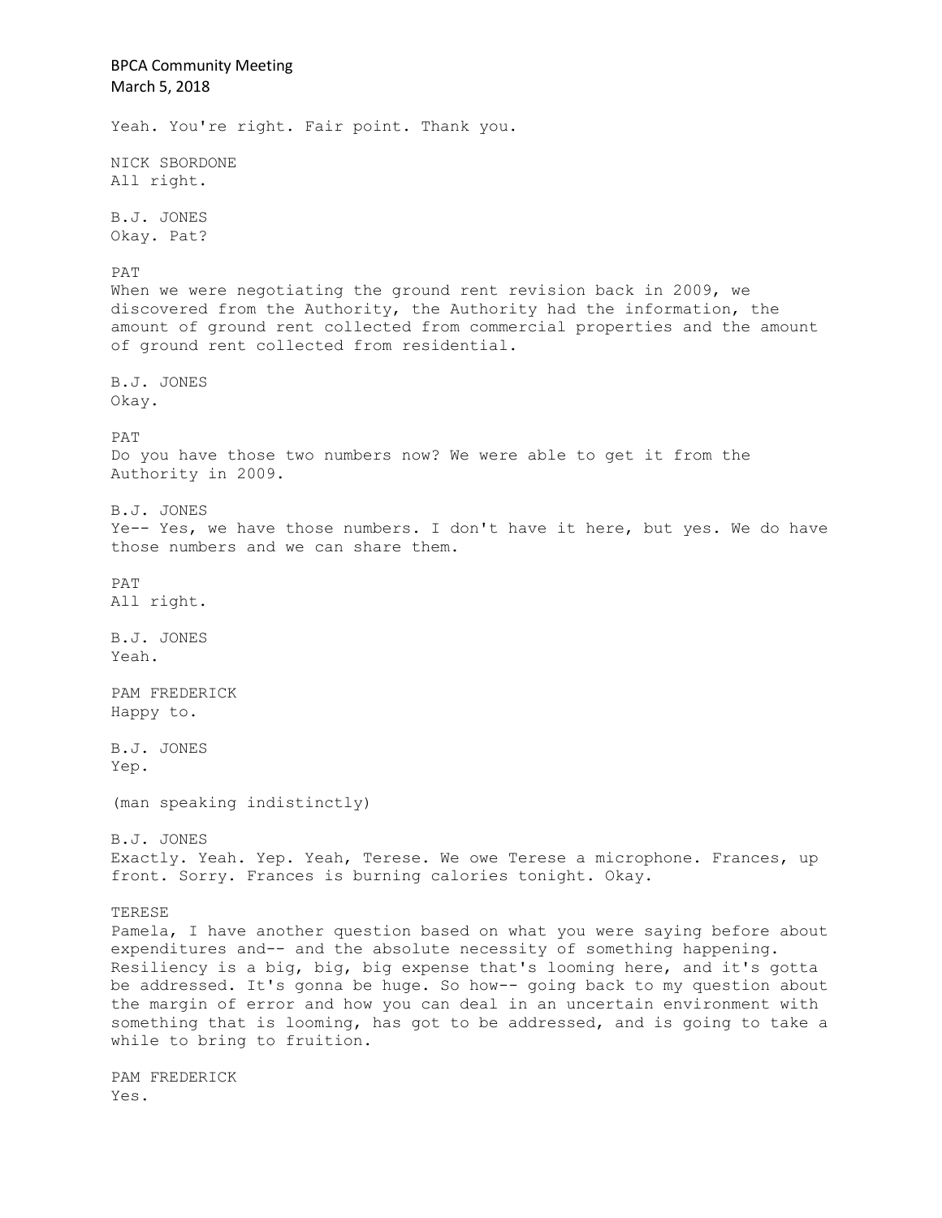Yeah. You're right. Fair point. Thank you.

NICK SBORDONE
All right.

B.J. JONES
Okay. Pat?

PAT
When we were negotiating the ground rent revision back in 2009, we discovered from the Authority, the Authority had the information, the amount of ground rent collected from commercial properties and the amount of ground rent collected from residential.

B.J. JONES
Okay.

PAT
Do you have those two numbers now? We were able to get it from the Authority in 2009.

B.J. JONES
Ye-- Yes, we have those numbers. I don't have it here, but yes. We do have those numbers and we can share them.

PAT
All right.

B.J. JONES
Yeah.

PAM FREDERICK
Happy to.

B.J. JONES
Yep.

(man speaking indistinctly)

B.J. JONES
Exactly. Yeah. Yep. Yeah, Terese. We owe Terese a microphone. Frances, up front. Sorry. Frances is burning calories tonight. Okay.

TERESE
Pamela, I have another question based on what you were saying before about expenditures and-- and the absolute necessity of something happening. Resiliency is a big, big, big expense that's looming here, and it's gotta be addressed. It's gonna be huge. So how-- going back to my question about the margin of error and how you can deal in an uncertain environment with something that is looming, has got to be addressed, and is going to take a while to bring to fruition.

PAM FREDERICK
Yes.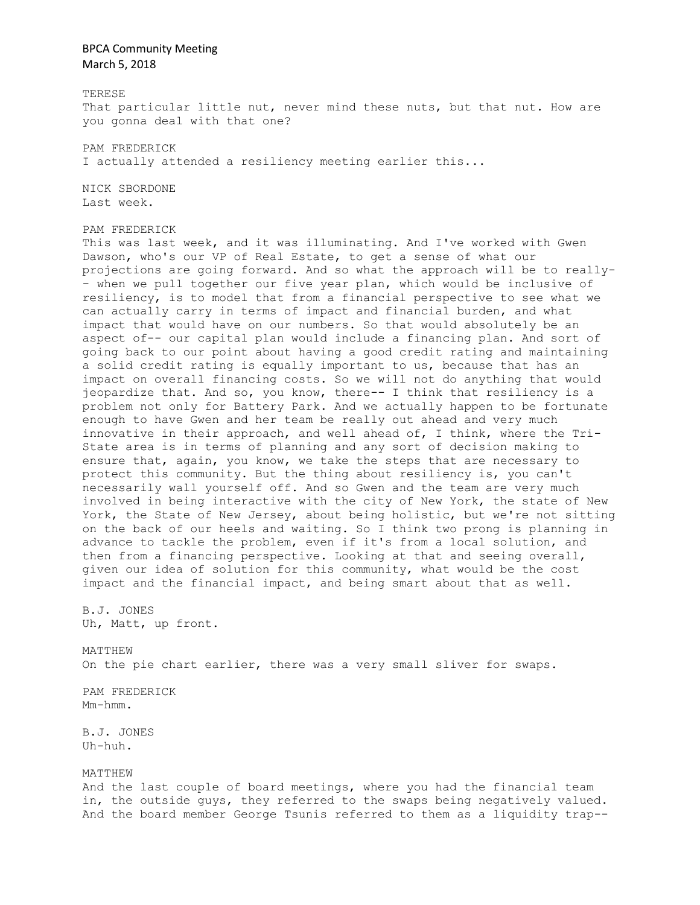TERESE
That particular little nut, never mind these nuts, but that nut. How are you gonna deal with that one?

PAM FREDERICK
I actually attended a resiliency meeting earlier this...

NICK SBORDONE
Last week.

PAM FREDERICK
This was last week, and it was illuminating. And I've worked with Gwen Dawson, who's our VP of Real Estate, to get a sense of what our projections are going forward. And so what the approach will be to really-- when we pull together our five year plan, which would be inclusive of resiliency, is to model that from a financial perspective to see what we can actually carry in terms of impact and financial burden, and what impact that would have on our numbers. So that would absolutely be an aspect of-- our capital plan would include a financing plan. And sort of going back to our point about having a good credit rating and maintaining a solid credit rating is equally important to us, because that has an impact on overall financing costs. So we will not do anything that would jeopardize that. And so, you know, there-- I think that resiliency is a problem not only for Battery Park. And we actually happen to be fortunate enough to have Gwen and her team be really out ahead and very much innovative in their approach, and well ahead of, I think, where the Tri-State area is in terms of planning and any sort of decision making to ensure that, again, you know, we take the steps that are necessary to protect this community. But the thing about resiliency is, you can't necessarily wall yourself off. And so Gwen and the team are very much involved in being interactive with the city of New York, the state of New York, the State of New Jersey, about being holistic, but we're not sitting on the back of our heels and waiting. So I think two prong is planning in advance to tackle the problem, even if it's from a local solution, and then from a financing perspective. Looking at that and seeing overall, given our idea of solution for this community, what would be the cost impact and the financial impact, and being smart about that as well.

B.J. JONES
Uh, Matt, up front.

MATTHEW
On the pie chart earlier, there was a very small sliver for swaps.

PAM FREDERICK
Mm-hmm.

B.J. JONES
Uh-huh.

MATTHEW
And the last couple of board meetings, where you had the financial team in, the outside guys, they referred to the swaps being negatively valued. And the board member George Tsunis referred to them as a liquidity trap--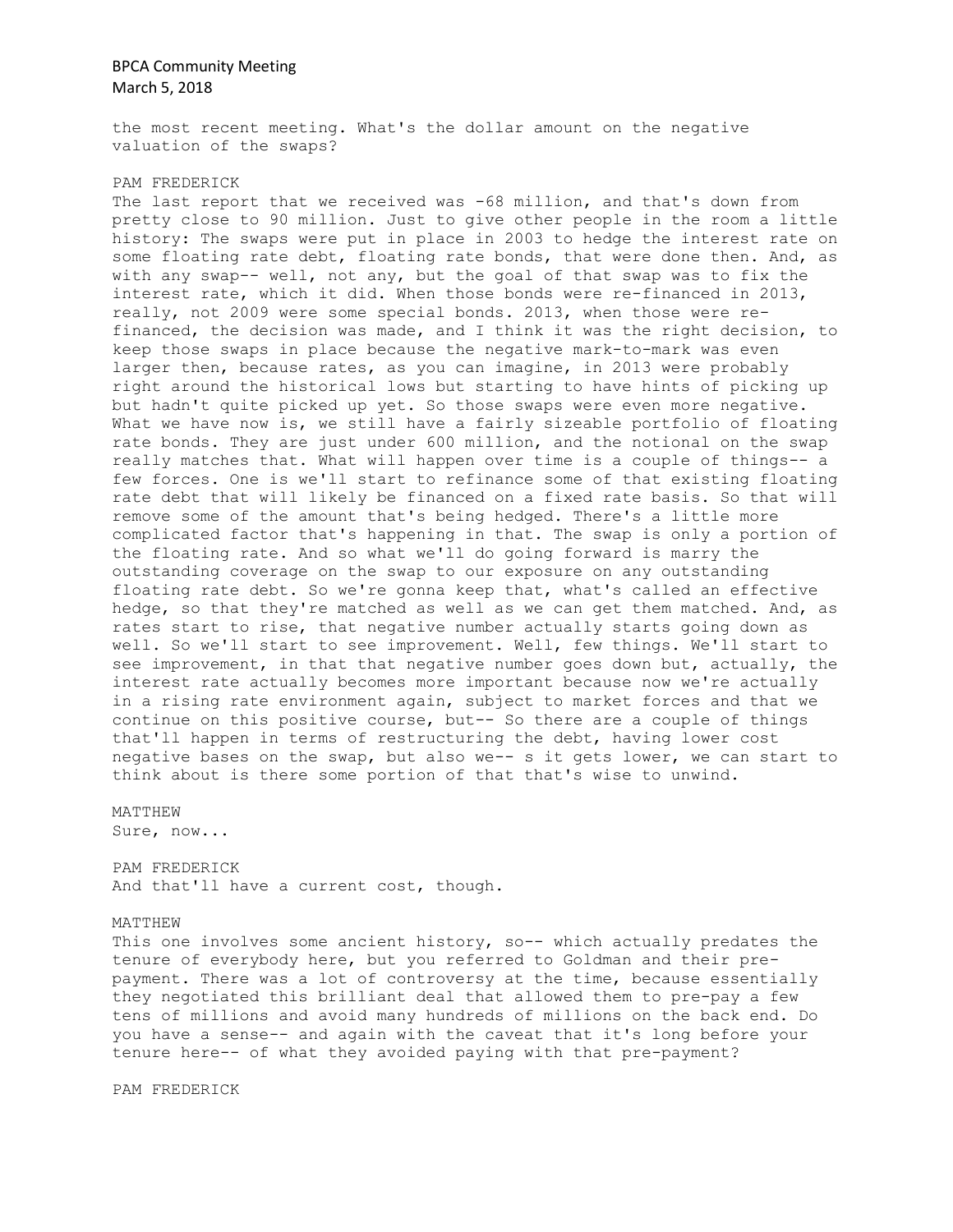the most recent meeting. What's the dollar amount on the negative valuation of the swaps?

PAM FREDERICK

The last report that we received was -68 million, and that's down from pretty close to 90 million. Just to give other people in the room a little history: The swaps were put in place in 2003 to hedge the interest rate on some floating rate debt, floating rate bonds, that were done then. And, as with any swap-- well, not any, but the goal of that swap was to fix the interest rate, which it did. When those bonds were re-financed in 2013, really, not 2009 were some special bonds. 2013, when those were re-financed, the decision was made, and I think it was the right decision, to keep those swaps in place because the negative mark-to-mark was even larger then, because rates, as you can imagine, in 2013 were probably right around the historical lows but starting to have hints of picking up but hadn't quite picked up yet. So those swaps were even more negative. What we have now is, we still have a fairly sizeable portfolio of floating rate bonds. They are just under 600 million, and the notional on the swap really matches that. What will happen over time is a couple of things-- a few forces. One is we'll start to refinance some of that existing floating rate debt that will likely be financed on a fixed rate basis. So that will remove some of the amount that's being hedged. There's a little more complicated factor that's happening in that. The swap is only a portion of the floating rate. And so what we'll do going forward is marry the outstanding coverage on the swap to our exposure on any outstanding floating rate debt. So we're gonna keep that, what's called an effective hedge, so that they're matched as well as we can get them matched. And, as rates start to rise, that negative number actually starts going down as well. So we'll start to see improvement. Well, few things. We'll start to see improvement, in that that negative number goes down but, actually, the interest rate actually becomes more important because now we're actually in a rising rate environment again, subject to market forces and that we continue on this positive course, but-- So there are a couple of things that'll happen in terms of restructuring the debt, having lower cost negative bases on the swap, but also we-- s it gets lower, we can start to think about is there some portion of that that's wise to unwind.

MATTHEW

Sure, now...

PAM FREDERICK

And that'll have a current cost, though.

MATTHEW

This one involves some ancient history, so-- which actually predates the tenure of everybody here, but you referred to Goldman and their pre-payment. There was a lot of controversy at the time, because essentially they negotiated this brilliant deal that allowed them to pre-pay a few tens of millions and avoid many hundreds of millions on the back end. Do you have a sense-- and again with the caveat that it's long before your tenure here-- of what they avoided paying with that pre-payment?

PAM FREDERICK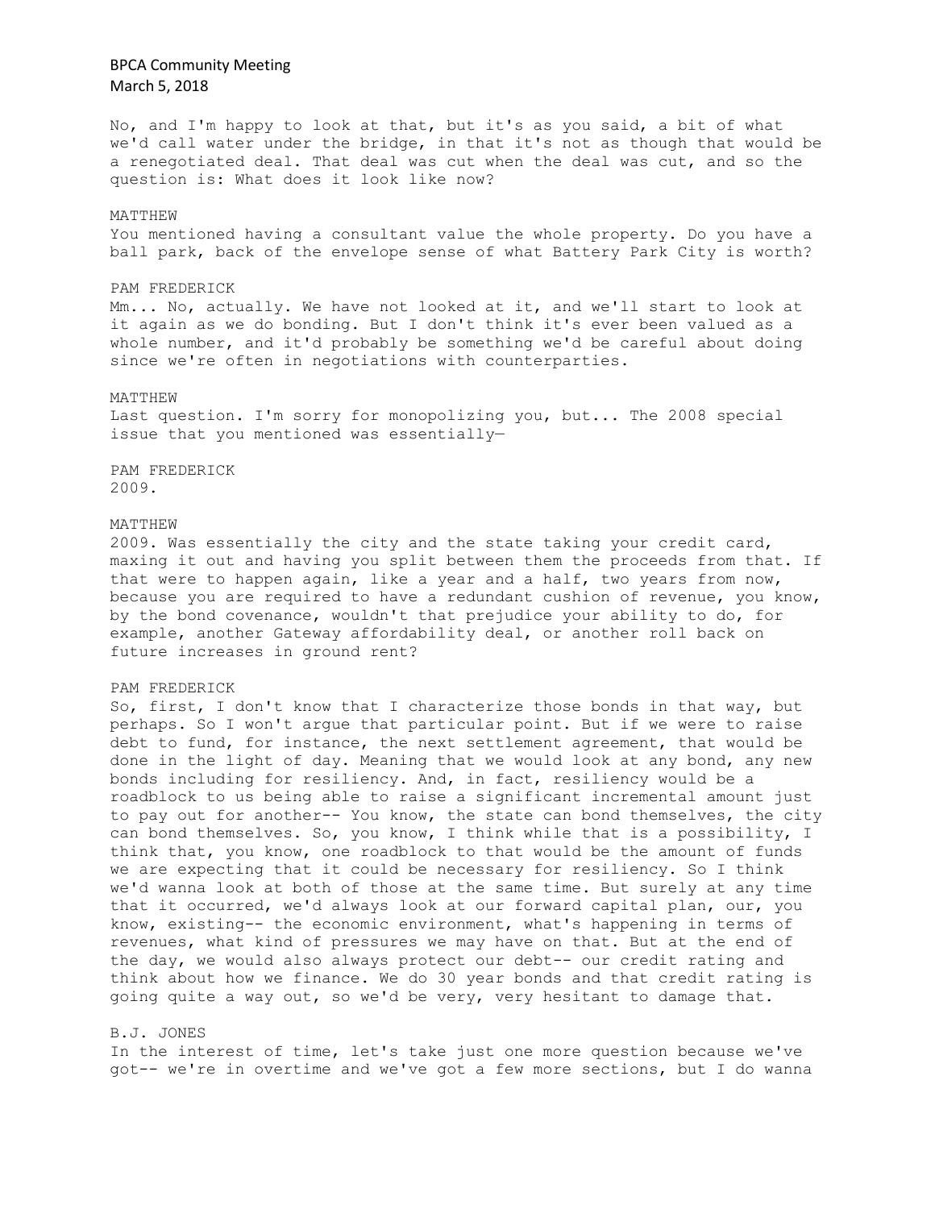No, and I'm happy to look at that, but it's as you said, a bit of what we'd call water under the bridge, in that it's not as though that would be a renegotiated deal. That deal was cut when the deal was cut, and so the question is: What does it look like now?

MATTHEW

You mentioned having a consultant value the whole property. Do you have a ball park, back of the envelope sense of what Battery Park City is worth?

PAM FREDERICK

Mm... No, actually. We have not looked at it, and we'll start to look at it again as we do bonding. But I don't think it's ever been valued as a whole number, and it'd probably be something we'd be careful about doing since we're often in negotiations with counterparties.

MATTHEW

Last question. I'm sorry for monopolizing you, but... The 2008 special issue that you mentioned was essentially—

PAM FREDERICK

2009.

MATTHEW

2009. Was essentially the city and the state taking your credit card, maxing it out and having you split between them the proceeds from that. If that were to happen again, like a year and a half, two years from now, because you are required to have a redundant cushion of revenue, you know, by the bond covenance, wouldn't that prejudice your ability to do, for example, another Gateway affordability deal, or another roll back on future increases in ground rent?

PAM FREDERICK

So, first, I don't know that I characterize those bonds in that way, but perhaps. So I won't argue that particular point. But if we were to raise debt to fund, for instance, the next settlement agreement, that would be done in the light of day. Meaning that we would look at any bond, any new bonds including for resiliency. And, in fact, resiliency would be a roadblock to us being able to raise a significant incremental amount just to pay out for another-- You know, the state can bond themselves, the city can bond themselves. So, you know, I think while that is a possibility, I think that, you know, one roadblock to that would be the amount of funds we are expecting that it could be necessary for resiliency. So I think we'd wanna look at both of those at the same time. But surely at any time that it occurred, we'd always look at our forward capital plan, our, you know, existing-- the economic environment, what's happening in terms of revenues, what kind of pressures we may have on that. But at the end of the day, we would also always protect our debt-- our credit rating and think about how we finance. We do 30 year bonds and that credit rating is going quite a way out, so we'd be very, very hesitant to damage that.

B.J. JONES

In the interest of time, let's take just one more question because we've got-- we're in overtime and we've got a few more sections, but I do wanna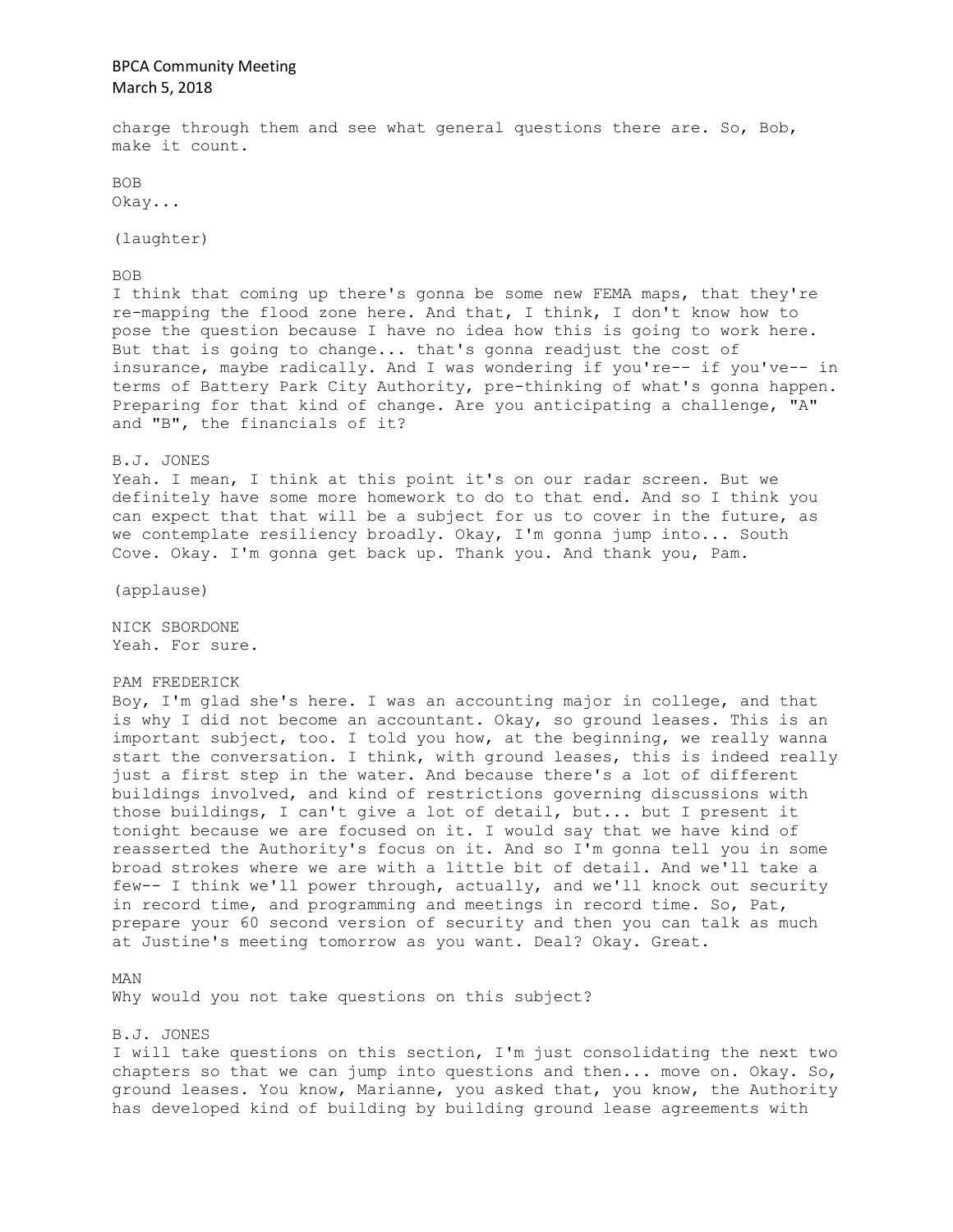charge through them and see what general questions there are. So, Bob, make it count.

BOB
Okay...

(laughter)

BOB
I think that coming up there's gonna be some new FEMA maps, that they're re-mapping the flood zone here. And that, I think, I don't know how to pose the question because I have no idea how this is going to work here. But that is going to change... that's gonna readjust the cost of insurance, maybe radically. And I was wondering if you're-- if you've-- in terms of Battery Park City Authority, pre-thinking of what's gonna happen. Preparing for that kind of change. Are you anticipating a challenge, "A" and "B", the financials of it?

B.J. JONES
Yeah. I mean, I think at this point it's on our radar screen. But we definitely have some more homework to do to that end. And so I think you can expect that that will be a subject for us to cover in the future, as we contemplate resiliency broadly. Okay, I'm gonna jump into... South Cove. Okay. I'm gonna get back up. Thank you. And thank you, Pam.

(applause)

NICK SBORDONE
Yeah. For sure.

PAM FREDERICK
Boy, I'm glad she's here. I was an accounting major in college, and that is why I did not become an accountant. Okay, so ground leases. This is an important subject, too. I told you how, at the beginning, we really wanna start the conversation. I think, with ground leases, this is indeed really just a first step in the water. And because there's a lot of different buildings involved, and kind of restrictions governing discussions with those buildings, I can't give a lot of detail, but... but I present it tonight because we are focused on it. I would say that we have kind of reasserted the Authority's focus on it. And so I'm gonna tell you in some broad strokes where we are with a little bit of detail. And we'll take a few-- I think we'll power through, actually, and we'll knock out security in record time, and programming and meetings in record time. So, Pat, prepare your 60 second version of security and then you can talk as much at Justine's meeting tomorrow as you want. Deal? Okay. Great.

MAN
Why would you not take questions on this subject?

B.J. JONES
I will take questions on this section, I'm just consolidating the next two chapters so that we can jump into questions and then... move on. Okay. So, ground leases. You know, Marianne, you asked that, you know, the Authority has developed kind of building by building ground lease agreements with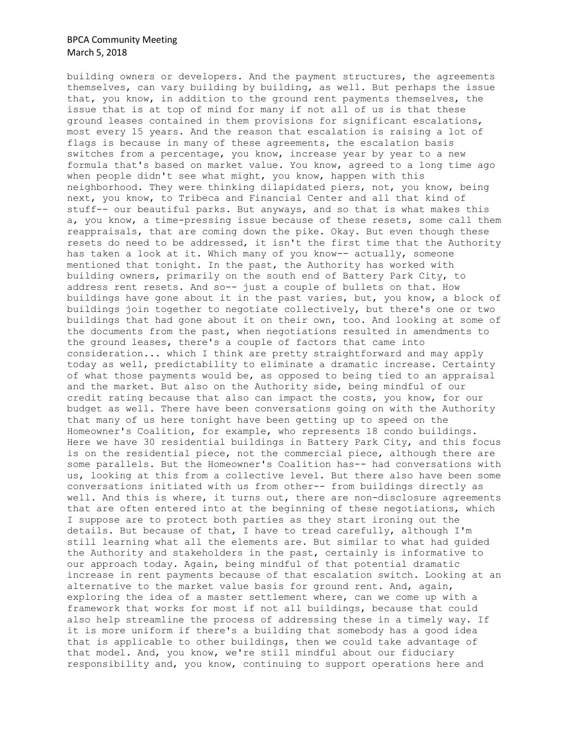building owners or developers. And the payment structures, the agreements themselves, can vary building by building, as well. But perhaps the issue that, you know, in addition to the ground rent payments themselves, the issue that is at top of mind for many if not all of us is that these ground leases contained in them provisions for significant escalations, most every 15 years. And the reason that escalation is raising a lot of flags is because in many of these agreements, the escalation basis switches from a percentage, you know, increase year by year to a new formula that's based on market value. You know, agreed to a long time ago when people didn't see what might, you know, happen with this neighborhood. They were thinking dilapidated piers, not, you know, being next, you know, to Tribeca and Financial Center and all that kind of stuff-- our beautiful parks. But anyways, and so that is what makes this a, you know, a time-pressing issue because of these resets, some call them reappraisals, that are coming down the pike. Okay. But even though these resets do need to be addressed, it isn't the first time that the Authority has taken a look at it. Which many of you know-- actually, someone mentioned that tonight. In the past, the Authority has worked with building owners, primarily on the south end of Battery Park City, to address rent resets. And so-- just a couple of bullets on that. How buildings have gone about it in the past varies, but, you know, a block of buildings join together to negotiate collectively, but there's one or two buildings that had gone about it on their own, too. And looking at some of the documents from the past, when negotiations resulted in amendments to the ground leases, there's a couple of factors that came into consideration... which I think are pretty straightforward and may apply today as well, predictability to eliminate a dramatic increase. Certainty of what those payments would be, as opposed to being tied to an appraisal and the market. But also on the Authority side, being mindful of our credit rating because that also can impact the costs, you know, for our budget as well. There have been conversations going on with the Authority that many of us here tonight have been getting up to speed on the Homeowner's Coalition, for example, who represents 18 condo buildings. Here we have 30 residential buildings in Battery Park City, and this focus is on the residential piece, not the commercial piece, although there are some parallels. But the Homeowner's Coalition has-- had conversations with us, looking at this from a collective level. But there also have been some conversations initiated with us from other-- from buildings directly as well. And this is where, it turns out, there are non-disclosure agreements that are often entered into at the beginning of these negotiations, which I suppose are to protect both parties as they start ironing out the details. But because of that, I have to tread carefully, although I'm still learning what all the elements are. But similar to what had guided the Authority and stakeholders in the past, certainly is informative to our approach today. Again, being mindful of that potential dramatic increase in rent payments because of that escalation switch. Looking at an alternative to the market value basis for ground rent. And, again, exploring the idea of a master settlement where, can we come up with a framework that works for most if not all buildings, because that could also help streamline the process of addressing these in a timely way. If it is more uniform if there's a building that somebody has a good idea that is applicable to other buildings, then we could take advantage of that model. And, you know, we're still mindful about our fiduciary responsibility and, you know, continuing to support operations here and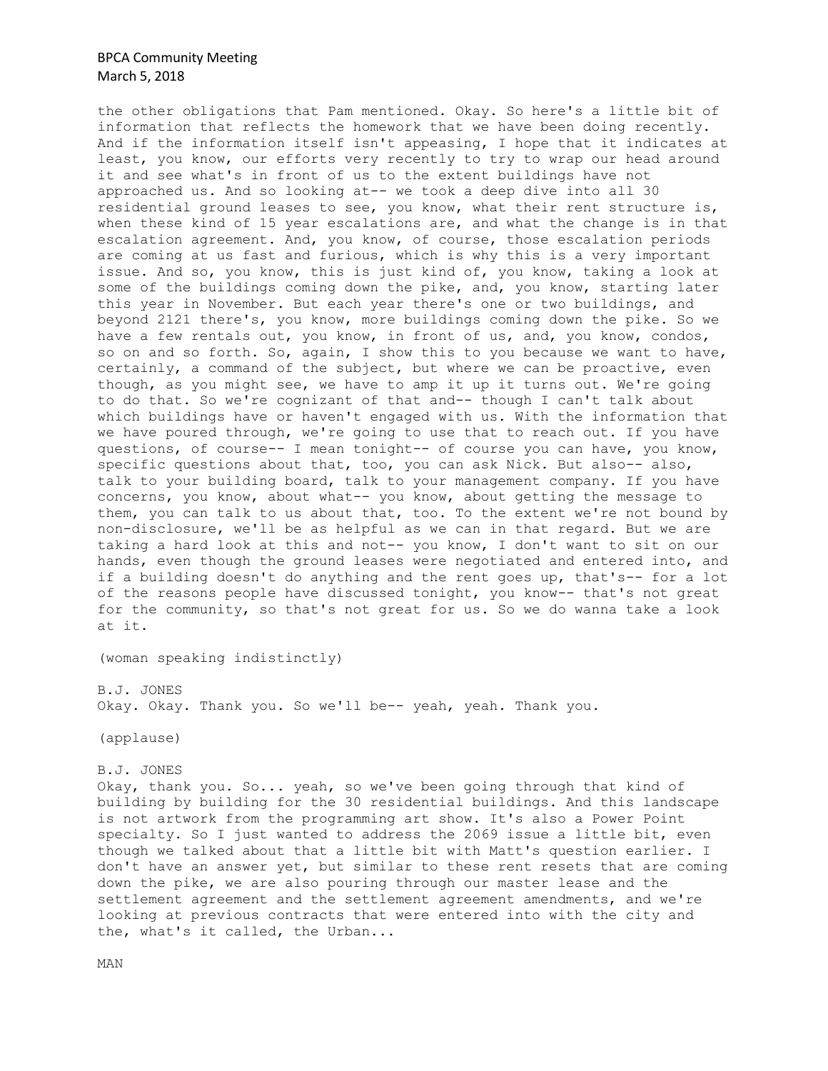the other obligations that Pam mentioned. Okay. So here's a little bit of information that reflects the homework that we have been doing recently. And if the information itself isn't appeasing, I hope that it indicates at least, you know, our efforts very recently to try to wrap our head around it and see what's in front of us to the extent buildings have not approached us. And so looking at-- we took a deep dive into all 30 residential ground leases to see, you know, what their rent structure is, when these kind of 15 year escalations are, and what the change is in that escalation agreement. And, you know, of course, those escalation periods are coming at us fast and furious, which is why this is a very important issue. And so, you know, this is just kind of, you know, taking a look at some of the buildings coming down the pike, and, you know, starting later this year in November. But each year there's one or two buildings, and beyond 2121 there's, you know, more buildings coming down the pike. So we have a few rentals out, you know, in front of us, and, you know, condos, so on and so forth. So, again, I show this to you because we want to have, certainly, a command of the subject, but where we can be proactive, even though, as you might see, we have to amp it up it turns out. We're going to do that. So we're cognizant of that and-- though I can't talk about which buildings have or haven't engaged with us. With the information that we have poured through, we're going to use that to reach out. If you have questions, of course-- I mean tonight-- of course you can have, you know, specific questions about that, too, you can ask Nick. But also-- also, talk to your building board, talk to your management company. If you have concerns, you know, about what-- you know, about getting the message to them, you can talk to us about that, too. To the extent we're not bound by non-disclosure, we'll be as helpful as we can in that regard. But we are taking a hard look at this and not-- you know, I don't want to sit on our hands, even though the ground leases were negotiated and entered into, and if a building doesn't do anything and the rent goes up, that's-- for a lot of the reasons people have discussed tonight, you know-- that's not great for the community, so that's not great for us. So we do wanna take a look at it.

(woman speaking indistinctly)

B.J. JONES
Okay. Okay. Thank you. So we'll be-- yeah, yeah. Thank you.

(applause)

B.J. JONES
Okay, thank you. So... yeah, so we've been going through that kind of building by building for the 30 residential buildings. And this landscape is not artwork from the programming art show. It's also a Power Point specialty. So I just wanted to address the 2069 issue a little bit, even though we talked about that a little bit with Matt's question earlier. I don't have an answer yet, but similar to these rent resets that are coming down the pike, we are also pouring through our master lease and the settlement agreement and the settlement agreement amendments, and we're looking at previous contracts that were entered into with the city and the, what's it called, the Urban...

MAN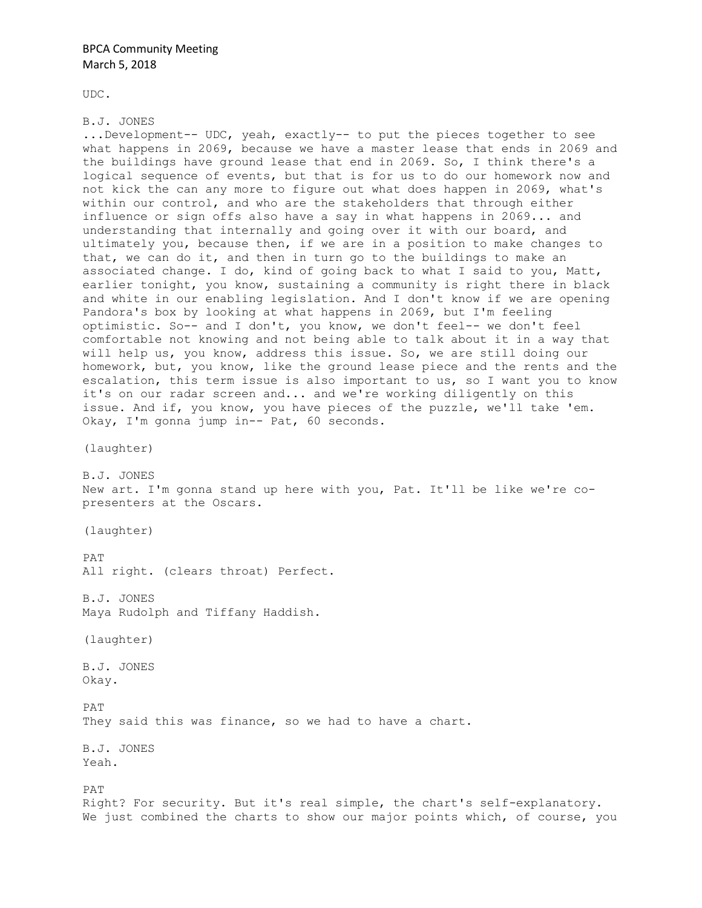UDC.

B.J. JONES
...Development-- UDC, yeah, exactly-- to put the pieces together to see what happens in 2069, because we have a master lease that ends in 2069 and the buildings have ground lease that end in 2069. So, I think there's a logical sequence of events, but that is for us to do our homework now and not kick the can any more to figure out what does happen in 2069, what's within our control, and who are the stakeholders that through either influence or sign offs also have a say in what happens in 2069... and understanding that internally and going over it with our board, and ultimately you, because then, if we are in a position to make changes to that, we can do it, and then in turn go to the buildings to make an associated change. I do, kind of going back to what I said to you, Matt, earlier tonight, you know, sustaining a community is right there in black and white in our enabling legislation. And I don't know if we are opening Pandora's box by looking at what happens in 2069, but I'm feeling optimistic. So-- and I don't, you know, we don't feel-- we don't feel comfortable not knowing and not being able to talk about it in a way that will help us, you know, address this issue. So, we are still doing our homework, but, you know, like the ground lease piece and the rents and the escalation, this term issue is also important to us, so I want you to know it's on our radar screen and... and we're working diligently on this issue. And if, you know, you have pieces of the puzzle, we'll take 'em. Okay, I'm gonna jump in-- Pat, 60 seconds.

(laughter)

B.J. JONES
New art. I'm gonna stand up here with you, Pat. It'll be like we're co-presenters at the Oscars.

(laughter)

PAT
All right. (clears throat) Perfect.

B.J. JONES
Maya Rudolph and Tiffany Haddish.

(laughter)

B.J. JONES
Okay.

PAT
They said this was finance, so we had to have a chart.

B.J. JONES
Yeah.

PAT
Right? For security. But it's real simple, the chart's self-explanatory. We just combined the charts to show our major points which, of course, you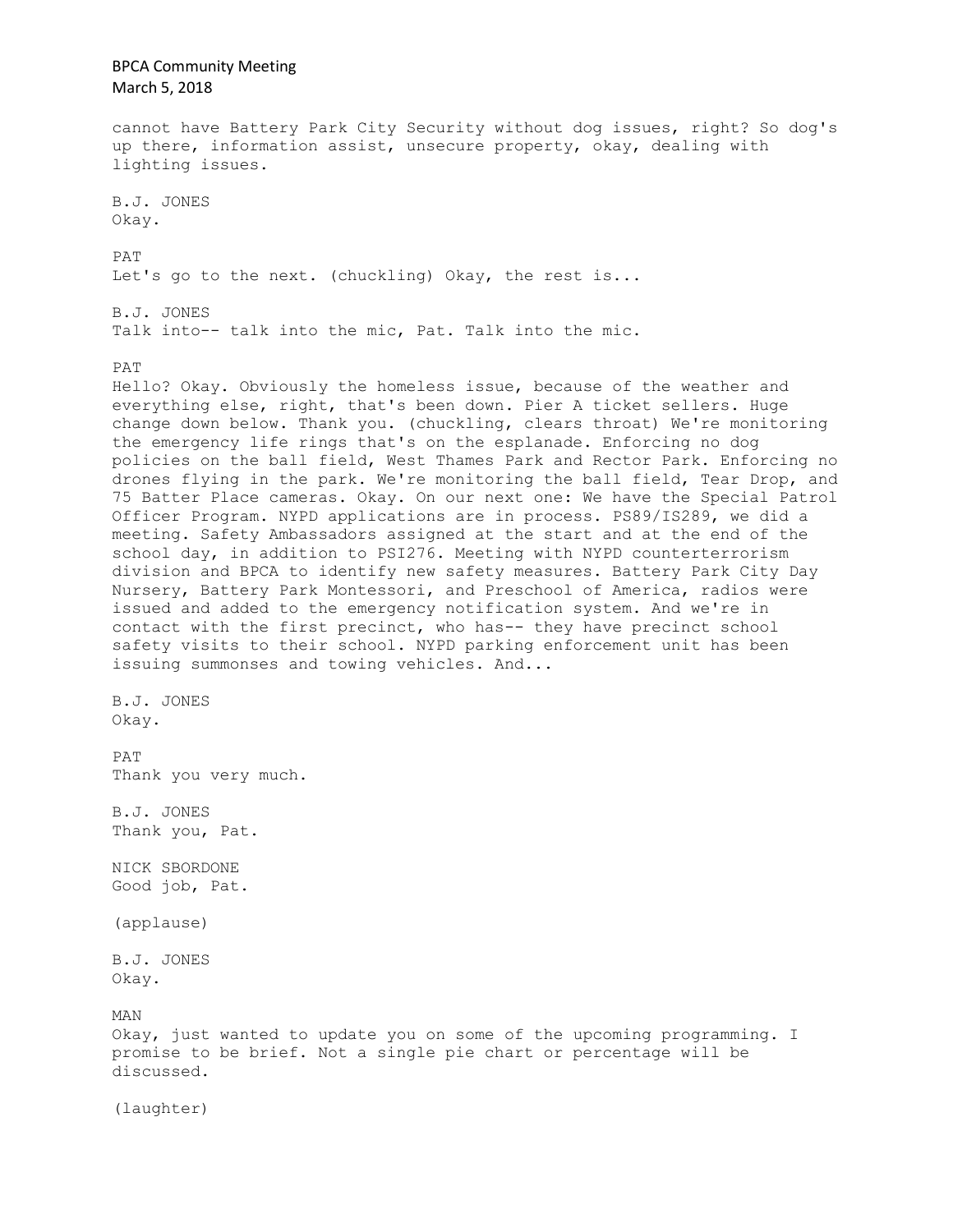cannot have Battery Park City Security without dog issues, right? So dog's up there, information assist, unsecure property, okay, dealing with lighting issues.

B.J. JONES
Okay.

PAT
Let's go to the next. (chuckling) Okay, the rest is...

B.J. JONES
Talk into-- talk into the mic, Pat. Talk into the mic.

PAT
Hello? Okay. Obviously the homeless issue, because of the weather and everything else, right, that's been down. Pier A ticket sellers. Huge change down below. Thank you. (chuckling, clears throat) We're monitoring the emergency life rings that's on the esplanade. Enforcing no dog policies on the ball field, West Thames Park and Rector Park. Enforcing no drones flying in the park. We're monitoring the ball field, Tear Drop, and 75 Batter Place cameras. Okay. On our next one: We have the Special Patrol Officer Program. NYPD applications are in process. PS89/IS289, we did a meeting. Safety Ambassadors assigned at the start and at the end of the school day, in addition to PSI276. Meeting with NYPD counterterrorism division and BPCA to identify new safety measures. Battery Park City Day Nursery, Battery Park Montessori, and Preschool of America, radios were issued and added to the emergency notification system. And we're in contact with the first precinct, who has-- they have precinct school safety visits to their school. NYPD parking enforcement unit has been issuing summonses and towing vehicles. And...

B.J. JONES
Okay.

PAT
Thank you very much.

B.J. JONES
Thank you, Pat.

NICK SBORDONE
Good job, Pat.

(applause)

B.J. JONES
Okay.

MAN
Okay, just wanted to update you on some of the upcoming programming. I promise to be brief. Not a single pie chart or percentage will be discussed.

(laughter)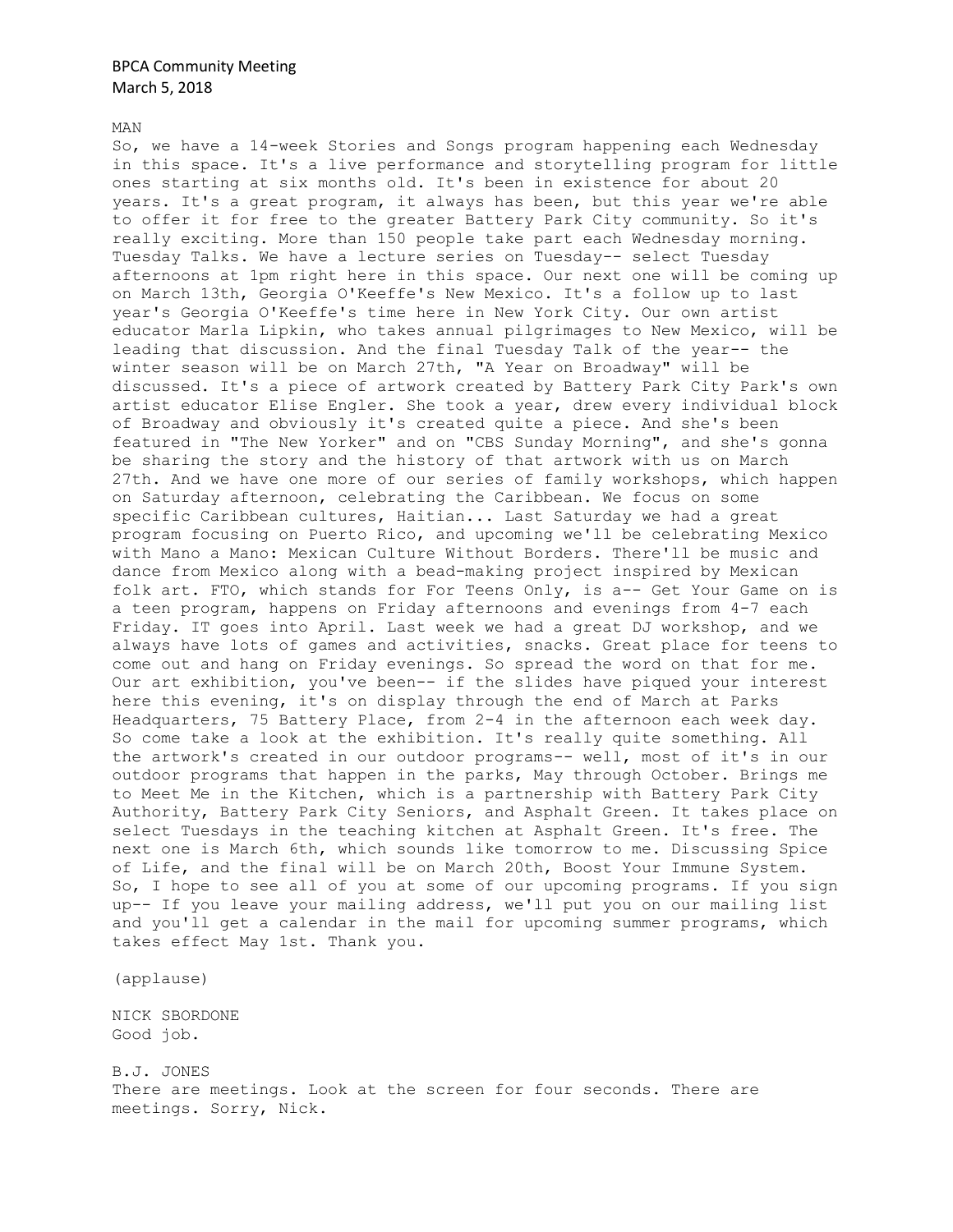MAN

So, we have a 14-week Stories and Songs program happening each Wednesday in this space. It's a live performance and storytelling program for little ones starting at six months old. It's been in existence for about 20 years. It's a great program, it always has been, but this year we're able to offer it for free to the greater Battery Park City community. So it's really exciting. More than 150 people take part each Wednesday morning. Tuesday Talks. We have a lecture series on Tuesday-- select Tuesday afternoons at 1pm right here in this space. Our next one will be coming up on March 13th, Georgia O'Keeffe's New Mexico. It's a follow up to last year's Georgia O'Keeffe's time here in New York City. Our own artist educator Marla Lipkin, who takes annual pilgrimages to New Mexico, will be leading that discussion. And the final Tuesday Talk of the year-- the winter season will be on March 27th, "A Year on Broadway" will be discussed. It's a piece of artwork created by Battery Park City Park's own artist educator Elise Engler. She took a year, drew every individual block of Broadway and obviously it's created quite a piece. And she's been featured in "The New Yorker" and on "CBS Sunday Morning", and she's gonna be sharing the story and the history of that artwork with us on March 27th. And we have one more of our series of family workshops, which happen on Saturday afternoon, celebrating the Caribbean. We focus on some specific Caribbean cultures, Haitian... Last Saturday we had a great program focusing on Puerto Rico, and upcoming we'll be celebrating Mexico with Mano a Mano: Mexican Culture Without Borders. There'll be music and dance from Mexico along with a bead-making project inspired by Mexican folk art. FTO, which stands for For Teens Only, is a-- Get Your Game on is a teen program, happens on Friday afternoons and evenings from 4-7 each Friday. IT goes into April. Last week we had a great DJ workshop, and we always have lots of games and activities, snacks. Great place for teens to come out and hang on Friday evenings. So spread the word on that for me. Our art exhibition, you've been-- if the slides have piqued your interest here this evening, it's on display through the end of March at Parks Headquarters, 75 Battery Place, from 2-4 in the afternoon each week day. So come take a look at the exhibition. It's really quite something. All the artwork's created in our outdoor programs-- well, most of it's in our outdoor programs that happen in the parks, May through October. Brings me to Meet Me in the Kitchen, which is a partnership with Battery Park City Authority, Battery Park City Seniors, and Asphalt Green. It takes place on select Tuesdays in the teaching kitchen at Asphalt Green. It's free. The next one is March 6th, which sounds like tomorrow to me. Discussing Spice of Life, and the final will be on March 20th, Boost Your Immune System. So, I hope to see all of you at some of our upcoming programs. If you sign up-- If you leave your mailing address, we'll put you on our mailing list and you'll get a calendar in the mail for upcoming summer programs, which takes effect May 1st. Thank you.

(applause)

NICK SBORDONE

Good job.

B.J. JONES

There are meetings. Look at the screen for four seconds. There are meetings. Sorry, Nick.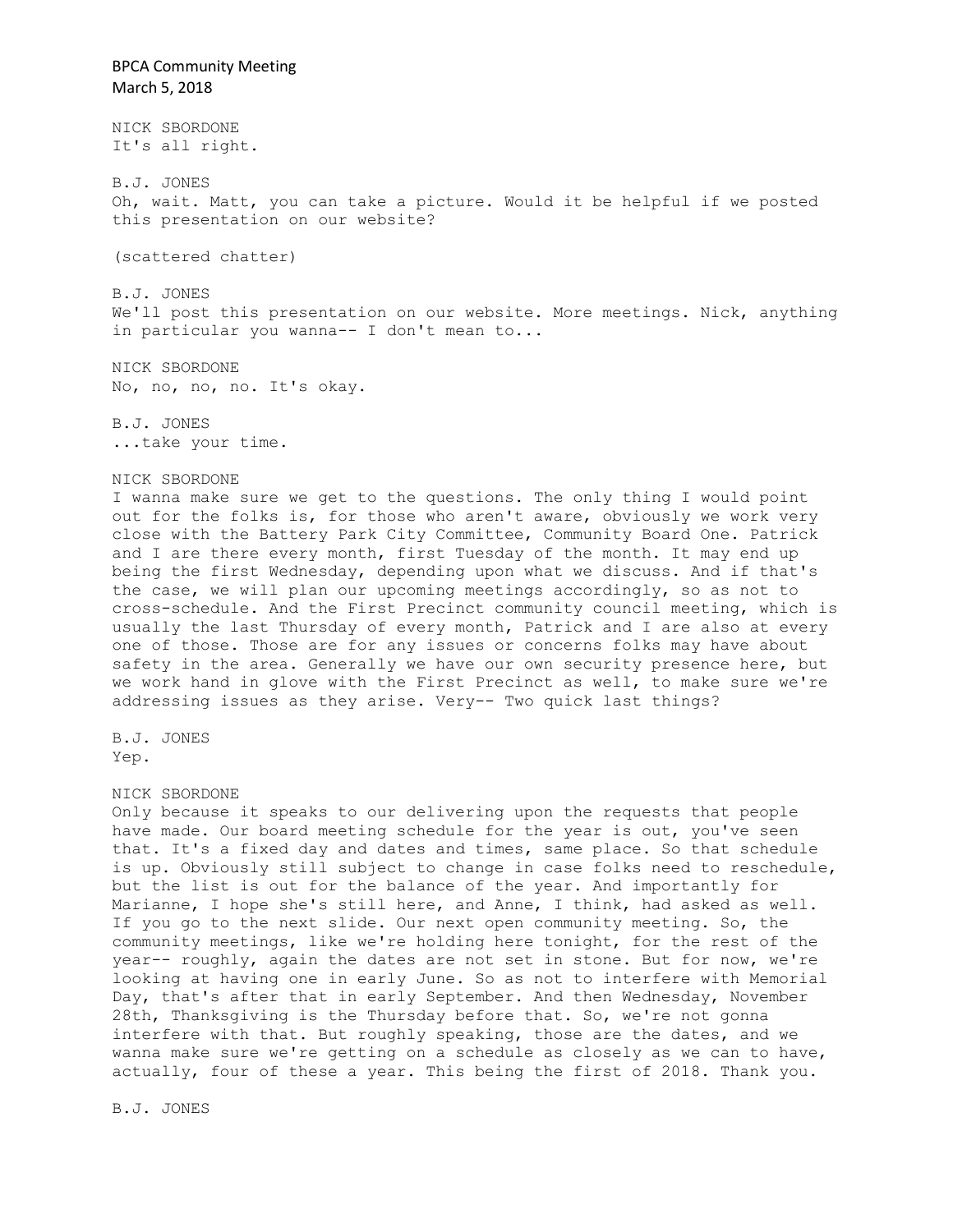NICK SBORDONE
It's all right.

B.J. JONES
Oh, wait. Matt, you can take a picture. Would it be helpful if we posted this presentation on our website?

(scattered chatter)

B.J. JONES
We'll post this presentation on our website. More meetings. Nick, anything in particular you wanna-- I don't mean to...

NICK SBORDONE
No, no, no, no. It's okay.

B.J. JONES
...take your time.

NICK SBORDONE
I wanna make sure we get to the questions. The only thing I would point out for the folks is, for those who aren't aware, obviously we work very close with the Battery Park City Committee, Community Board One. Patrick and I are there every month, first Tuesday of the month. It may end up being the first Wednesday, depending upon what we discuss. And if that's the case, we will plan our upcoming meetings accordingly, so as not to cross-schedule. And the First Precinct community council meeting, which is usually the last Thursday of every month, Patrick and I are also at every one of those. Those are for any issues or concerns folks may have about safety in the area. Generally we have our own security presence here, but we work hand in glove with the First Precinct as well, to make sure we're addressing issues as they arise. Very-- Two quick last things?

B.J. JONES
Yep.

NICK SBORDONE
Only because it speaks to our delivering upon the requests that people have made. Our board meeting schedule for the year is out, you've seen that. It's a fixed day and dates and times, same place. So that schedule is up. Obviously still subject to change in case folks need to reschedule, but the list is out for the balance of the year. And importantly for Marianne, I hope she's still here, and Anne, I think, had asked as well. If you go to the next slide. Our next open community meeting. So, the community meetings, like we're holding here tonight, for the rest of the year-- roughly, again the dates are not set in stone. But for now, we're looking at having one in early June. So as not to interfere with Memorial Day, that's after that in early September. And then Wednesday, November 28th, Thanksgiving is the Thursday before that. So, we're not gonna interfere with that. But roughly speaking, those are the dates, and we wanna make sure we're getting on a schedule as closely as we can to have, actually, four of these a year. This being the first of 2018. Thank you.

B.J. JONES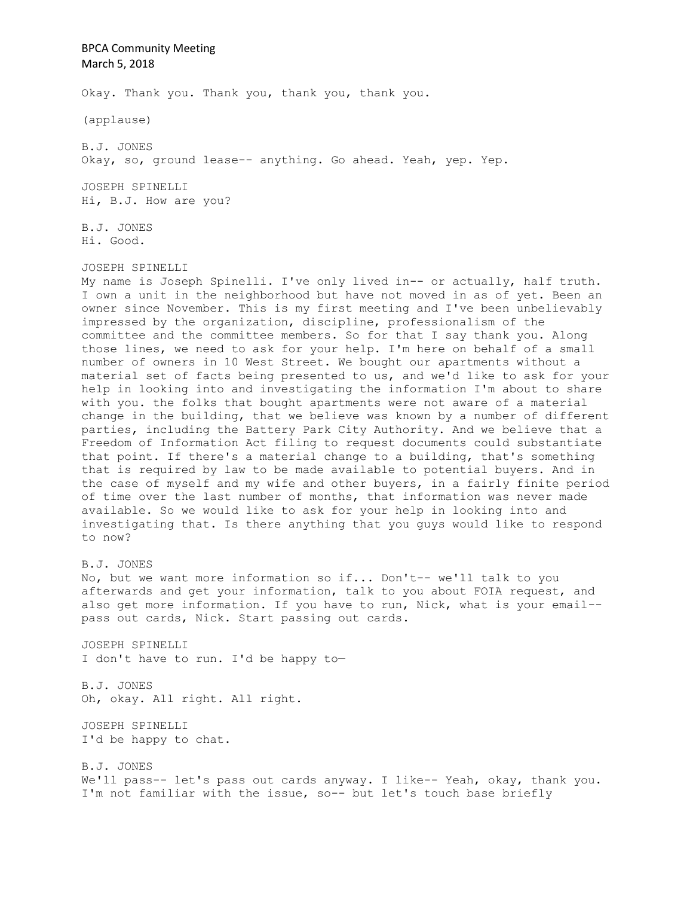Okay. Thank you. Thank you, thank you, thank you.

(applause)

B.J. JONES
Okay, so, ground lease-- anything. Go ahead. Yeah, yep. Yep.

JOSEPH SPINELLI
Hi, B.J. How are you?

B.J. JONES
Hi. Good.

JOSEPH SPINELLI
My name is Joseph Spinelli. I've only lived in-- or actually, half truth. I own a unit in the neighborhood but have not moved in as of yet. Been an owner since November. This is my first meeting and I've been unbelievably impressed by the organization, discipline, professionalism of the committee and the committee members. So for that I say thank you. Along those lines, we need to ask for your help. I'm here on behalf of a small number of owners in 10 West Street. We bought our apartments without a material set of facts being presented to us, and we'd like to ask for your help in looking into and investigating the information I'm about to share with you. the folks that bought apartments were not aware of a material change in the building, that we believe was known by a number of different parties, including the Battery Park City Authority. And we believe that a Freedom of Information Act filing to request documents could substantiate that point. If there's a material change to a building, that's something that is required by law to be made available to potential buyers. And in the case of myself and my wife and other buyers, in a fairly finite period of time over the last number of months, that information was never made available. So we would like to ask for your help in looking into and investigating that. Is there anything that you guys would like to respond to now?

B.J. JONES
No, but we want more information so if... Don't-- we'll talk to you afterwards and get your information, talk to you about FOIA request, and also get more information. If you have to run, Nick, what is your email-- pass out cards, Nick. Start passing out cards.

JOSEPH SPINELLI
I don't have to run. I'd be happy to—

B.J. JONES
Oh, okay. All right. All right.

JOSEPH SPINELLI
I'd be happy to chat.

B.J. JONES
We'll pass-- let's pass out cards anyway. I like-- Yeah, okay, thank you. I'm not familiar with the issue, so-- but let's touch base briefly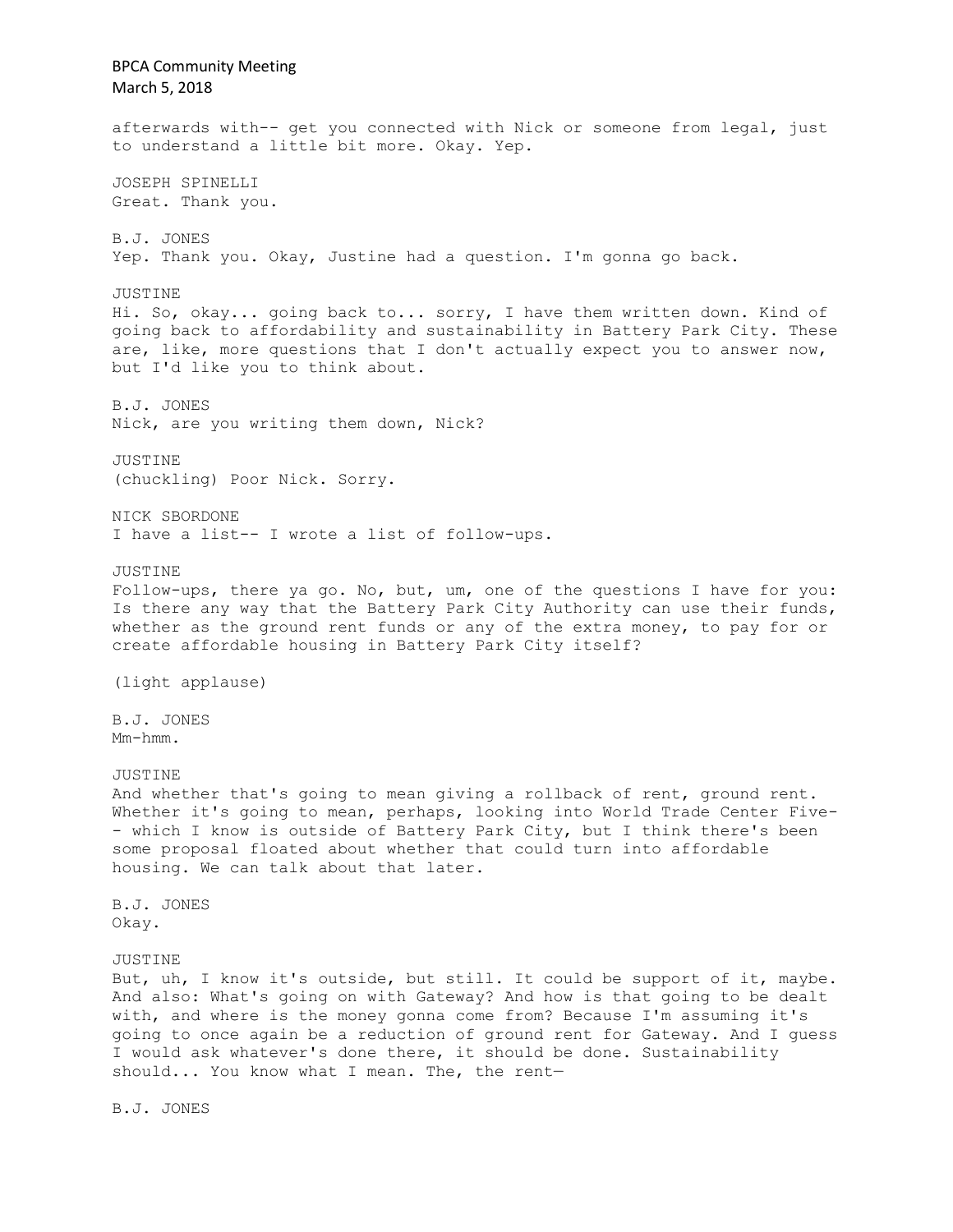afterwards with-- get you connected with Nick or someone from legal, just to understand a little bit more. Okay. Yep.

JOSEPH SPINELLI
Great. Thank you.

B.J. JONES
Yep. Thank you. Okay, Justine had a question. I'm gonna go back.

JUSTINE
Hi. So, okay... going back to... sorry, I have them written down. Kind of going back to affordability and sustainability in Battery Park City. These are, like, more questions that I don't actually expect you to answer now, but I'd like you to think about.

B.J. JONES
Nick, are you writing them down, Nick?

JUSTINE
(chuckling) Poor Nick. Sorry.

NICK SBORDONE
I have a list-- I wrote a list of follow-ups.

JUSTINE
Follow-ups, there ya go. No, but, um, one of the questions I have for you: Is there any way that the Battery Park City Authority can use their funds, whether as the ground rent funds or any of the extra money, to pay for or create affordable housing in Battery Park City itself?

(light applause)

B.J. JONES
Mm-hmm.

JUSTINE
And whether that's going to mean giving a rollback of rent, ground rent. Whether it's going to mean, perhaps, looking into World Trade Center Five-- which I know is outside of Battery Park City, but I think there's been some proposal floated about whether that could turn into affordable housing. We can talk about that later.

B.J. JONES
Okay.

JUSTINE
But, uh, I know it's outside, but still. It could be support of it, maybe. And also: What's going on with Gateway? And how is that going to be dealt with, and where is the money gonna come from? Because I'm assuming it's going to once again be a reduction of ground rent for Gateway. And I guess I would ask whatever's done there, it should be done. Sustainability should... You know what I mean. The, the rent—

B.J. JONES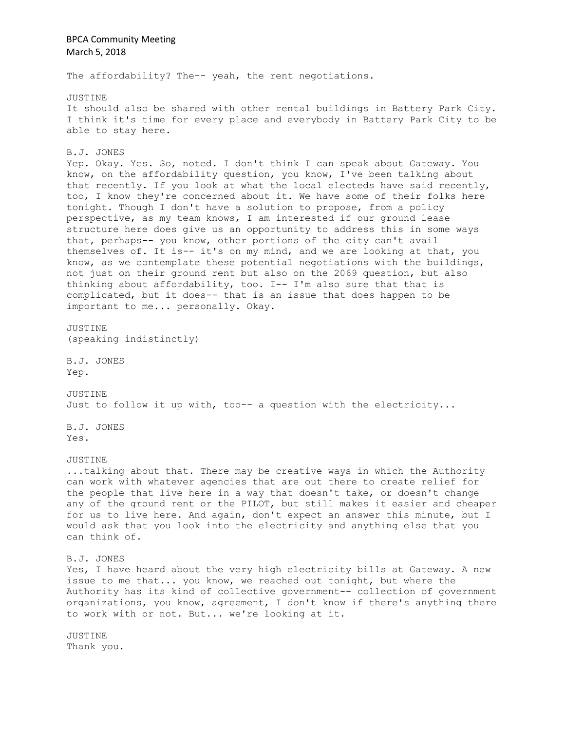The affordability? The-- yeah, the rent negotiations.

JUSTINE
It should also be shared with other rental buildings in Battery Park City. I think it's time for every place and everybody in Battery Park City to be able to stay here.

B.J. JONES
Yep. Okay. Yes. So, noted. I don't think I can speak about Gateway. You know, on the affordability question, you know, I've been talking about that recently. If you look at what the local electeds have said recently, too, I know they're concerned about it. We have some of their folks here tonight. Though I don't have a solution to propose, from a policy perspective, as my team knows, I am interested if our ground lease structure here does give us an opportunity to address this in some ways that, perhaps-- you know, other portions of the city can't avail themselves of. It is-- it's on my mind, and we are looking at that, you know, as we contemplate these potential negotiations with the buildings, not just on their ground rent but also on the 2069 question, but also thinking about affordability, too. I-- I'm also sure that that is complicated, but it does-- that is an issue that does happen to be important to me... personally. Okay.

JUSTINE
(speaking indistinctly)

B.J. JONES
Yep.

JUSTINE
Just to follow it up with, too-- a question with the electricity...

B.J. JONES
Yes.

JUSTINE
...talking about that. There may be creative ways in which the Authority can work with whatever agencies that are out there to create relief for the people that live here in a way that doesn't take, or doesn't change any of the ground rent or the PILOT, but still makes it easier and cheaper for us to live here. And again, don't expect an answer this minute, but I would ask that you look into the electricity and anything else that you can think of.

B.J. JONES
Yes, I have heard about the very high electricity bills at Gateway. A new issue to me that... you know, we reached out tonight, but where the Authority has its kind of collective government-- collection of government organizations, you know, agreement, I don't know if there's anything there to work with or not. But... we're looking at it.

JUSTINE
Thank you.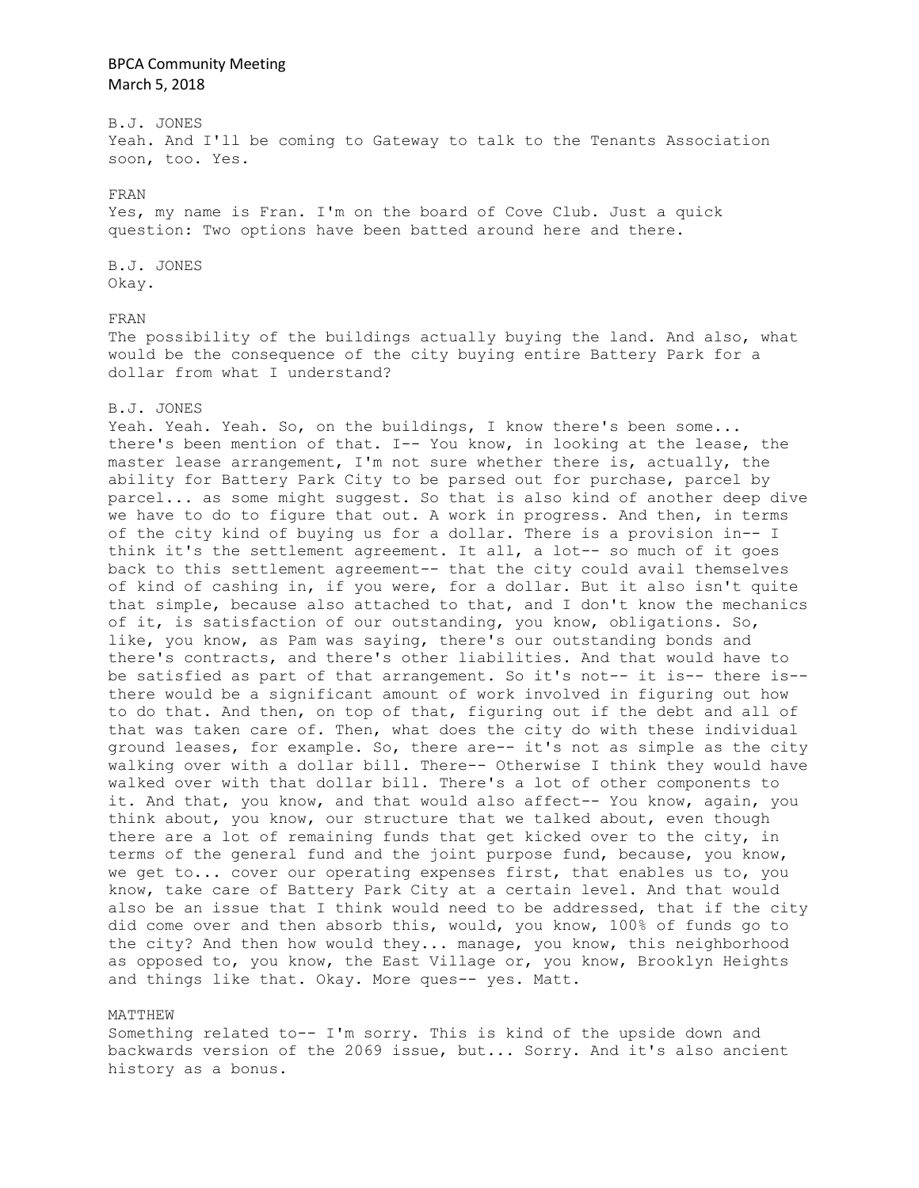B.J. JONES
Yeah. And I'll be coming to Gateway to talk to the Tenants Association soon, too. Yes.

FRAN
Yes, my name is Fran. I'm on the board of Cove Club. Just a quick question: Two options have been batted around here and there.

B.J. JONES
Okay.

FRAN
The possibility of the buildings actually buying the land. And also, what would be the consequence of the city buying entire Battery Park for a dollar from what I understand?

B.J. JONES
Yeah. Yeah. Yeah. So, on the buildings, I know there's been some... there's been mention of that. I-- You know, in looking at the lease, the master lease arrangement, I'm not sure whether there is, actually, the ability for Battery Park City to be parsed out for purchase, parcel by parcel... as some might suggest. So that is also kind of another deep dive we have to do to figure that out. A work in progress. And then, in terms of the city kind of buying us for a dollar. There is a provision in-- I think it's the settlement agreement. It all, a lot-- so much of it goes back to this settlement agreement-- that the city could avail themselves of kind of cashing in, if you were, for a dollar. But it also isn't quite that simple, because also attached to that, and I don't know the mechanics of it, is satisfaction of our outstanding, you know, obligations. So, like, you know, as Pam was saying, there's our outstanding bonds and there's contracts, and there's other liabilities. And that would have to be satisfied as part of that arrangement. So it's not-- it is-- there is-- there would be a significant amount of work involved in figuring out how to do that. And then, on top of that, figuring out if the debt and all of that was taken care of. Then, what does the city do with these individual ground leases, for example. So, there are-- it's not as simple as the city walking over with a dollar bill. There-- Otherwise I think they would have walked over with that dollar bill. There's a lot of other components to it. And that, you know, and that would also affect-- You know, again, you think about, you know, our structure that we talked about, even though there are a lot of remaining funds that get kicked over to the city, in terms of the general fund and the joint purpose fund, because, you know, we get to... cover our operating expenses first, that enables us to, you know, take care of Battery Park City at a certain level. And that would also be an issue that I think would need to be addressed, that if the city did come over and then absorb this, would, you know, 100% of funds go to the city? And then how would they... manage, you know, this neighborhood as opposed to, you know, the East Village or, you know, Brooklyn Heights and things like that. Okay. More ques-- yes. Matt.

MATTHEW
Something related to-- I'm sorry. This is kind of the upside down and backwards version of the 2069 issue, but... Sorry. And it's also ancient history as a bonus.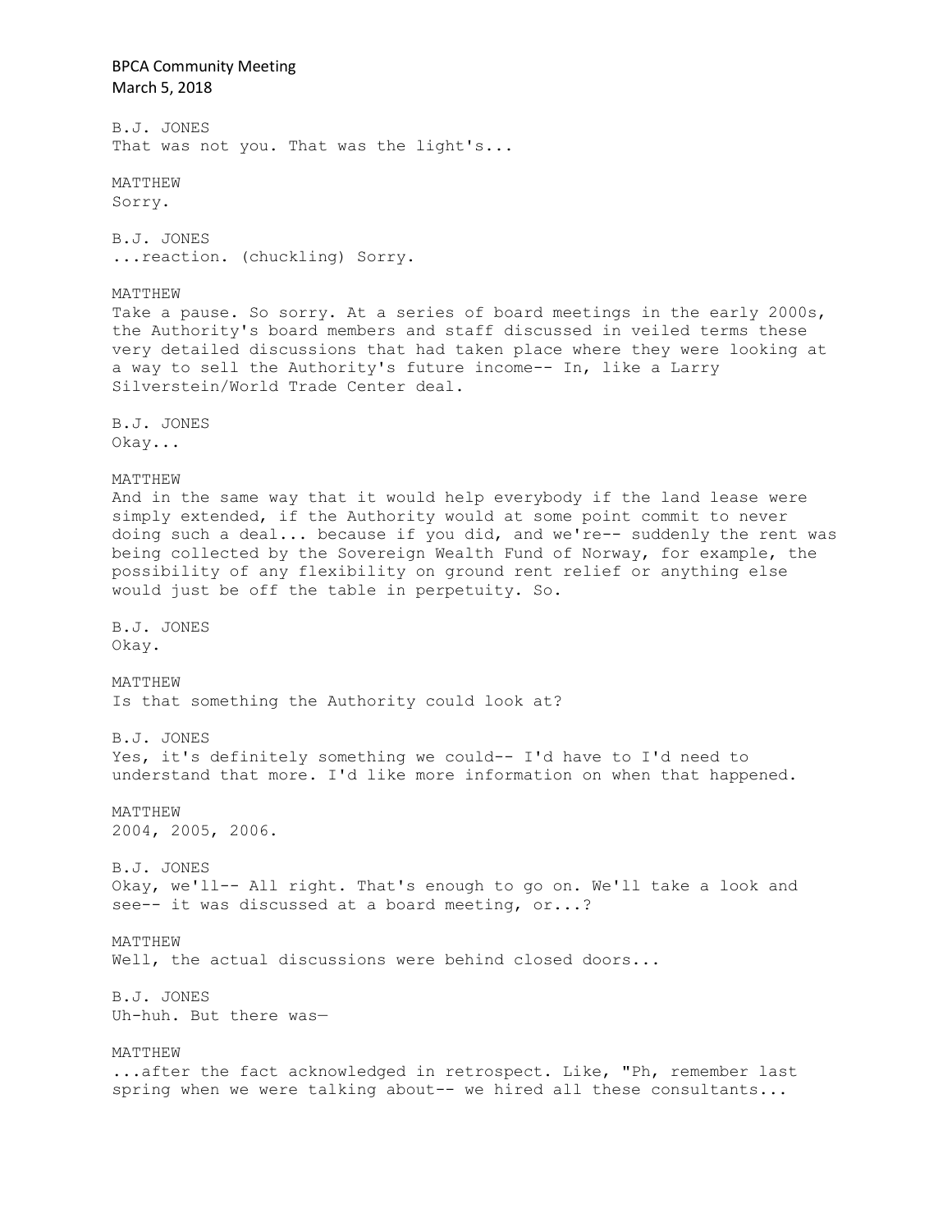B.J. JONES
That was not you. That was the light's...

MATTHEW
Sorry.

B.J. JONES
...reaction. (chuckling) Sorry.

MATTHEW
Take a pause. So sorry. At a series of board meetings in the early 2000s, the Authority's board members and staff discussed in veiled terms these very detailed discussions that had taken place where they were looking at a way to sell the Authority's future income-- In, like a Larry Silverstein/World Trade Center deal.

B.J. JONES
Okay...

MATTHEW
And in the same way that it would help everybody if the land lease were simply extended, if the Authority would at some point commit to never doing such a deal... because if you did, and we're-- suddenly the rent was being collected by the Sovereign Wealth Fund of Norway, for example, the possibility of any flexibility on ground rent relief or anything else would just be off the table in perpetuity. So.

B.J. JONES
Okay.

MATTHEW
Is that something the Authority could look at?

B.J. JONES
Yes, it's definitely something we could-- I'd have to I'd need to understand that more. I'd like more information on when that happened.

MATTHEW
2004, 2005, 2006.

B.J. JONES
Okay, we'll-- All right. That's enough to go on. We'll take a look and see-- it was discussed at a board meeting, or...?

MATTHEW
Well, the actual discussions were behind closed doors...

B.J. JONES
Uh-huh. But there was—

MATTHEW
...after the fact acknowledged in retrospect. Like, "Ph, remember last spring when we were talking about-- we hired all these consultants...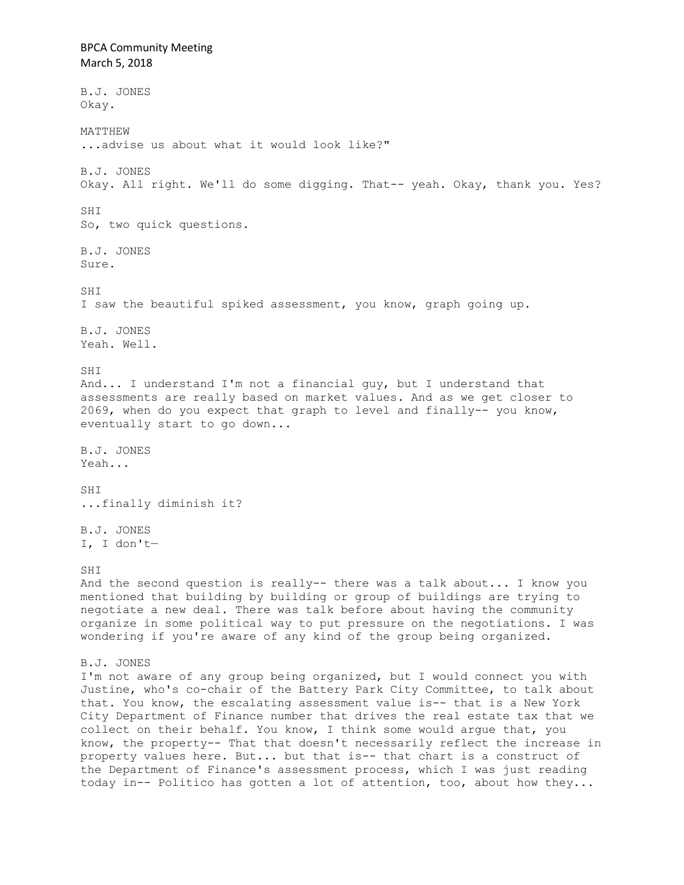B.J. JONES
Okay.

MATTHEW
...advise us about what it would look like?"

B.J. JONES
Okay. All right. We'll do some digging. That-- yeah. Okay, thank you. Yes?

SHI
So, two quick questions.

B.J. JONES
Sure.

SHI
I saw the beautiful spiked assessment, you know, graph going up.

B.J. JONES
Yeah. Well.

SHI
And... I understand I'm not a financial guy, but I understand that assessments are really based on market values. And as we get closer to 2069, when do you expect that graph to level and finally-- you know, eventually start to go down...

B.J. JONES
Yeah...

SHI
...finally diminish it?

B.J. JONES
I, I don't—

SHI
And the second question is really-- there was a talk about... I know you mentioned that building by building or group of buildings are trying to negotiate a new deal. There was talk before about having the community organize in some political way to put pressure on the negotiations. I was wondering if you're aware of any kind of the group being organized.

B.J. JONES
I'm not aware of any group being organized, but I would connect you with Justine, who's co-chair of the Battery Park City Committee, to talk about that. You know, the escalating assessment value is-- that is a New York City Department of Finance number that drives the real estate tax that we collect on their behalf. You know, I think some would argue that, you know, the property-- That that doesn't necessarily reflect the increase in property values here. But... but that is-- that chart is a construct of the Department of Finance's assessment process, which I was just reading today in-- Politico has gotten a lot of attention, too, about how they...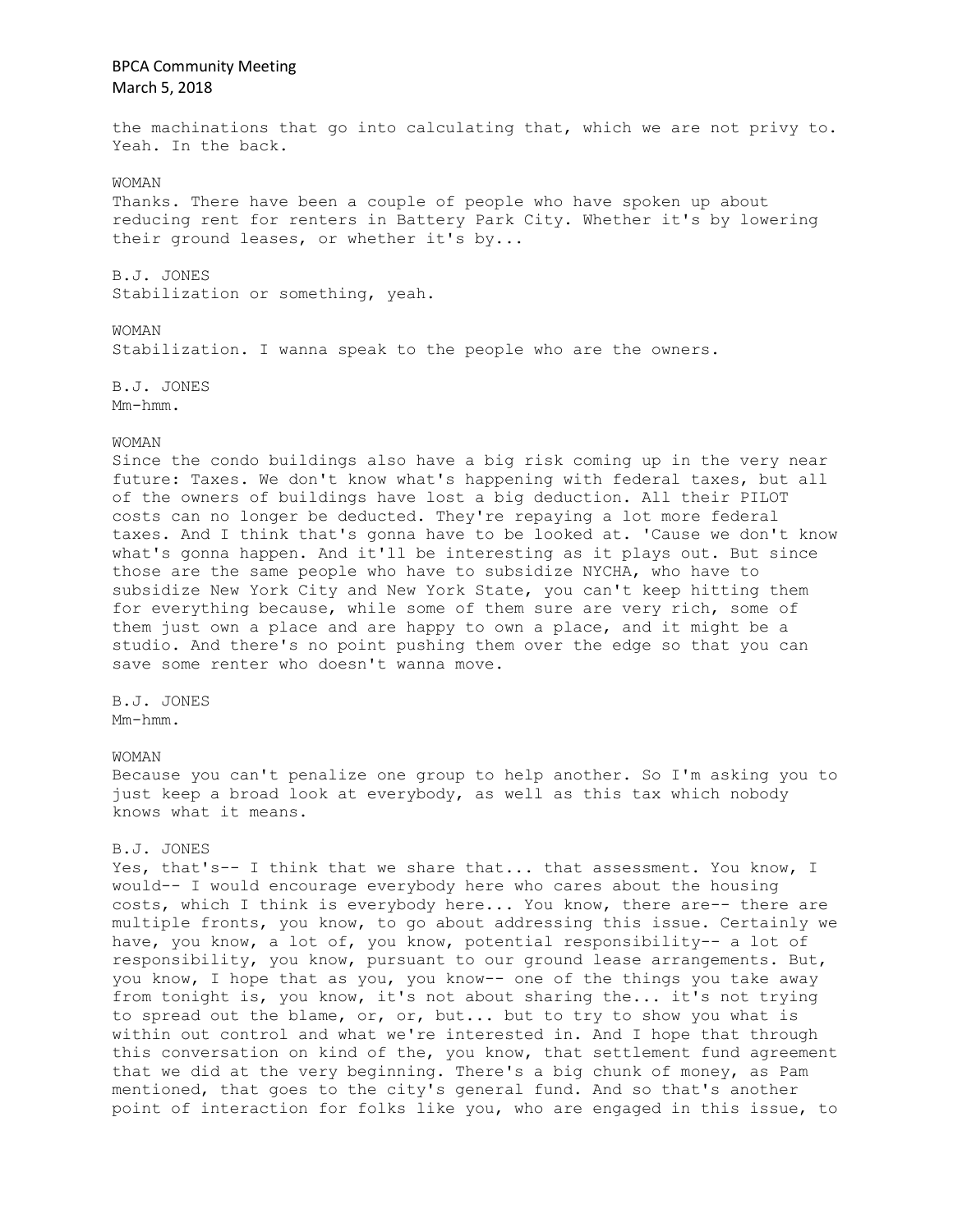the machinations that go into calculating that, which we are not privy to. Yeah. In the back.

WOMAN

Thanks. There have been a couple of people who have spoken up about reducing rent for renters in Battery Park City. Whether it's by lowering their ground leases, or whether it's by...

B.J. JONES

Stabilization or something, yeah.

WOMAN

Stabilization. I wanna speak to the people who are the owners.

B.J. JONES

Mm-hmm.

WOMAN

Since the condo buildings also have a big risk coming up in the very near future: Taxes. We don't know what's happening with federal taxes, but all of the owners of buildings have lost a big deduction. All their PILOT costs can no longer be deducted. They're repaying a lot more federal taxes. And I think that's gonna have to be looked at. 'Cause we don't know what's gonna happen. And it'll be interesting as it plays out. But since those are the same people who have to subsidize NYCHA, who have to subsidize New York City and New York State, you can't keep hitting them for everything because, while some of them sure are very rich, some of them just own a place and are happy to own a place, and it might be a studio. And there's no point pushing them over the edge so that you can save some renter who doesn't wanna move.

B.J. JONES

Mm-hmm.

WOMAN

Because you can't penalize one group to help another. So I'm asking you to just keep a broad look at everybody, as well as this tax which nobody knows what it means.

B.J. JONES

Yes, that's-- I think that we share that... that assessment. You know, I would-- I would encourage everybody here who cares about the housing costs, which I think is everybody here... You know, there are-- there are multiple fronts, you know, to go about addressing this issue. Certainly we have, you know, a lot of, you know, potential responsibility-- a lot of responsibility, you know, pursuant to our ground lease arrangements. But, you know, I hope that as you, you know-- one of the things you take away from tonight is, you know, it's not about sharing the... it's not trying to spread out the blame, or, or, but... but to try to show you what is within out control and what we're interested in. And I hope that through this conversation on kind of the, you know, that settlement fund agreement that we did at the very beginning. There's a big chunk of money, as Pam mentioned, that goes to the city's general fund. And so that's another point of interaction for folks like you, who are engaged in this issue, to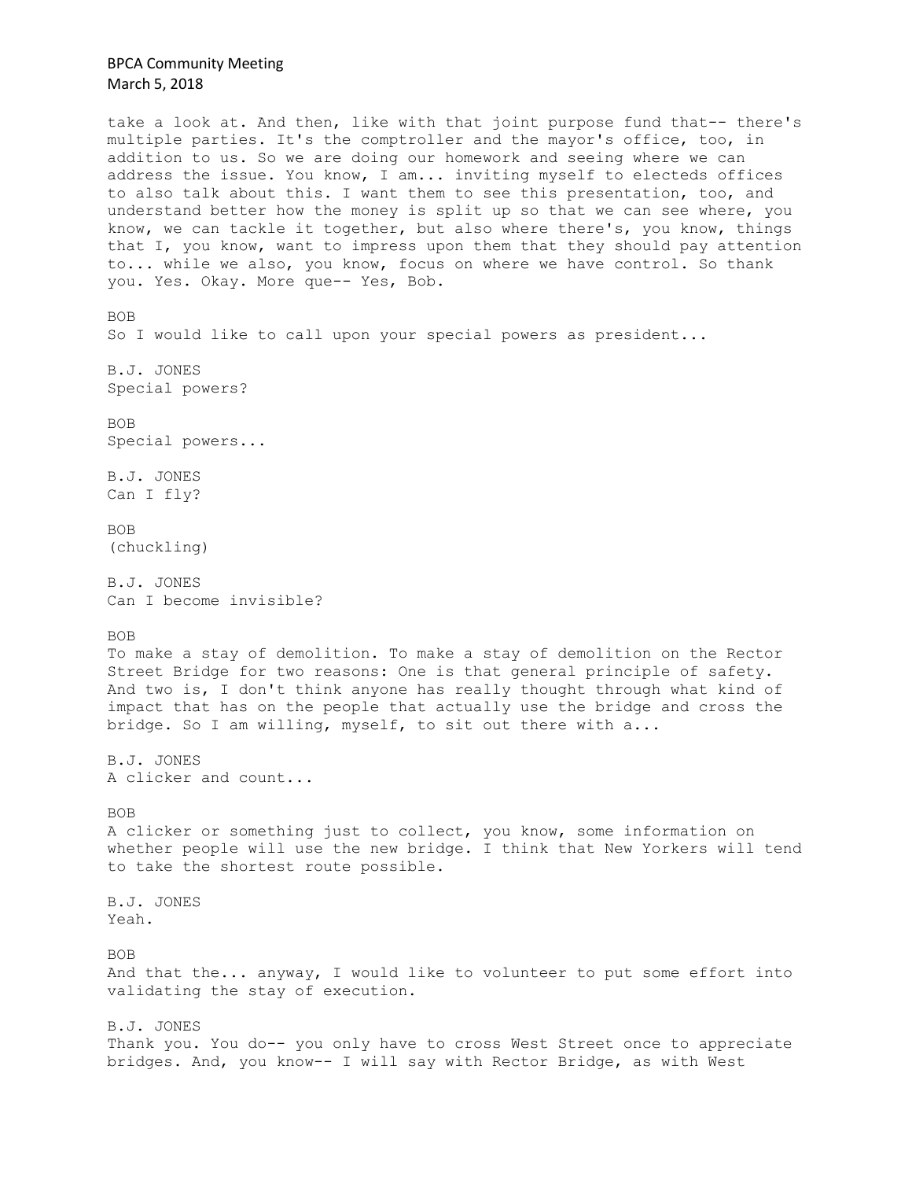take a look at. And then, like with that joint purpose fund that-- there's multiple parties. It's the comptroller and the mayor's office, too, in addition to us. So we are doing our homework and seeing where we can address the issue. You know, I am... inviting myself to electeds offices to also talk about this. I want them to see this presentation, too, and understand better how the money is split up so that we can see where, you know, we can tackle it together, but also where there's, you know, things that I, you know, want to impress upon them that they should pay attention to... while we also, you know, focus on where we have control. So thank you. Yes. Okay. More que-- Yes, Bob.

BOB
So I would like to call upon your special powers as president...

B.J. JONES
Special powers?

BOB
Special powers...

B.J. JONES
Can I fly?

BOB
(chuckling)

B.J. JONES
Can I become invisible?

BOB
To make a stay of demolition. To make a stay of demolition on the Rector Street Bridge for two reasons: One is that general principle of safety. And two is, I don't think anyone has really thought through what kind of impact that has on the people that actually use the bridge and cross the bridge. So I am willing, myself, to sit out there with a...

B.J. JONES
A clicker and count...

BOB
A clicker or something just to collect, you know, some information on whether people will use the new bridge. I think that New Yorkers will tend to take the shortest route possible.

B.J. JONES
Yeah.

BOB
And that the... anyway, I would like to volunteer to put some effort into validating the stay of execution.

B.J. JONES
Thank you. You do-- you only have to cross West Street once to appreciate bridges. And, you know-- I will say with Rector Bridge, as with West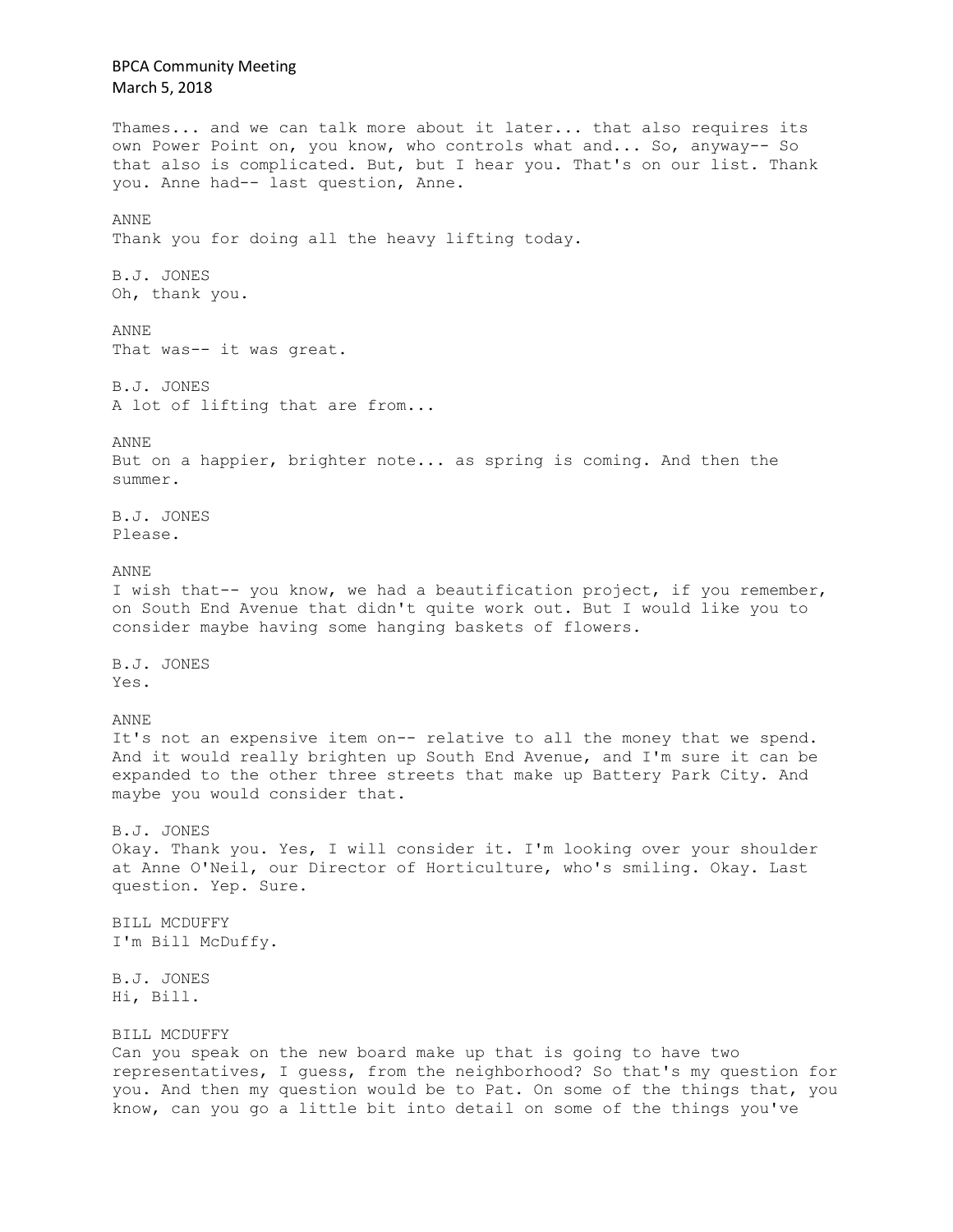Thames... and we can talk more about it later... that also requires its own Power Point on, you know, who controls what and... So, anyway-- So that also is complicated. But, but I hear you. That's on our list. Thank you. Anne had-- last question, Anne.

ANNE
Thank you for doing all the heavy lifting today.

B.J. JONES
Oh, thank you.

ANNE
That was-- it was great.

B.J. JONES
A lot of lifting that are from...

ANNE
But on a happier, brighter note... as spring is coming. And then the summer.

B.J. JONES
Please.

ANNE
I wish that-- you know, we had a beautification project, if you remember, on South End Avenue that didn't quite work out. But I would like you to consider maybe having some hanging baskets of flowers.

B.J. JONES
Yes.

ANNE
It's not an expensive item on-- relative to all the money that we spend. And it would really brighten up South End Avenue, and I'm sure it can be expanded to the other three streets that make up Battery Park City. And maybe you would consider that.

B.J. JONES
Okay. Thank you. Yes, I will consider it. I'm looking over your shoulder at Anne O'Neil, our Director of Horticulture, who's smiling. Okay. Last question. Yep. Sure.

BILL MCDUFFY
I'm Bill McDuffy.

B.J. JONES
Hi, Bill.

BILL MCDUFFY
Can you speak on the new board make up that is going to have two representatives, I guess, from the neighborhood? So that's my question for you. And then my question would be to Pat. On some of the things that, you know, can you go a little bit into detail on some of the things you've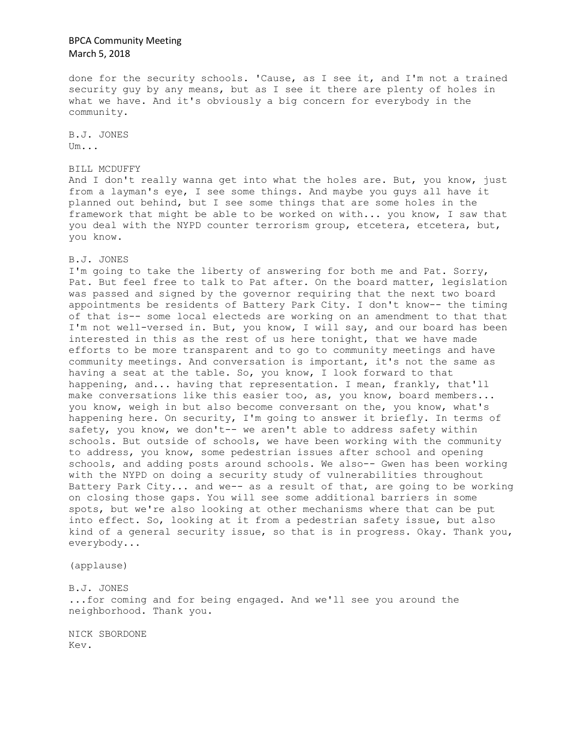done for the security schools. 'Cause, as I see it, and I'm not a trained security guy by any means, but as I see it there are plenty of holes in what we have. And it's obviously a big concern for everybody in the community.

B.J. JONES
Um...

BILL MCDUFFY
And I don't really wanna get into what the holes are. But, you know, just from a layman's eye, I see some things. And maybe you guys all have it planned out behind, but I see some things that are some holes in the framework that might be able to be worked on with... you know, I saw that you deal with the NYPD counter terrorism group, etcetera, etcetera, but, you know.

B.J. JONES
I'm going to take the liberty of answering for both me and Pat. Sorry, Pat. But feel free to talk to Pat after. On the board matter, legislation was passed and signed by the governor requiring that the next two board appointments be residents of Battery Park City. I don't know-- the timing of that is-- some local electeds are working on an amendment to that that I'm not well-versed in. But, you know, I will say, and our board has been interested in this as the rest of us here tonight, that we have made efforts to be more transparent and to go to community meetings and have community meetings. And conversation is important, it's not the same as having a seat at the table. So, you know, I look forward to that happening, and... having that representation. I mean, frankly, that'll make conversations like this easier too, as, you know, board members... you know, weigh in but also become conversant on the, you know, what's happening here. On security, I'm going to answer it briefly. In terms of safety, you know, we don't-- we aren't able to address safety within schools. But outside of schools, we have been working with the community to address, you know, some pedestrian issues after school and opening schools, and adding posts around schools. We also-- Gwen has been working with the NYPD on doing a security study of vulnerabilities throughout Battery Park City... and we-- as a result of that, are going to be working on closing those gaps. You will see some additional barriers in some spots, but we're also looking at other mechanisms where that can be put into effect. So, looking at it from a pedestrian safety issue, but also kind of a general security issue, so that is in progress. Okay. Thank you, everybody...

(applause)

B.J. JONES
...for coming and for being engaged. And we'll see you around the neighborhood. Thank you.

NICK SBORDONE
Kev.